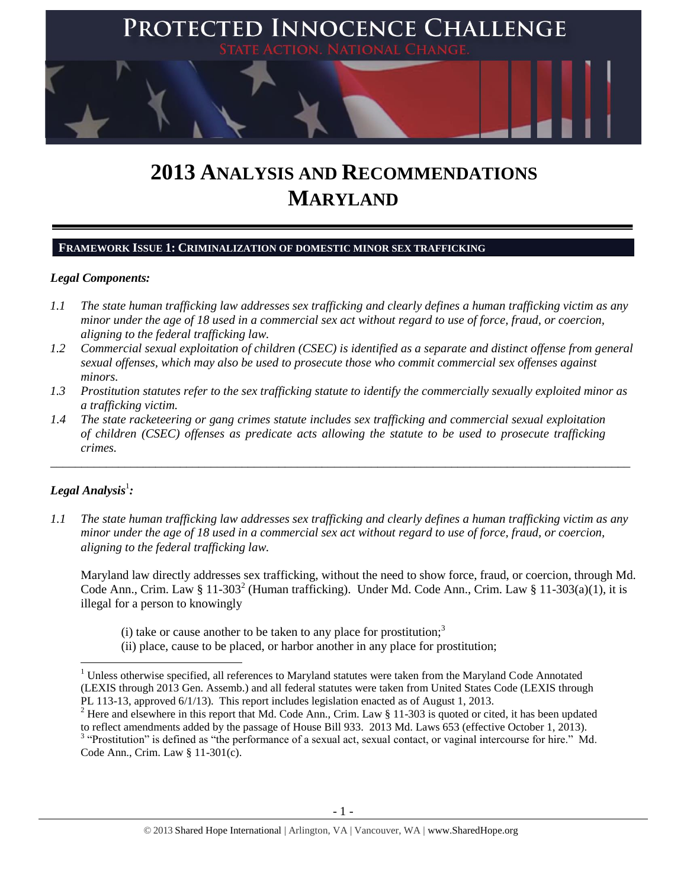PROTECTED INNOCENCE CHALLENGE

STATE ACTION. NATIONAL CHANGE.

# 2013 ANALYSIS AND RECOMMENDATIONS MARYLAND

## FRAMEWORK ISSUE 1: CRIMINALIZATION OF DOMESTIC MINOR SEX TRAFFICKING

### *Legal Components:*

*1.1 The state human trafficking law addresses sex trafficking and clearly defines a human trafficking victim as any minor under the age of 18 used in a commercial sex act without regard to use of force, fraud, or coercion, aligning to the federal trafficking law.*

*1.2 Commercial sexual exploitation of children (CSEC) is identified as a separate and distinct offense from general sexual offenses, which may also be used to prosecute those who commit commercial sex offenses against minors.*

*1.3 Prostitution statutes refer to the sex trafficking statute to identify the commercially sexually exploited minor as a trafficking victim.*

*1.4 The state racketeering or gang crimes statute includes sex trafficking and commercial sexual exploitation of children (CSEC) offenses as predicate acts allowing the statute to be used to prosecute trafficking crimes.*

---

### *Legal Analysis*[1]*:*

*1.1 The state human trafficking law addresses sex trafficking and clearly defines a human trafficking victim as any minor under the age of 18 used in a commercial sex act without regard to use of force, fraud, or coercion, aligning to the federal trafficking law.*

Maryland law directly addresses sex trafficking, without the need to show force, fraud, or coercion, through Md. Code Ann., Crim. Law § 11-303[2] (Human trafficking). Under Md. Code Ann., Crim. Law § 11-303(a)(1), it is illegal for a person to knowingly

> (i) take or cause another to be taken to any place for prostitution;[3]
> (ii) place, cause to be placed, or harbor another in any place for prostitution;

---

[1] Unless otherwise specified, all references to Maryland statutes were taken from the Maryland Code Annotated (LEXIS through 2013 Gen. Assemb.) and all federal statutes were taken from United States Code (LEXIS through PL 113-13, approved 6/1/13). This report includes legislation enacted as of August 1, 2013.

[2] Here and elsewhere in this report that Md. Code Ann., Crim. Law § 11-303 is quoted or cited, it has been updated to reflect amendments added by the passage of House Bill 933. 2013 Md. Laws 653 (effective October 1, 2013).

[3] "Prostitution" is defined as "the performance of a sexual act, sexual contact, or vaginal intercourse for hire." Md. Code Ann., Crim. Law § 11-301(c).

© 2013 Shared Hope International | Arlington, VA | Vancouver, WA | www.SharedHope.org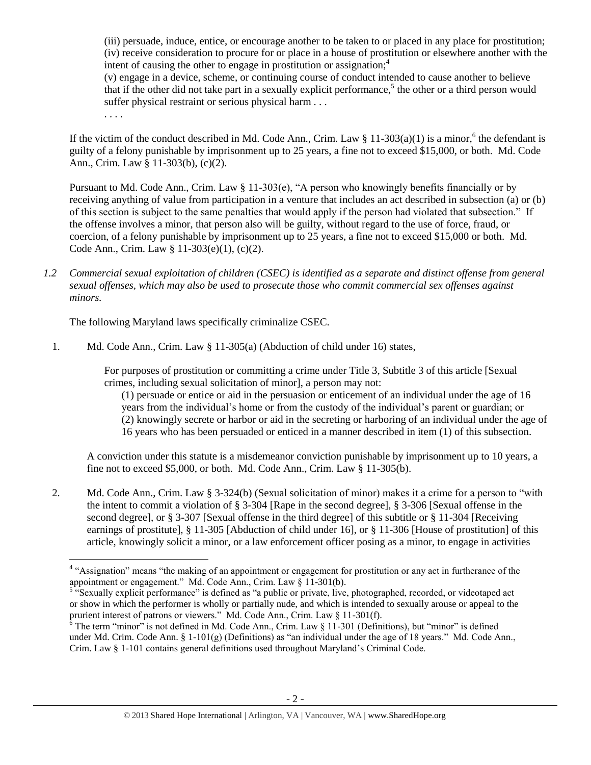(iii) persuade, induce, entice, or encourage another to be taken to or placed in any place for prostitution;
(iv) receive consideration to procure for or place in a house of prostitution or elsewhere another with the intent of causing the other to engage in prostitution or assignation;[4]
(v) engage in a device, scheme, or continuing course of conduct intended to cause another to believe that if the other did not take part in a sexually explicit performance,[5] the other or a third person would suffer physical restraint or serious physical harm . . .
. . . .

If the victim of the conduct described in Md. Code Ann., Crim. Law § 11-303(a)(1) is a minor,[6] the defendant is guilty of a felony punishable by imprisonment up to 25 years, a fine not to exceed $15,000, or both. Md. Code Ann., Crim. Law § 11-303(b), (c)(2).

Pursuant to Md. Code Ann., Crim. Law § 11-303(e), "A person who knowingly benefits financially or by receiving anything of value from participation in a venture that includes an act described in subsection (a) or (b) of this section is subject to the same penalties that would apply if the person had violated that subsection." If the offense involves a minor, that person also will be guilty, without regard to the use of force, fraud, or coercion, of a felony punishable by imprisonment up to 25 years, a fine not to exceed $15,000 or both. Md. Code Ann., Crim. Law § 11-303(e)(1), (c)(2).

*1.2 Commercial sexual exploitation of children (CSEC) is identified as a separate and distinct offense from general sexual offenses, which may also be used to prosecute those who commit commercial sex offenses against minors.*

The following Maryland laws specifically criminalize CSEC.

1. Md. Code Ann., Crim. Law § 11-305(a) (Abduction of child under 16) states,

   For purposes of prostitution or committing a crime under Title 3, Subtitle 3 of this article [Sexual crimes, including sexual solicitation of minor], a person may not:
   (1) persuade or entice or aid in the persuasion or enticement of an individual under the age of 16 years from the individual's home or from the custody of the individual's parent or guardian; or
   (2) knowingly secrete or harbor or aid in the secreting or harboring of an individual under the age of 16 years who has been persuaded or enticed in a manner described in item (1) of this subsection.

   A conviction under this statute is a misdemeanor conviction punishable by imprisonment up to 10 years, a fine not to exceed $5,000, or both. Md. Code Ann., Crim. Law § 11-305(b).

2. Md. Code Ann., Crim. Law § 3-324(b) (Sexual solicitation of minor) makes it a crime for a person to "with the intent to commit a violation of § 3-304 [Rape in the second degree], § 3-306 [Sexual offense in the second degree], or § 3-307 [Sexual offense in the third degree] of this subtitle or § 11-304 [Receiving earnings of prostitute], § 11-305 [Abduction of child under 16], or § 11-306 [House of prostitution] of this article, knowingly solicit a minor, or a law enforcement officer posing as a minor, to engage in activities

---

[4] "Assignation" means "the making of an appointment or engagement for prostitution or any act in furtherance of the appointment or engagement." Md. Code Ann., Crim. Law § 11-301(b).

[5] "Sexually explicit performance" is defined as "a public or private, live, photographed, recorded, or videotaped act or show in which the performer is wholly or partially nude, and which is intended to sexually arouse or appeal to the prurient interest of patrons or viewers." Md. Code Ann., Crim. Law § 11-301(f).

[6] The term "minor" is not defined in Md. Code Ann., Crim. Law § 11-301 (Definitions), but "minor" is defined under Md. Crim. Code Ann. § 1-101(g) (Definitions) as "an individual under the age of 18 years." Md. Code Ann., Crim. Law § 1-101 contains general definitions used throughout Maryland's Criminal Code.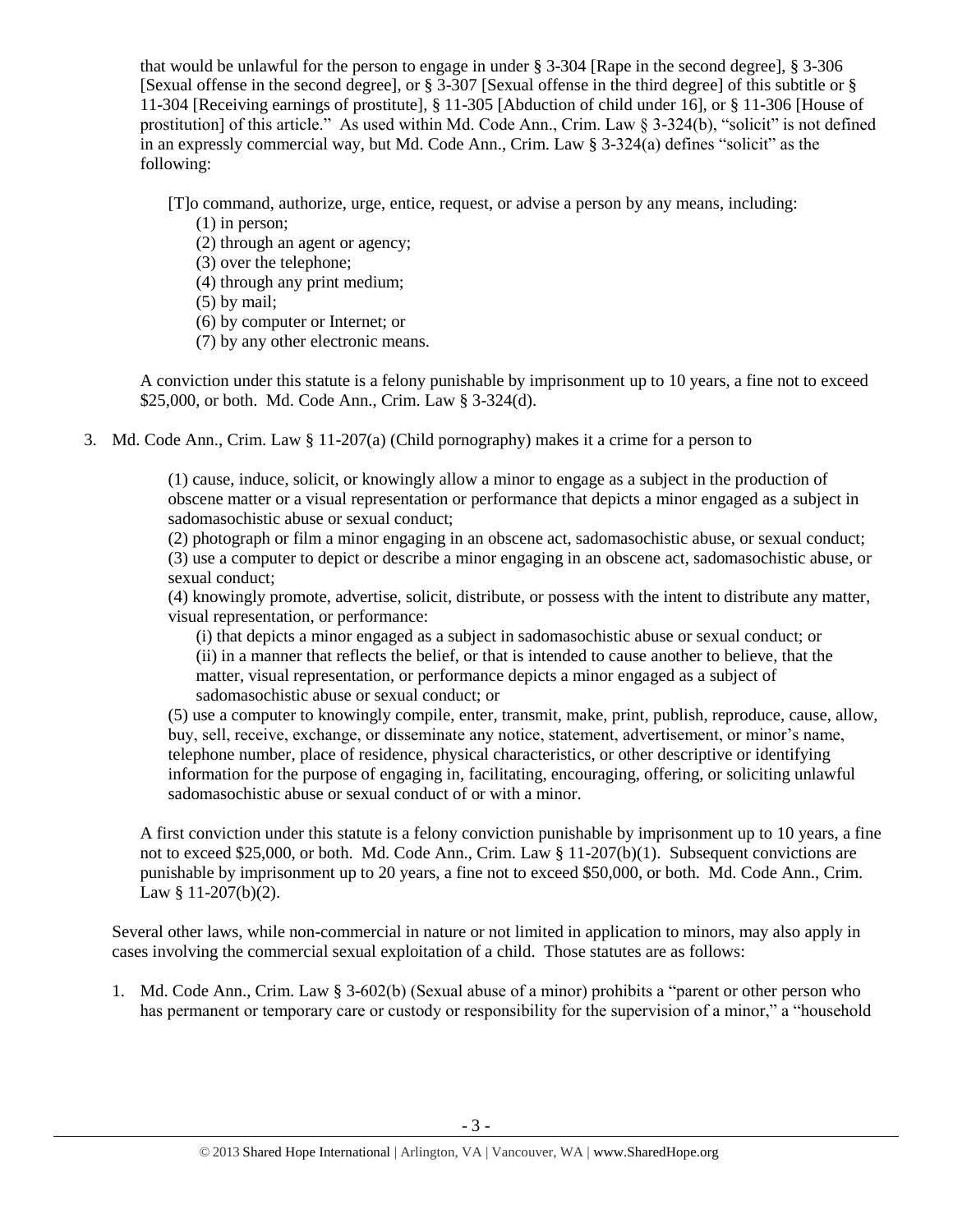that would be unlawful for the person to engage in under § 3-304 [Rape in the second degree], § 3-306 [Sexual offense in the second degree], or § 3-307 [Sexual offense in the third degree] of this subtitle or § 11-304 [Receiving earnings of prostitute], § 11-305 [Abduction of child under 16], or § 11-306 [House of prostitution] of this article." As used within Md. Code Ann., Crim. Law § 3-324(b), "solicit" is not defined in an expressly commercial way, but Md. Code Ann., Crim. Law § 3-324(a) defines "solicit" as the following:

> [T]o command, authorize, urge, entice, request, or advise a person by any means, including:
> (1) in person;
> (2) through an agent or agency;
> (3) over the telephone;
> (4) through any print medium;
> (5) by mail;
> (6) by computer or Internet; or
> (7) by any other electronic means.

A conviction under this statute is a felony punishable by imprisonment up to 10 years, a fine not to exceed $25,000, or both. Md. Code Ann., Crim. Law § 3-324(d).

3. Md. Code Ann., Crim. Law § 11-207(a) (Child pornography) makes it a crime for a person to

> (1) cause, induce, solicit, or knowingly allow a minor to engage as a subject in the production of obscene matter or a visual representation or performance that depicts a minor engaged as a subject in sadomasochistic abuse or sexual conduct;
> (2) photograph or film a minor engaging in an obscene act, sadomasochistic abuse, or sexual conduct;
> (3) use a computer to depict or describe a minor engaging in an obscene act, sadomasochistic abuse, or sexual conduct;
> (4) knowingly promote, advertise, solicit, distribute, or possess with the intent to distribute any matter, visual representation, or performance:
> (i) that depicts a minor engaged as a subject in sadomasochistic abuse or sexual conduct; or
> (ii) in a manner that reflects the belief, or that is intended to cause another to believe, that the matter, visual representation, or performance depicts a minor engaged as a subject of sadomasochistic abuse or sexual conduct; or
> (5) use a computer to knowingly compile, enter, transmit, make, print, publish, reproduce, cause, allow, buy, sell, receive, exchange, or disseminate any notice, statement, advertisement, or minor's name, telephone number, place of residence, physical characteristics, or other descriptive or identifying information for the purpose of engaging in, facilitating, encouraging, offering, or soliciting unlawful sadomasochistic abuse or sexual conduct of or with a minor.

A first conviction under this statute is a felony conviction punishable by imprisonment up to 10 years, a fine not to exceed $25,000, or both. Md. Code Ann., Crim. Law § 11-207(b)(1). Subsequent convictions are punishable by imprisonment up to 20 years, a fine not to exceed $50,000, or both. Md. Code Ann., Crim. Law § 11-207(b)(2).

Several other laws, while non-commercial in nature or not limited in application to minors, may also apply in cases involving the commercial sexual exploitation of a child. Those statutes are as follows:

1. Md. Code Ann., Crim. Law § 3-602(b) (Sexual abuse of a minor) prohibits a "parent or other person who has permanent or temporary care or custody or responsibility for the supervision of a minor," a "household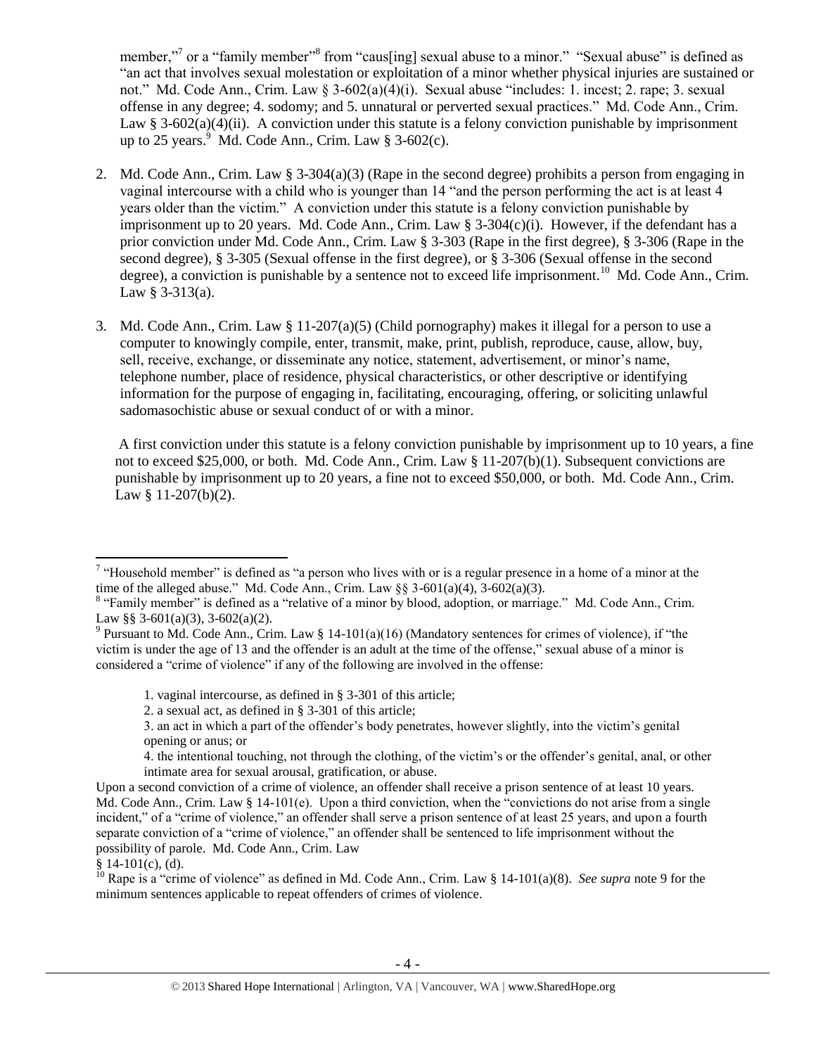member,"[7] or a "family member"[8] from "caus[ing] sexual abuse to a minor." "Sexual abuse" is defined as "an act that involves sexual molestation or exploitation of a minor whether physical injuries are sustained or not." Md. Code Ann., Crim. Law § 3-602(a)(4)(i). Sexual abuse "includes: 1. incest; 2. rape; 3. sexual offense in any degree; 4. sodomy; and 5. unnatural or perverted sexual practices." Md. Code Ann., Crim. Law § 3-602(a)(4)(ii). A conviction under this statute is a felony conviction punishable by imprisonment up to 25 years.[9] Md. Code Ann., Crim. Law § 3-602(c).

2. Md. Code Ann., Crim. Law § 3-304(a)(3) (Rape in the second degree) prohibits a person from engaging in vaginal intercourse with a child who is younger than 14 "and the person performing the act is at least 4 years older than the victim." A conviction under this statute is a felony conviction punishable by imprisonment up to 20 years. Md. Code Ann., Crim. Law § 3-304(c)(i). However, if the defendant has a prior conviction under Md. Code Ann., Crim. Law § 3-303 (Rape in the first degree), § 3-306 (Rape in the second degree), § 3-305 (Sexual offense in the first degree), or § 3-306 (Sexual offense in the second degree), a conviction is punishable by a sentence not to exceed life imprisonment.[10] Md. Code Ann., Crim. Law § 3-313(a).

3. Md. Code Ann., Crim. Law § 11-207(a)(5) (Child pornography) makes it illegal for a person to use a computer to knowingly compile, enter, transmit, make, print, publish, reproduce, cause, allow, buy, sell, receive, exchange, or disseminate any notice, statement, advertisement, or minor's name, telephone number, place of residence, physical characteristics, or other descriptive or identifying information for the purpose of engaging in, facilitating, encouraging, offering, or soliciting unlawful sadomasochistic abuse or sexual conduct of or with a minor.

   A first conviction under this statute is a felony conviction punishable by imprisonment up to 10 years, a fine not to exceed $25,000, or both. Md. Code Ann., Crim. Law § 11-207(b)(1). Subsequent convictions are punishable by imprisonment up to 20 years, a fine not to exceed $50,000, or both. Md. Code Ann., Crim. Law § 11-207(b)(2).

---

[7] "Household member" is defined as "a person who lives with or is a regular presence in a home of a minor at the time of the alleged abuse." Md. Code Ann., Crim. Law §§ 3-601(a)(4), 3-602(a)(3).

[8] "Family member" is defined as a "relative of a minor by blood, adoption, or marriage." Md. Code Ann., Crim. Law §§ 3-601(a)(3), 3-602(a)(2).

[9] Pursuant to Md. Code Ann., Crim. Law § 14-101(a)(16) (Mandatory sentences for crimes of violence), if "the victim is under the age of 13 and the offender is an adult at the time of the offense," sexual abuse of a minor is considered a "crime of violence" if any of the following are involved in the offense:

> 1. vaginal intercourse, as defined in § 3-301 of this article;
> 2. a sexual act, as defined in § 3-301 of this article;
> 3. an act in which a part of the offender's body penetrates, however slightly, into the victim's genital opening or anus; or
> 4. the intentional touching, not through the clothing, of the victim's or the offender's genital, anal, or other intimate area for sexual arousal, gratification, or abuse.

Upon a second conviction of a crime of violence, an offender shall receive a prison sentence of at least 10 years. Md. Code Ann., Crim. Law § 14-101(e). Upon a third conviction, when the "convictions do not arise from a single incident," of a "crime of violence," an offender shall serve a prison sentence of at least 25 years, and upon a fourth separate conviction of a "crime of violence," an offender shall be sentenced to life imprisonment without the possibility of parole. Md. Code Ann., Crim. Law § 14-101(c), (d).

[10] Rape is a "crime of violence" as defined in Md. Code Ann., Crim. Law § 14-101(a)(8). *See supra* note 9 for the minimum sentences applicable to repeat offenders of crimes of violence.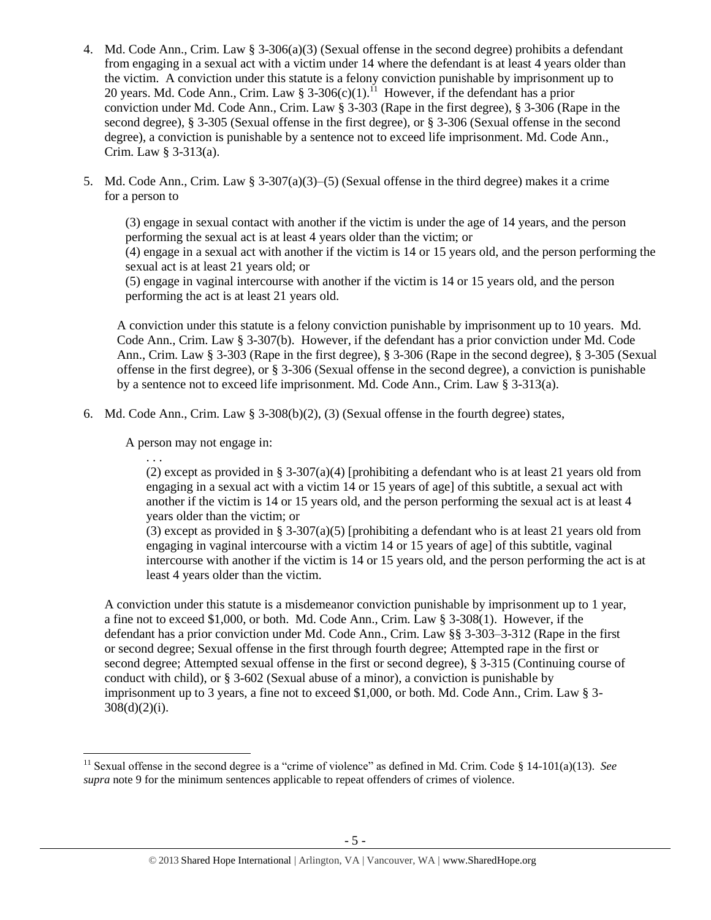4. Md. Code Ann., Crim. Law § 3-306(a)(3) (Sexual offense in the second degree) prohibits a defendant from engaging in a sexual act with a victim under 14 where the defendant is at least 4 years older than the victim. A conviction under this statute is a felony conviction punishable by imprisonment up to 20 years. Md. Code Ann., Crim. Law § 3-306(c)(1).[11] However, if the defendant has a prior conviction under Md. Code Ann., Crim. Law § 3-303 (Rape in the first degree), § 3-306 (Rape in the second degree), § 3-305 (Sexual offense in the first degree), or § 3-306 (Sexual offense in the second degree), a conviction is punishable by a sentence not to exceed life imprisonment. Md. Code Ann., Crim. Law § 3-313(a).

5. Md. Code Ann., Crim. Law § 3-307(a)(3)–(5) (Sexual offense in the third degree) makes it a crime for a person to

   (3) engage in sexual contact with another if the victim is under the age of 14 years, and the person performing the sexual act is at least 4 years older than the victim; or
   (4) engage in a sexual act with another if the victim is 14 or 15 years old, and the person performing the sexual act is at least 21 years old; or
   (5) engage in vaginal intercourse with another if the victim is 14 or 15 years old, and the person performing the act is at least 21 years old.

   A conviction under this statute is a felony conviction punishable by imprisonment up to 10 years. Md. Code Ann., Crim. Law § 3-307(b). However, if the defendant has a prior conviction under Md. Code Ann., Crim. Law § 3-303 (Rape in the first degree), § 3-306 (Rape in the second degree), § 3-305 (Sexual offense in the first degree), or § 3-306 (Sexual offense in the second degree), a conviction is punishable by a sentence not to exceed life imprisonment. Md. Code Ann., Crim. Law § 3-313(a).

6. Md. Code Ann., Crim. Law § 3-308(b)(2), (3) (Sexual offense in the fourth degree) states,

   A person may not engage in:

   . . .
   (2) except as provided in § 3-307(a)(4) [prohibiting a defendant who is at least 21 years old from engaging in a sexual act with a victim 14 or 15 years of age] of this subtitle, a sexual act with another if the victim is 14 or 15 years old, and the person performing the sexual act is at least 4 years older than the victim; or
   (3) except as provided in § 3-307(a)(5) [prohibiting a defendant who is at least 21 years old from engaging in vaginal intercourse with a victim 14 or 15 years of age] of this subtitle, vaginal intercourse with another if the victim is 14 or 15 years old, and the person performing the act is at least 4 years older than the victim.

   A conviction under this statute is a misdemeanor conviction punishable by imprisonment up to 1 year, a fine not to exceed $1,000, or both. Md. Code Ann., Crim. Law § 3-308(1). However, if the defendant has a prior conviction under Md. Code Ann., Crim. Law §§ 3-303–3-312 (Rape in the first or second degree; Sexual offense in the first through fourth degree; Attempted rape in the first or second degree; Attempted sexual offense in the first or second degree), § 3-315 (Continuing course of conduct with child), or § 3-602 (Sexual abuse of a minor), a conviction is punishable by imprisonment up to 3 years, a fine not to exceed $1,000, or both. Md. Code Ann., Crim. Law § 3-308(d)(2)(i).

---

[11] Sexual offense in the second degree is a "crime of violence" as defined in Md. Crim. Code § 14-101(a)(13). *See supra* note 9 for the minimum sentences applicable to repeat offenders of crimes of violence.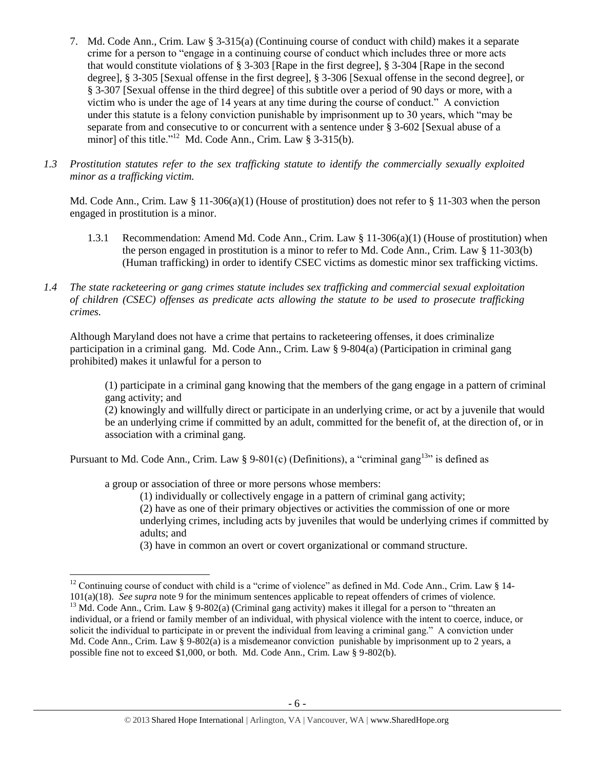7. Md. Code Ann., Crim. Law § 3-315(a) (Continuing course of conduct with child) makes it a separate crime for a person to "engage in a continuing course of conduct which includes three or more acts that would constitute violations of § 3-303 [Rape in the first degree], § 3-304 [Rape in the second degree], § 3-305 [Sexual offense in the first degree], § 3-306 [Sexual offense in the second degree], or § 3-307 [Sexual offense in the third degree] of this subtitle over a period of 90 days or more, with a victim who is under the age of 14 years at any time during the course of conduct." A conviction under this statute is a felony conviction punishable by imprisonment up to 30 years, which "may be separate from and consecutive to or concurrent with a sentence under § 3-602 [Sexual abuse of a minor] of this title."[12] Md. Code Ann., Crim. Law § 3-315(b).

*1.3 Prostitution statutes refer to the sex trafficking statute to identify the commercially sexually exploited minor as a trafficking victim.*

Md. Code Ann., Crim. Law § 11-306(a)(1) (House of prostitution) does not refer to § 11-303 when the person engaged in prostitution is a minor.

1.3.1 Recommendation: Amend Md. Code Ann., Crim. Law § 11-306(a)(1) (House of prostitution) when the person engaged in prostitution is a minor to refer to Md. Code Ann., Crim. Law § 11-303(b) (Human trafficking) in order to identify CSEC victims as domestic minor sex trafficking victims.

*1.4 The state racketeering or gang crimes statute includes sex trafficking and commercial sexual exploitation of children (CSEC) offenses as predicate acts allowing the statute to be used to prosecute trafficking crimes.*

Although Maryland does not have a crime that pertains to racketeering offenses, it does criminalize participation in a criminal gang. Md. Code Ann., Crim. Law § 9-804(a) (Participation in criminal gang prohibited) makes it unlawful for a person to

> (1) participate in a criminal gang knowing that the members of the gang engage in a pattern of criminal gang activity; and
> (2) knowingly and willfully direct or participate in an underlying crime, or act by a juvenile that would be an underlying crime if committed by an adult, committed for the benefit of, at the direction of, or in association with a criminal gang.

Pursuant to Md. Code Ann., Crim. Law § 9-801(c) (Definitions), a "criminal gang[13]" is defined as

> a group or association of three or more persons whose members:
> (1) individually or collectively engage in a pattern of criminal gang activity;
> (2) have as one of their primary objectives or activities the commission of one or more underlying crimes, including acts by juveniles that would be underlying crimes if committed by adults; and
> (3) have in common an overt or covert organizational or command structure.

---

[12] Continuing course of conduct with child is a "crime of violence" as defined in Md. Code Ann., Crim. Law § 14-101(a)(18). *See supra* note 9 for the minimum sentences applicable to repeat offenders of crimes of violence.

[13] Md. Code Ann., Crim. Law § 9-802(a) (Criminal gang activity) makes it illegal for a person to "threaten an individual, or a friend or family member of an individual, with physical violence with the intent to coerce, induce, or solicit the individual to participate in or prevent the individual from leaving a criminal gang." A conviction under Md. Code Ann., Crim. Law § 9-802(a) is a misdemeanor conviction punishable by imprisonment up to 2 years, a possible fine not to exceed $1,000, or both. Md. Code Ann., Crim. Law § 9-802(b).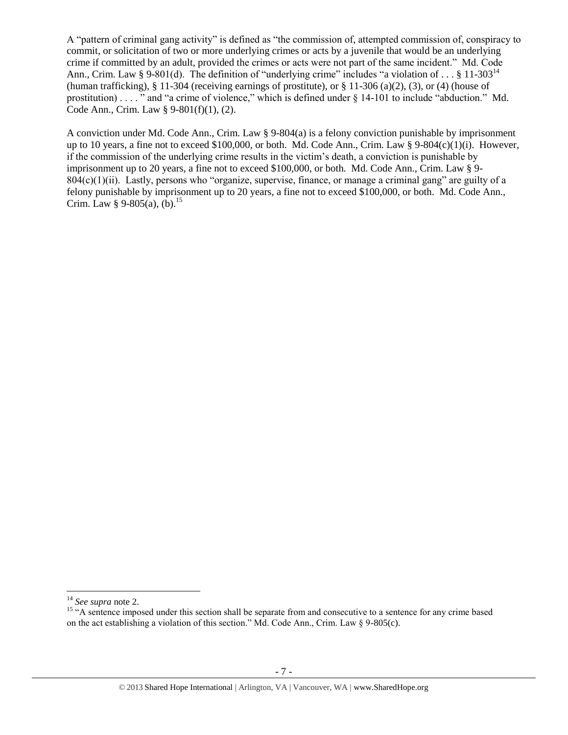A "pattern of criminal gang activity" is defined as "the commission of, attempted commission of, conspiracy to commit, or solicitation of two or more underlying crimes or acts by a juvenile that would be an underlying crime if committed by an adult, provided the crimes or acts were not part of the same incident." Md. Code Ann., Crim. Law § 9-801(d). The definition of "underlying crime" includes "a violation of . . . § 11-303[14] (human trafficking), § 11-304 (receiving earnings of prostitute), or § 11-306 (a)(2), (3), or (4) (house of prostitution) . . . ." and "a crime of violence," which is defined under § 14-101 to include "abduction." Md. Code Ann., Crim. Law § 9-801(f)(1), (2).

A conviction under Md. Code Ann., Crim. Law § 9-804(a) is a felony conviction punishable by imprisonment up to 10 years, a fine not to exceed \$100,000, or both. Md. Code Ann., Crim. Law § 9-804(c)(1)(i). However, if the commission of the underlying crime results in the victim's death, a conviction is punishable by imprisonment up to 20 years, a fine not to exceed \$100,000, or both. Md. Code Ann., Crim. Law § 9-804(c)(1)(ii). Lastly, persons who "organize, supervise, finance, or manage a criminal gang" are guilty of a felony punishable by imprisonment up to 20 years, a fine not to exceed \$100,000, or both. Md. Code Ann., Crim. Law § 9-805(a), (b).[15]

---

[14] *See supra* note 2.

[15] "A sentence imposed under this section shall be separate from and consecutive to a sentence for any crime based on the act establishing a violation of this section." Md. Code Ann., Crim. Law § 9-805(c).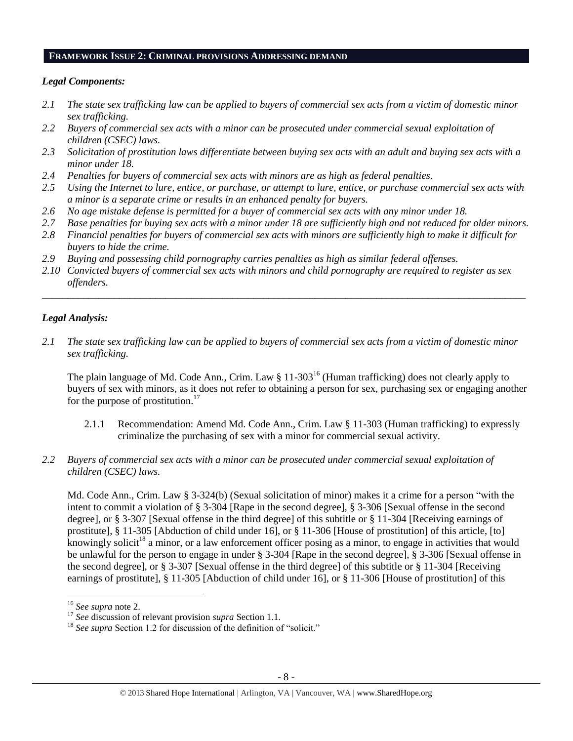## FRAMEWORK ISSUE 2: CRIMINAL PROVISIONS ADDRESSING DEMAND

### *Legal Components:*

*2.1 The state sex trafficking law can be applied to buyers of commercial sex acts from a victim of domestic minor sex trafficking.*

*2.2 Buyers of commercial sex acts with a minor can be prosecuted under commercial sexual exploitation of children (CSEC) laws.*

*2.3 Solicitation of prostitution laws differentiate between buying sex acts with an adult and buying sex acts with a minor under 18.*

*2.4 Penalties for buyers of commercial sex acts with minors are as high as federal penalties.*

*2.5 Using the Internet to lure, entice, or purchase, or attempt to lure, entice, or purchase commercial sex acts with a minor is a separate crime or results in an enhanced penalty for buyers.*

*2.6 No age mistake defense is permitted for a buyer of commercial sex acts with any minor under 18.*

*2.7 Base penalties for buying sex acts with a minor under 18 are sufficiently high and not reduced for older minors.*

*2.8 Financial penalties for buyers of commercial sex acts with minors are sufficiently high to make it difficult for buyers to hide the crime.*

*2.9 Buying and possessing child pornography carries penalties as high as similar federal offenses.*

*2.10 Convicted buyers of commercial sex acts with minors and child pornography are required to register as sex offenders.*

---

### *Legal Analysis:*

*2.1 The state sex trafficking law can be applied to buyers of commercial sex acts from a victim of domestic minor sex trafficking.*

The plain language of Md. Code Ann., Crim. Law § 11-303[16] (Human trafficking) does not clearly apply to buyers of sex with minors, as it does not refer to obtaining a person for sex, purchasing sex or engaging another for the purpose of prostitution.[17]

2.1.1 Recommendation: Amend Md. Code Ann., Crim. Law § 11-303 (Human trafficking) to expressly criminalize the purchasing of sex with a minor for commercial sexual activity.

*2.2 Buyers of commercial sex acts with a minor can be prosecuted under commercial sexual exploitation of children (CSEC) laws.*

Md. Code Ann., Crim. Law § 3-324(b) (Sexual solicitation of minor) makes it a crime for a person "with the intent to commit a violation of § 3-304 [Rape in the second degree], § 3-306 [Sexual offense in the second degree], or § 3-307 [Sexual offense in the third degree] of this subtitle or § 11-304 [Receiving earnings of prostitute], § 11-305 [Abduction of child under 16], or § 11-306 [House of prostitution] of this article, [to] knowingly solicit[18] a minor, or a law enforcement officer posing as a minor, to engage in activities that would be unlawful for the person to engage in under § 3-304 [Rape in the second degree], § 3-306 [Sexual offense in the second degree], or § 3-307 [Sexual offense in the third degree] of this subtitle or § 11-304 [Receiving earnings of prostitute], § 11-305 [Abduction of child under 16], or § 11-306 [House of prostitution] of this

---

[16] *See supra* note 2.

[17] *See* discussion of relevant provision *supra* Section 1.1.

[18] *See supra* Section 1.2 for discussion of the definition of "solicit."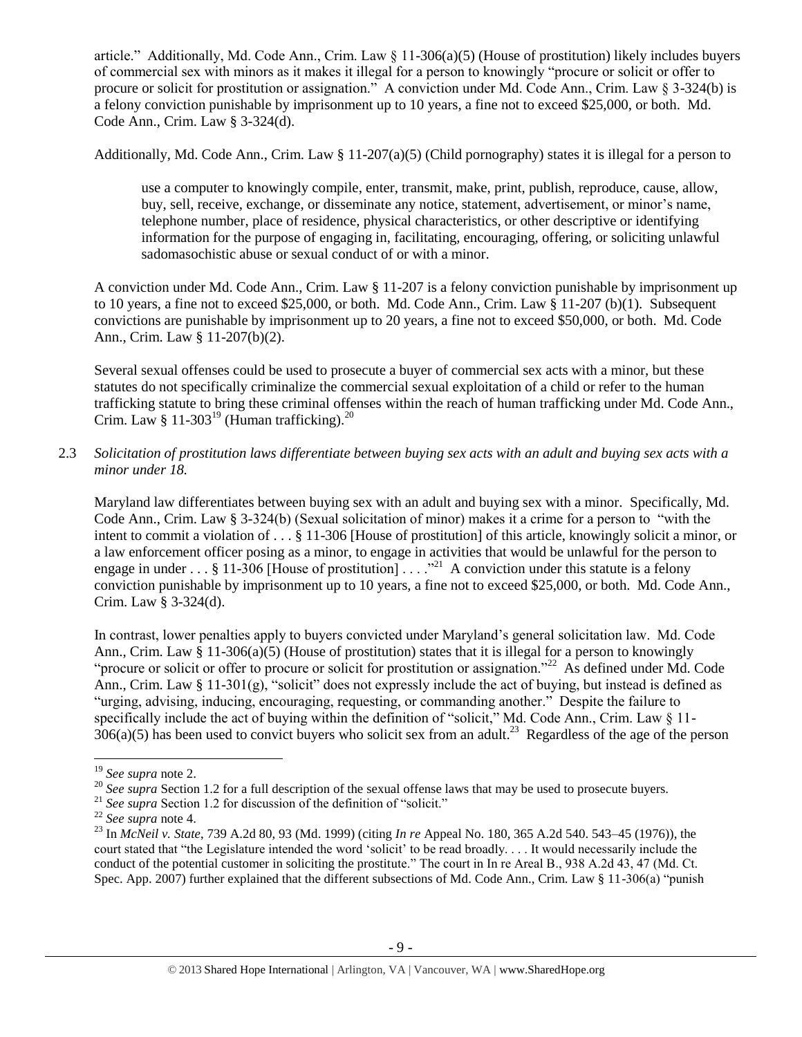article." Additionally, Md. Code Ann., Crim. Law § 11-306(a)(5) (House of prostitution) likely includes buyers of commercial sex with minors as it makes it illegal for a person to knowingly "procure or solicit or offer to procure or solicit for prostitution or assignation." A conviction under Md. Code Ann., Crim. Law § 3-324(b) is a felony conviction punishable by imprisonment up to 10 years, a fine not to exceed $25,000, or both. Md. Code Ann., Crim. Law § 3-324(d).

Additionally, Md. Code Ann., Crim. Law § 11-207(a)(5) (Child pornography) states it is illegal for a person to

> use a computer to knowingly compile, enter, transmit, make, print, publish, reproduce, cause, allow, buy, sell, receive, exchange, or disseminate any notice, statement, advertisement, or minor's name, telephone number, place of residence, physical characteristics, or other descriptive or identifying information for the purpose of engaging in, facilitating, encouraging, offering, or soliciting unlawful sadomasochistic abuse or sexual conduct of or with a minor.

A conviction under Md. Code Ann., Crim. Law § 11-207 is a felony conviction punishable by imprisonment up to 10 years, a fine not to exceed $25,000, or both. Md. Code Ann., Crim. Law § 11-207 (b)(1). Subsequent convictions are punishable by imprisonment up to 20 years, a fine not to exceed $50,000, or both. Md. Code Ann., Crim. Law § 11-207(b)(2).

Several sexual offenses could be used to prosecute a buyer of commercial sex acts with a minor, but these statutes do not specifically criminalize the commercial sexual exploitation of a child or refer to the human trafficking statute to bring these criminal offenses within the reach of human trafficking under Md. Code Ann., Crim. Law § 11-303[19] (Human trafficking).[20]

2.3 *Solicitation of prostitution laws differentiate between buying sex acts with an adult and buying sex acts with a minor under 18.*

Maryland law differentiates between buying sex with an adult and buying sex with a minor. Specifically, Md. Code Ann., Crim. Law § 3-324(b) (Sexual solicitation of minor) makes it a crime for a person to "with the intent to commit a violation of . . . § 11-306 [House of prostitution] of this article, knowingly solicit a minor, or a law enforcement officer posing as a minor, to engage in activities that would be unlawful for the person to engage in under . . . § 11-306 [House of prostitution] . . . ."[21] A conviction under this statute is a felony conviction punishable by imprisonment up to 10 years, a fine not to exceed $25,000, or both. Md. Code Ann., Crim. Law § 3-324(d).

In contrast, lower penalties apply to buyers convicted under Maryland's general solicitation law. Md. Code Ann., Crim. Law § 11-306(a)(5) (House of prostitution) states that it is illegal for a person to knowingly "procure or solicit or offer to procure or solicit for prostitution or assignation."[22] As defined under Md. Code Ann., Crim. Law § 11-301(g), "solicit" does not expressly include the act of buying, but instead is defined as "urging, advising, inducing, encouraging, requesting, or commanding another." Despite the failure to specifically include the act of buying within the definition of "solicit," Md. Code Ann., Crim. Law § 11-306(a)(5) has been used to convict buyers who solicit sex from an adult.[23] Regardless of the age of the person

---

[19] *See supra* note 2.

[20] *See supra* Section 1.2 for a full description of the sexual offense laws that may be used to prosecute buyers.

[21] *See supra* Section 1.2 for discussion of the definition of "solicit."

[22] *See supra* note 4.

[23] In *McNeil v. State*, 739 A.2d 80, 93 (Md. 1999) (citing *In re* Appeal No. 180, 365 A.2d 540. 543–45 (1976)), the court stated that "the Legislature intended the word 'solicit' to be read broadly. . . . It would necessarily include the conduct of the potential customer in soliciting the prostitute." The court in In re Areal B., 938 A.2d 43, 47 (Md. Ct. Spec. App. 2007) further explained that the different subsections of Md. Code Ann., Crim. Law § 11-306(a) "punish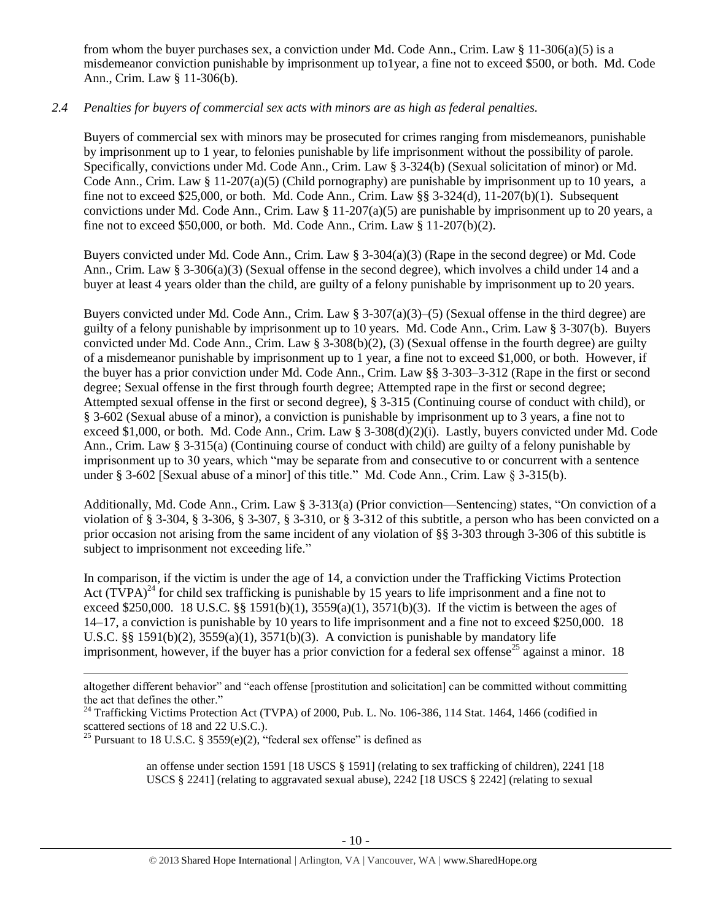from whom the buyer purchases sex, a conviction under Md. Code Ann., Crim. Law § 11-306(a)(5) is a misdemeanor conviction punishable by imprisonment up to1year, a fine not to exceed $500, or both. Md. Code Ann., Crim. Law § 11-306(b).

*2.4 Penalties for buyers of commercial sex acts with minors are as high as federal penalties.*

Buyers of commercial sex with minors may be prosecuted for crimes ranging from misdemeanors, punishable by imprisonment up to 1 year, to felonies punishable by life imprisonment without the possibility of parole. Specifically, convictions under Md. Code Ann., Crim. Law § 3-324(b) (Sexual solicitation of minor) or Md. Code Ann., Crim. Law § 11-207(a)(5) (Child pornography) are punishable by imprisonment up to 10 years, a fine not to exceed $25,000, or both. Md. Code Ann., Crim. Law §§ 3-324(d), 11-207(b)(1). Subsequent convictions under Md. Code Ann., Crim. Law § 11-207(a)(5) are punishable by imprisonment up to 20 years, a fine not to exceed $50,000, or both. Md. Code Ann., Crim. Law § 11-207(b)(2).

Buyers convicted under Md. Code Ann., Crim. Law § 3-304(a)(3) (Rape in the second degree) or Md. Code Ann., Crim. Law § 3-306(a)(3) (Sexual offense in the second degree), which involves a child under 14 and a buyer at least 4 years older than the child, are guilty of a felony punishable by imprisonment up to 20 years.

Buyers convicted under Md. Code Ann., Crim. Law § 3-307(a)(3)–(5) (Sexual offense in the third degree) are guilty of a felony punishable by imprisonment up to 10 years. Md. Code Ann., Crim. Law § 3-307(b). Buyers convicted under Md. Code Ann., Crim. Law § 3-308(b)(2), (3) (Sexual offense in the fourth degree) are guilty of a misdemeanor punishable by imprisonment up to 1 year, a fine not to exceed $1,000, or both. However, if the buyer has a prior conviction under Md. Code Ann., Crim. Law §§ 3-303–3-312 (Rape in the first or second degree; Sexual offense in the first through fourth degree; Attempted rape in the first or second degree; Attempted sexual offense in the first or second degree), § 3-315 (Continuing course of conduct with child), or § 3-602 (Sexual abuse of a minor), a conviction is punishable by imprisonment up to 3 years, a fine not to exceed $1,000, or both. Md. Code Ann., Crim. Law § 3-308(d)(2)(i). Lastly, buyers convicted under Md. Code Ann., Crim. Law § 3-315(a) (Continuing course of conduct with child) are guilty of a felony punishable by imprisonment up to 30 years, which "may be separate from and consecutive to or concurrent with a sentence under § 3-602 [Sexual abuse of a minor] of this title." Md. Code Ann., Crim. Law § 3-315(b).

Additionally, Md. Code Ann., Crim. Law § 3-313(a) (Prior conviction—Sentencing) states, "On conviction of a violation of § 3-304, § 3-306, § 3-307, § 3-310, or § 3-312 of this subtitle, a person who has been convicted on a prior occasion not arising from the same incident of any violation of §§ 3-303 through 3-306 of this subtitle is subject to imprisonment not exceeding life."

In comparison, if the victim is under the age of 14, a conviction under the Trafficking Victims Protection Act (TVPA)[24] for child sex trafficking is punishable by 15 years to life imprisonment and a fine not to exceed $250,000. 18 U.S.C. §§ 1591(b)(1), 3559(a)(1), 3571(b)(3). If the victim is between the ages of 14–17, a conviction is punishable by 10 years to life imprisonment and a fine not to exceed $250,000. 18 U.S.C. §§ 1591(b)(2), 3559(a)(1), 3571(b)(3). A conviction is punishable by mandatory life imprisonment, however, if the buyer has a prior conviction for a federal sex offense[25] against a minor. 18

---

altogether different behavior" and "each offense [prostitution and solicitation] can be committed without committing the act that defines the other."

[24] Trafficking Victims Protection Act (TVPA) of 2000, Pub. L. No. 106-386, 114 Stat. 1464, 1466 (codified in scattered sections of 18 and 22 U.S.C.).

[25] Pursuant to 18 U.S.C. § 3559(e)(2), "federal sex offense" is defined as

> an offense under section 1591 [18 USCS § 1591] (relating to sex trafficking of children), 2241 [18 USCS § 2241] (relating to aggravated sexual abuse), 2242 [18 USCS § 2242] (relating to sexual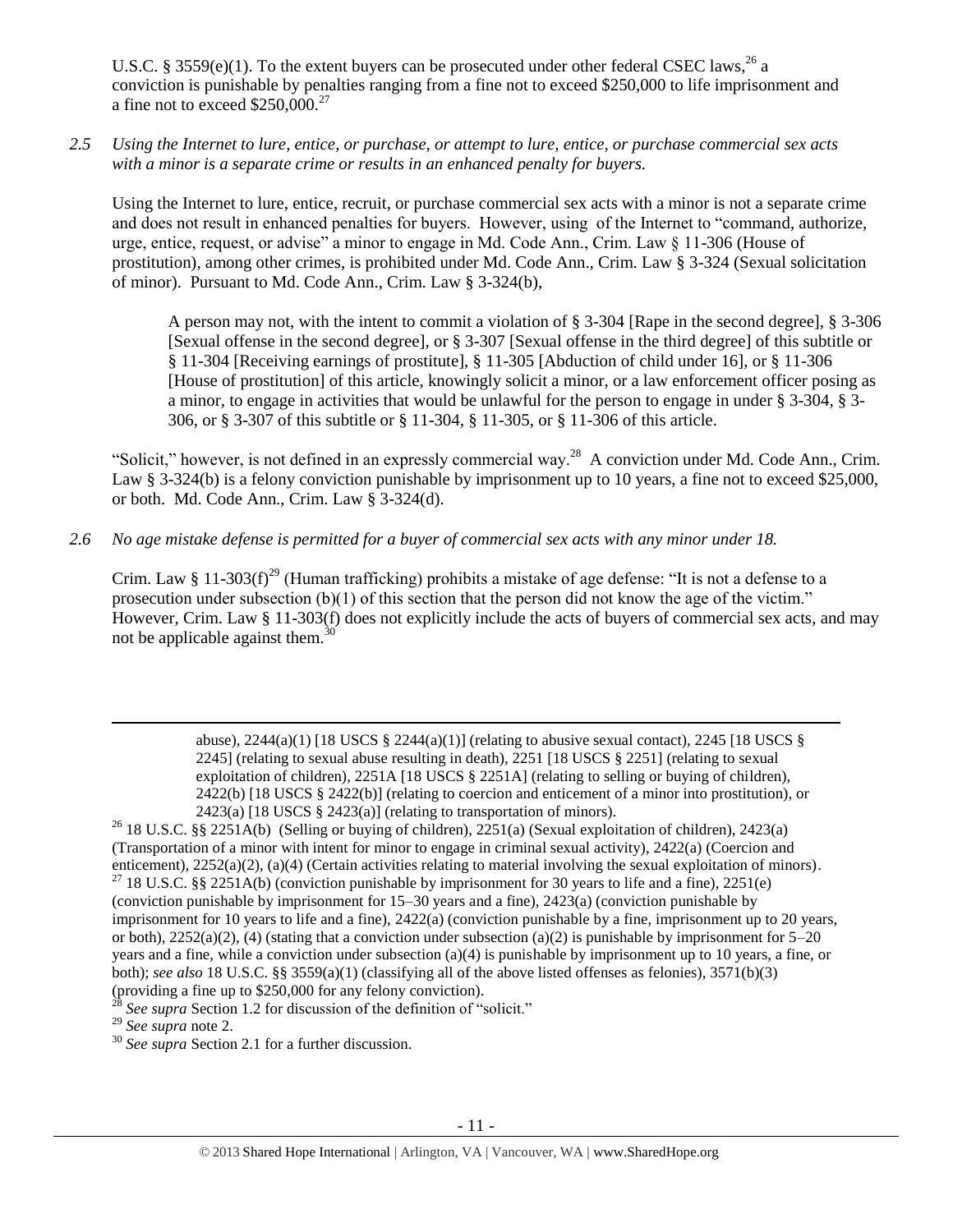U.S.C. § 3559(e)(1). To the extent buyers can be prosecuted under other federal CSEC laws,[26] a conviction is punishable by penalties ranging from a fine not to exceed $250,000 to life imprisonment and a fine not to exceed $250,000.[27]

*2.5 Using the Internet to lure, entice, or purchase, or attempt to lure, entice, or purchase commercial sex acts with a minor is a separate crime or results in an enhanced penalty for buyers.*

Using the Internet to lure, entice, recruit, or purchase commercial sex acts with a minor is not a separate crime and does not result in enhanced penalties for buyers. However, using of the Internet to "command, authorize, urge, entice, request, or advise" a minor to engage in Md. Code Ann., Crim. Law § 11-306 (House of prostitution), among other crimes, is prohibited under Md. Code Ann., Crim. Law § 3-324 (Sexual solicitation of minor). Pursuant to Md. Code Ann., Crim. Law § 3-324(b),

> A person may not, with the intent to commit a violation of § 3-304 [Rape in the second degree], § 3-306 [Sexual offense in the second degree], or § 3-307 [Sexual offense in the third degree] of this subtitle or § 11-304 [Receiving earnings of prostitute], § 11-305 [Abduction of child under 16], or § 11-306 [House of prostitution] of this article, knowingly solicit a minor, or a law enforcement officer posing as a minor, to engage in activities that would be unlawful for the person to engage in under § 3-304, § 3-306, or § 3-307 of this subtitle or § 11-304, § 11-305, or § 11-306 of this article.

"Solicit," however, is not defined in an expressly commercial way.[28] A conviction under Md. Code Ann., Crim. Law § 3-324(b) is a felony conviction punishable by imprisonment up to 10 years, a fine not to exceed $25,000, or both. Md. Code Ann., Crim. Law § 3-324(d).

*2.6 No age mistake defense is permitted for a buyer of commercial sex acts with any minor under 18.*

Crim. Law § 11-303(f)[29] (Human trafficking) prohibits a mistake of age defense: "It is not a defense to a prosecution under subsection (b)(1) of this section that the person did not know the age of the victim." However, Crim. Law § 11-303(f) does not explicitly include the acts of buyers of commercial sex acts, and may not be applicable against them.[30]

---

abuse), 2244(a)(1) [18 USCS § 2244(a)(1)] (relating to abusive sexual contact), 2245 [18 USCS § 2245] (relating to sexual abuse resulting in death), 2251 [18 USCS § 2251] (relating to sexual exploitation of children), 2251A [18 USCS § 2251A] (relating to selling or buying of children), 2422(b) [18 USCS § 2422(b)] (relating to coercion and enticement of a minor into prostitution), or 2423(a) [18 USCS § 2423(a)] (relating to transportation of minors).

[26] 18 U.S.C. §§ 2251A(b) (Selling or buying of children), 2251(a) (Sexual exploitation of children), 2423(a) (Transportation of a minor with intent for minor to engage in criminal sexual activity), 2422(a) (Coercion and enticement), 2252(a)(2), (a)(4) (Certain activities relating to material involving the sexual exploitation of minors).

[27] 18 U.S.C. §§ 2251A(b) (conviction punishable by imprisonment for 30 years to life and a fine), 2251(e) (conviction punishable by imprisonment for 15–30 years and a fine), 2423(a) (conviction punishable by imprisonment for 10 years to life and a fine), 2422(a) (conviction punishable by a fine, imprisonment up to 20 years, or both), 2252(a)(2), (4) (stating that a conviction under subsection (a)(2) is punishable by imprisonment for 5–20 years and a fine, while a conviction under subsection (a)(4) is punishable by imprisonment up to 10 years, a fine, or both); *see also* 18 U.S.C. §§ 3559(a)(1) (classifying all of the above listed offenses as felonies), 3571(b)(3) (providing a fine up to $250,000 for any felony conviction).

[28] *See supra* Section 1.2 for discussion of the definition of "solicit."

[29] *See supra* note 2.

[30] *See supra* Section 2.1 for a further discussion.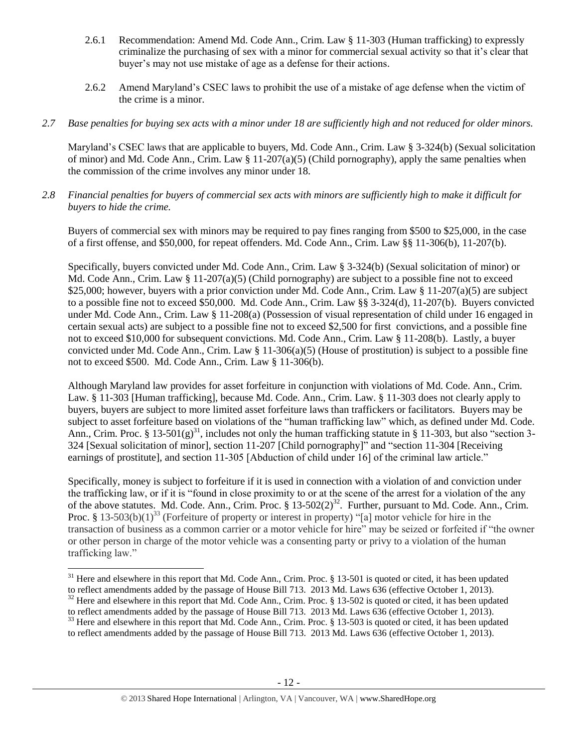2.6.1 Recommendation: Amend Md. Code Ann., Crim. Law § 11-303 (Human trafficking) to expressly criminalize the purchasing of sex with a minor for commercial sexual activity so that it's clear that buyer's may not use mistake of age as a defense for their actions.

2.6.2 Amend Maryland's CSEC laws to prohibit the use of a mistake of age defense when the victim of the crime is a minor.

*2.7 Base penalties for buying sex acts with a minor under 18 are sufficiently high and not reduced for older minors.*

Maryland's CSEC laws that are applicable to buyers, Md. Code Ann., Crim. Law § 3-324(b) (Sexual solicitation of minor) and Md. Code Ann., Crim. Law § 11-207(a)(5) (Child pornography), apply the same penalties when the commission of the crime involves any minor under 18.

*2.8 Financial penalties for buyers of commercial sex acts with minors are sufficiently high to make it difficult for buyers to hide the crime.*

Buyers of commercial sex with minors may be required to pay fines ranging from $500 to $25,000, in the case of a first offense, and $50,000, for repeat offenders. Md. Code Ann., Crim. Law §§ 11-306(b), 11-207(b).

Specifically, buyers convicted under Md. Code Ann., Crim. Law § 3-324(b) (Sexual solicitation of minor) or Md. Code Ann., Crim. Law § 11-207(a)(5) (Child pornography) are subject to a possible fine not to exceed $25,000; however, buyers with a prior conviction under Md. Code Ann., Crim. Law § 11-207(a)(5) are subject to a possible fine not to exceed $50,000. Md. Code Ann., Crim. Law §§ 3-324(d), 11-207(b). Buyers convicted under Md. Code Ann., Crim. Law § 11-208(a) (Possession of visual representation of child under 16 engaged in certain sexual acts) are subject to a possible fine not to exceed $2,500 for first convictions, and a possible fine not to exceed $10,000 for subsequent convictions. Md. Code Ann., Crim. Law § 11-208(b). Lastly, a buyer convicted under Md. Code Ann., Crim. Law § 11-306(a)(5) (House of prostitution) is subject to a possible fine not to exceed $500. Md. Code Ann., Crim. Law § 11-306(b).

Although Maryland law provides for asset forfeiture in conjunction with violations of Md. Code. Ann., Crim. Law. § 11-303 [Human trafficking], because Md. Code. Ann., Crim. Law. § 11-303 does not clearly apply to buyers, buyers are subject to more limited asset forfeiture laws than traffickers or facilitators. Buyers may be subject to asset forfeiture based on violations of the "human trafficking law" which, as defined under Md. Code. Ann., Crim. Proc. § 13-501(g)[31], includes not only the human trafficking statute in § 11-303, but also "section 3-324 [Sexual solicitation of minor], section 11-207 [Child pornography]" and "section 11-304 [Receiving earnings of prostitute], and section 11-305 [Abduction of child under 16] of the criminal law article."

Specifically, money is subject to forfeiture if it is used in connection with a violation of and conviction under the trafficking law, or if it is "found in close proximity to or at the scene of the arrest for a violation of the any of the above statutes. Md. Code. Ann., Crim. Proc. § 13-502(2)[32]. Further, pursuant to Md. Code. Ann., Crim. Proc. § 13-503(b)(1)[33] (Forfeiture of property or interest in property) "[a] motor vehicle for hire in the transaction of business as a common carrier or a motor vehicle for hire" may be seized or forfeited if "the owner or other person in charge of the motor vehicle was a consenting party or privy to a violation of the human trafficking law."

---

[31] Here and elsewhere in this report that Md. Code Ann., Crim. Proc. § 13-501 is quoted or cited, it has been updated to reflect amendments added by the passage of House Bill 713. 2013 Md. Laws 636 (effective October 1, 2013).

[32] Here and elsewhere in this report that Md. Code Ann., Crim. Proc. § 13-502 is quoted or cited, it has been updated to reflect amendments added by the passage of House Bill 713. 2013 Md. Laws 636 (effective October 1, 2013).

[33] Here and elsewhere in this report that Md. Code Ann., Crim. Proc. § 13-503 is quoted or cited, it has been updated to reflect amendments added by the passage of House Bill 713. 2013 Md. Laws 636 (effective October 1, 2013).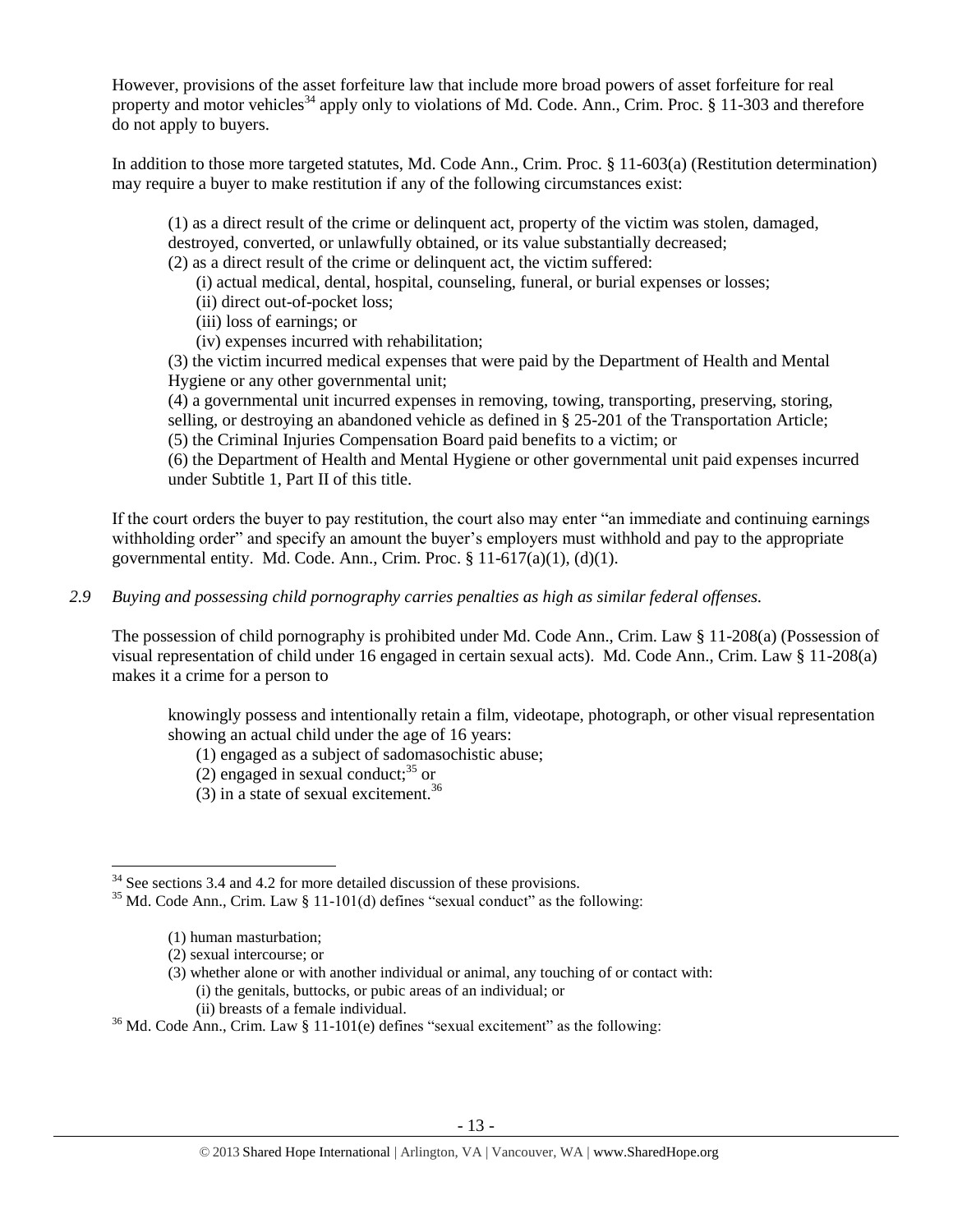However, provisions of the asset forfeiture law that include more broad powers of asset forfeiture for real property and motor vehicles[34] apply only to violations of Md. Code. Ann., Crim. Proc. § 11-303 and therefore do not apply to buyers.

In addition to those more targeted statutes, Md. Code Ann., Crim. Proc. § 11-603(a) (Restitution determination) may require a buyer to make restitution if any of the following circumstances exist:

> (1) as a direct result of the crime or delinquent act, property of the victim was stolen, damaged, destroyed, converted, or unlawfully obtained, or its value substantially decreased;
> (2) as a direct result of the crime or delinquent act, the victim suffered:
> (i) actual medical, dental, hospital, counseling, funeral, or burial expenses or losses;
> (ii) direct out-of-pocket loss;
> (iii) loss of earnings; or
> (iv) expenses incurred with rehabilitation;
> (3) the victim incurred medical expenses that were paid by the Department of Health and Mental Hygiene or any other governmental unit;
> (4) a governmental unit incurred expenses in removing, towing, transporting, preserving, storing, selling, or destroying an abandoned vehicle as defined in § 25-201 of the Transportation Article;
> (5) the Criminal Injuries Compensation Board paid benefits to a victim; or
> (6) the Department of Health and Mental Hygiene or other governmental unit paid expenses incurred under Subtitle 1, Part II of this title.

If the court orders the buyer to pay restitution, the court also may enter "an immediate and continuing earnings withholding order" and specify an amount the buyer's employers must withhold and pay to the appropriate governmental entity. Md. Code. Ann., Crim. Proc. § 11-617(a)(1), (d)(1).

*2.9 Buying and possessing child pornography carries penalties as high as similar federal offenses.*

The possession of child pornography is prohibited under Md. Code Ann., Crim. Law § 11-208(a) (Possession of visual representation of child under 16 engaged in certain sexual acts). Md. Code Ann., Crim. Law § 11-208(a) makes it a crime for a person to

> knowingly possess and intentionally retain a film, videotape, photograph, or other visual representation showing an actual child under the age of 16 years:
> (1) engaged as a subject of sadomasochistic abuse;
> (2) engaged in sexual conduct;[35] or
> (3) in a state of sexual excitement.[36]

---

[34] See sections 3.4 and 4.2 for more detailed discussion of these provisions.

[35] Md. Code Ann., Crim. Law § 11-101(d) defines "sexual conduct" as the following:

> (1) human masturbation;
> (2) sexual intercourse; or
> (3) whether alone or with another individual or animal, any touching of or contact with:
> (i) the genitals, buttocks, or pubic areas of an individual; or
> (ii) breasts of a female individual.

[36] Md. Code Ann., Crim. Law § 11-101(e) defines "sexual excitement" as the following: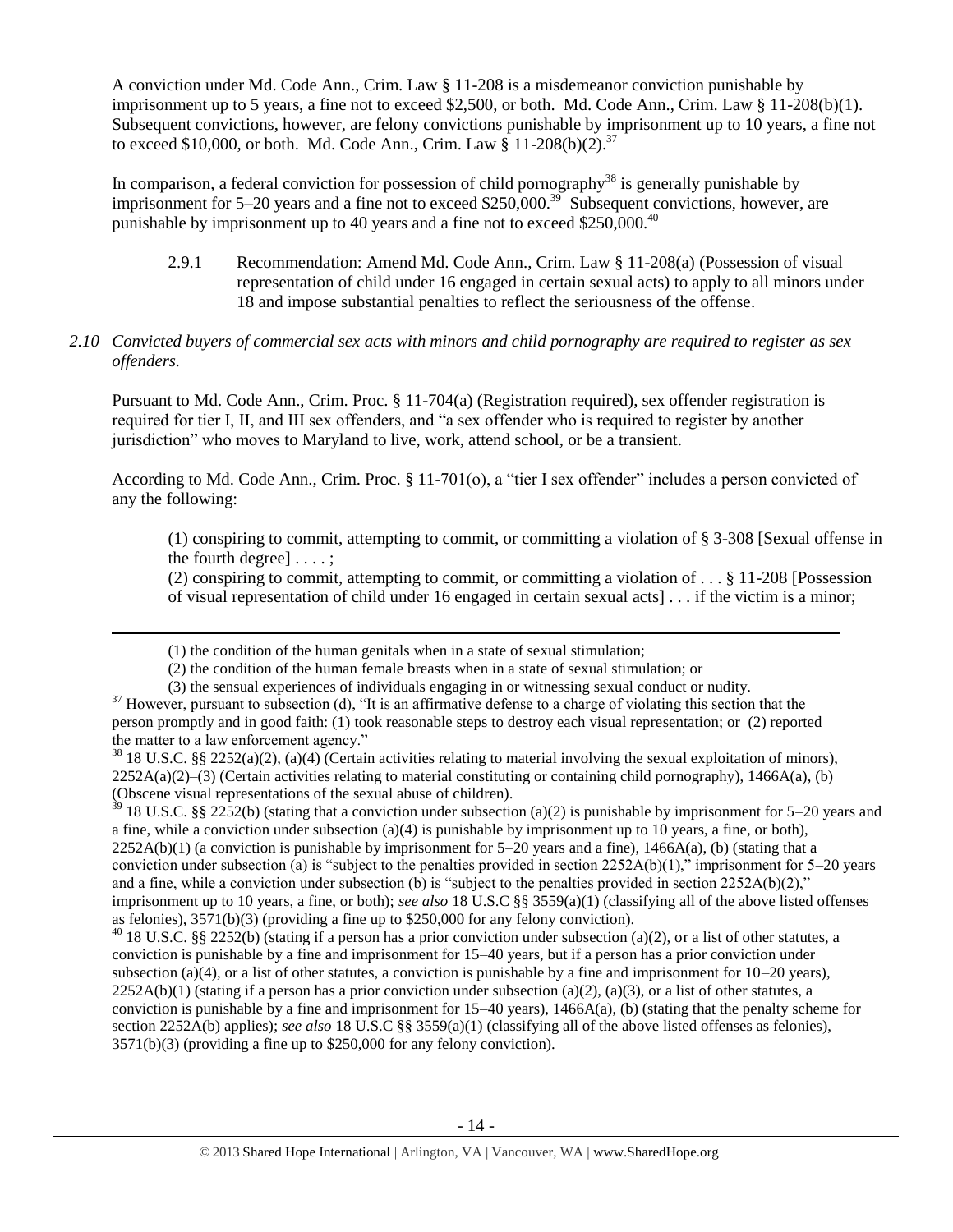A conviction under Md. Code Ann., Crim. Law § 11-208 is a misdemeanor conviction punishable by imprisonment up to 5 years, a fine not to exceed $2,500, or both. Md. Code Ann., Crim. Law § 11-208(b)(1). Subsequent convictions, however, are felony convictions punishable by imprisonment up to 10 years, a fine not to exceed $10,000, or both. Md. Code Ann., Crim. Law § 11-208(b)(2).[37]

In comparison, a federal conviction for possession of child pornography[38] is generally punishable by imprisonment for 5–20 years and a fine not to exceed $250,000.[39] Subsequent convictions, however, are punishable by imprisonment up to 40 years and a fine not to exceed $250,000.[40]

> 2.9.1 Recommendation: Amend Md. Code Ann., Crim. Law § 11-208(a) (Possession of visual representation of child under 16 engaged in certain sexual acts) to apply to all minors under 18 and impose substantial penalties to reflect the seriousness of the offense.

*2.10 Convicted buyers of commercial sex acts with minors and child pornography are required to register as sex offenders.*

Pursuant to Md. Code Ann., Crim. Proc. § 11-704(a) (Registration required), sex offender registration is required for tier I, II, and III sex offenders, and "a sex offender who is required to register by another jurisdiction" who moves to Maryland to live, work, attend school, or be a transient.

According to Md. Code Ann., Crim. Proc. § 11-701(o), a "tier I sex offender" includes a person convicted of any the following:

> (1) conspiring to commit, attempting to commit, or committing a violation of § 3-308 [Sexual offense in the fourth degree] . . . . ;
>
> (2) conspiring to commit, attempting to commit, or committing a violation of . . . § 11-208 [Possession of visual representation of child under 16 engaged in certain sexual acts] . . . if the victim is a minor;

---

> (1) the condition of the human genitals when in a state of sexual stimulation;
>
> (2) the condition of the human female breasts when in a state of sexual stimulation; or
>
> (3) the sensual experiences of individuals engaging in or witnessing sexual conduct or nudity.

[37] However, pursuant to subsection (d), "It is an affirmative defense to a charge of violating this section that the person promptly and in good faith: (1) took reasonable steps to destroy each visual representation; or (2) reported the matter to a law enforcement agency."

[38] 18 U.S.C. §§ 2252(a)(2), (a)(4) (Certain activities relating to material involving the sexual exploitation of minors), 2252A(a)(2)–(3) (Certain activities relating to material constituting or containing child pornography), 1466A(a), (b) (Obscene visual representations of the sexual abuse of children).

[39] 18 U.S.C. §§ 2252(b) (stating that a conviction under subsection (a)(2) is punishable by imprisonment for 5–20 years and a fine, while a conviction under subsection (a)(4) is punishable by imprisonment up to 10 years, a fine, or both), 2252A(b)(1) (a conviction is punishable by imprisonment for 5–20 years and a fine), 1466A(a), (b) (stating that a conviction under subsection (a) is "subject to the penalties provided in section 2252A(b)(1)," imprisonment for 5–20 years and a fine, while a conviction under subsection (b) is "subject to the penalties provided in section 2252A(b)(2)," imprisonment up to 10 years, a fine, or both); *see also* 18 U.S.C §§ 3559(a)(1) (classifying all of the above listed offenses as felonies), 3571(b)(3) (providing a fine up to $250,000 for any felony conviction).

[40] 18 U.S.C. §§ 2252(b) (stating if a person has a prior conviction under subsection (a)(2), or a list of other statutes, a conviction is punishable by a fine and imprisonment for 15–40 years, but if a person has a prior conviction under subsection (a)(4), or a list of other statutes, a conviction is punishable by a fine and imprisonment for 10–20 years), 2252A(b)(1) (stating if a person has a prior conviction under subsection (a)(2), (a)(3), or a list of other statutes, a conviction is punishable by a fine and imprisonment for 15–40 years), 1466A(a), (b) (stating that the penalty scheme for section 2252A(b) applies); *see also* 18 U.S.C §§ 3559(a)(1) (classifying all of the above listed offenses as felonies), 3571(b)(3) (providing a fine up to $250,000 for any felony conviction).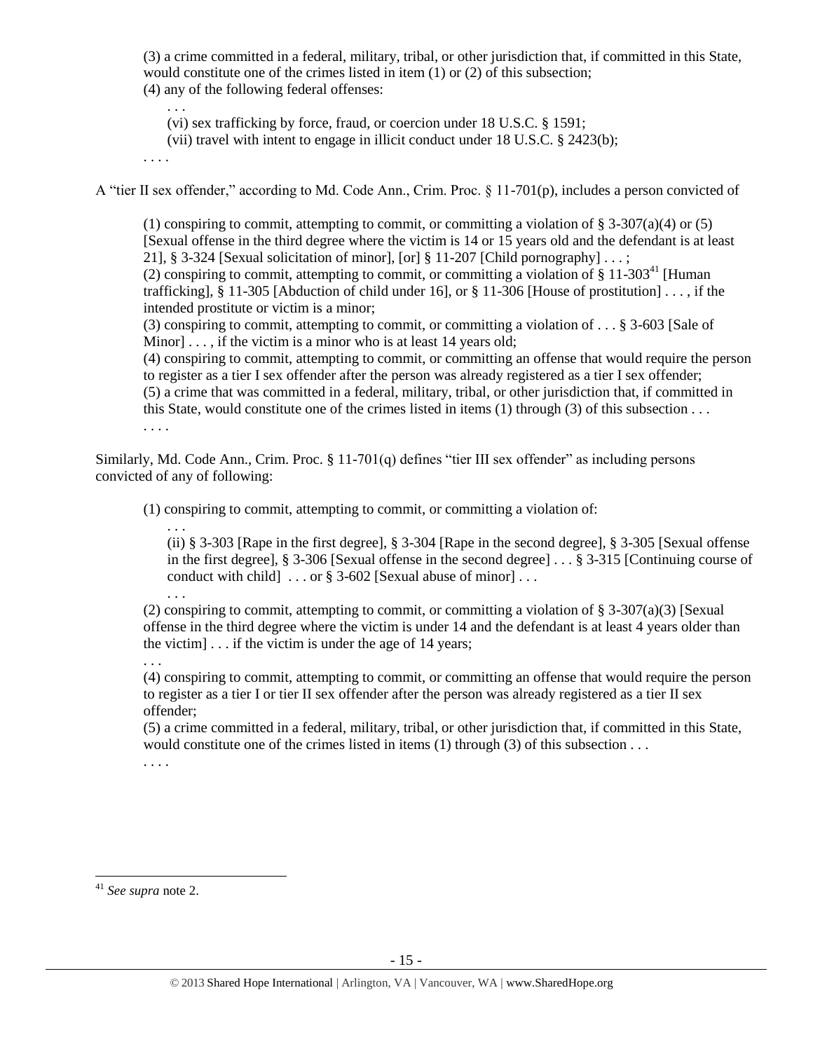(3) a crime committed in a federal, military, tribal, or other jurisdiction that, if committed in this State, would constitute one of the crimes listed in item (1) or (2) of this subsection;
(4) any of the following federal offenses:

. . .
(vi) sex trafficking by force, fraud, or coercion under 18 U.S.C. § 1591;
(vii) travel with intent to engage in illicit conduct under 18 U.S.C. § 2423(b);

. . . .

A "tier II sex offender," according to Md. Code Ann., Crim. Proc. § 11-701(p), includes a person convicted of

> (1) conspiring to commit, attempting to commit, or committing a violation of § 3-307(a)(4) or (5) [Sexual offense in the third degree where the victim is 14 or 15 years old and the defendant is at least 21], § 3-324 [Sexual solicitation of minor], [or] § 11-207 [Child pornography] . . . ;
> (2) conspiring to commit, attempting to commit, or committing a violation of § 11-303[41] [Human trafficking], § 11-305 [Abduction of child under 16], or § 11-306 [House of prostitution] . . . , if the intended prostitute or victim is a minor;
> (3) conspiring to commit, attempting to commit, or committing a violation of . . . § 3-603 [Sale of Minor] . . . , if the victim is a minor who is at least 14 years old;
> (4) conspiring to commit, attempting to commit, or committing an offense that would require the person to register as a tier I sex offender after the person was already registered as a tier I sex offender;
> (5) a crime that was committed in a federal, military, tribal, or other jurisdiction that, if committed in this State, would constitute one of the crimes listed in items (1) through (3) of this subsection . . .
> . . . .

Similarly, Md. Code Ann., Crim. Proc. § 11-701(q) defines "tier III sex offender" as including persons convicted of any of following:

> (1) conspiring to commit, attempting to commit, or committing a violation of:
>
> . . .
> (ii) § 3-303 [Rape in the first degree], § 3-304 [Rape in the second degree], § 3-305 [Sexual offense in the first degree], § 3-306 [Sexual offense in the second degree] . . . § 3-315 [Continuing course of conduct with child] . . . or § 3-602 [Sexual abuse of minor] . . .
> . . .
>
> (2) conspiring to commit, attempting to commit, or committing a violation of § 3-307(a)(3) [Sexual offense in the third degree where the victim is under 14 and the defendant is at least 4 years older than the victim] . . . if the victim is under the age of 14 years;
> . . .
> (4) conspiring to commit, attempting to commit, or committing an offense that would require the person to register as a tier I or tier II sex offender after the person was already registered as a tier II sex offender;
> (5) a crime committed in a federal, military, tribal, or other jurisdiction that, if committed in this State, would constitute one of the crimes listed in items (1) through (3) of this subsection . . .
> . . . .

[41] *See supra* note 2.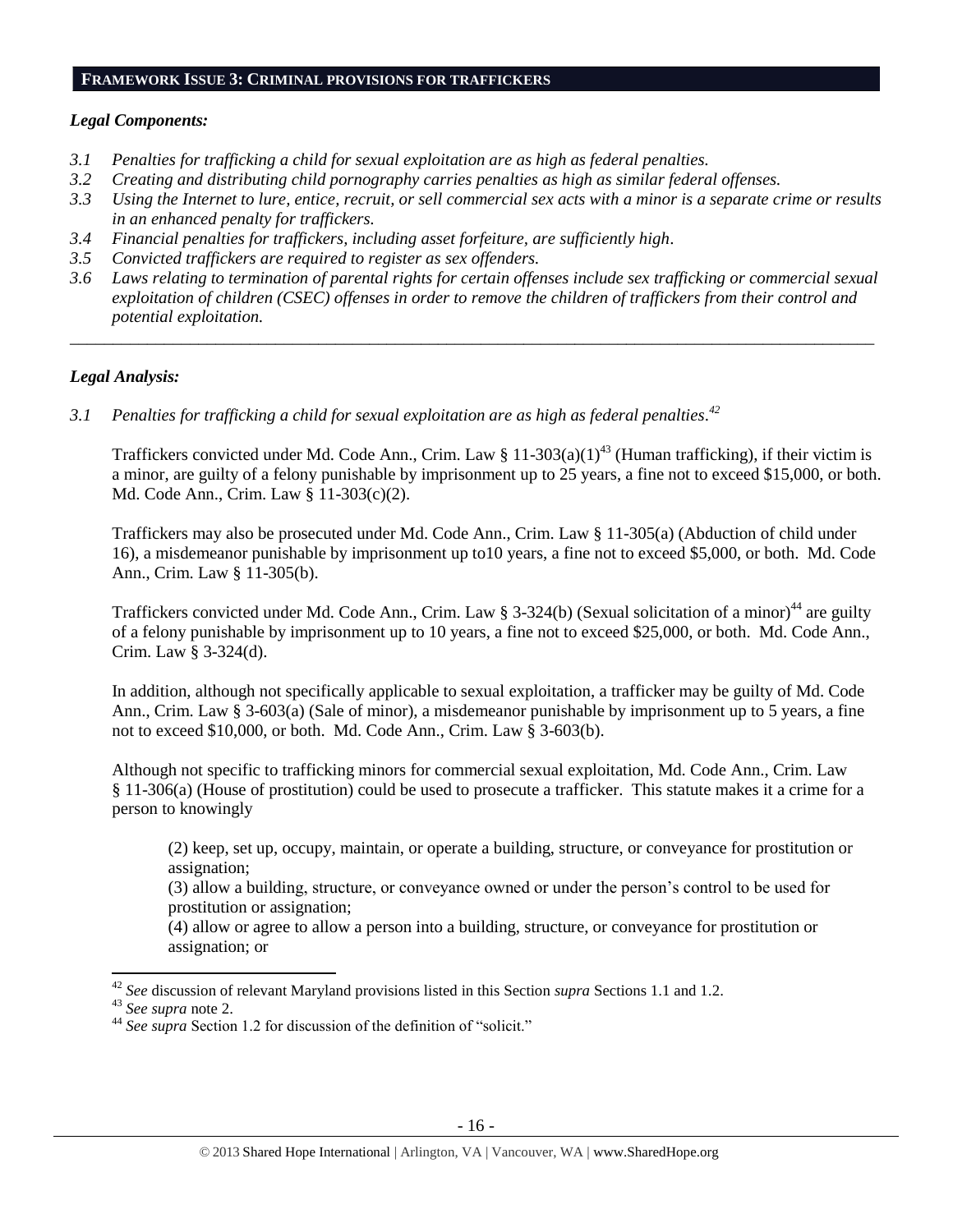## FRAMEWORK ISSUE 3: CRIMINAL PROVISIONS FOR TRAFFICKERS

### *Legal Components:*

*3.1 Penalties for trafficking a child for sexual exploitation are as high as federal penalties.*
*3.2 Creating and distributing child pornography carries penalties as high as similar federal offenses.*
*3.3 Using the Internet to lure, entice, recruit, or sell commercial sex acts with a minor is a separate crime or results in an enhanced penalty for traffickers.*
*3.4 Financial penalties for traffickers, including asset forfeiture, are sufficiently high.*
*3.5 Convicted traffickers are required to register as sex offenders.*
*3.6 Laws relating to termination of parental rights for certain offenses include sex trafficking or commercial sexual exploitation of children (CSEC) offenses in order to remove the children of traffickers from their control and potential exploitation.*

---

### *Legal Analysis:*

*3.1 Penalties for trafficking a child for sexual exploitation are as high as federal penalties.*[42]

Traffickers convicted under Md. Code Ann., Crim. Law § 11-303(a)(1)[43] (Human trafficking), if their victim is a minor, are guilty of a felony punishable by imprisonment up to 25 years, a fine not to exceed $15,000, or both. Md. Code Ann., Crim. Law § 11-303(c)(2).

Traffickers may also be prosecuted under Md. Code Ann., Crim. Law § 11-305(a) (Abduction of child under 16), a misdemeanor punishable by imprisonment up to10 years, a fine not to exceed $5,000, or both. Md. Code Ann., Crim. Law § 11-305(b).

Traffickers convicted under Md. Code Ann., Crim. Law § 3-324(b) (Sexual solicitation of a minor)[44] are guilty of a felony punishable by imprisonment up to 10 years, a fine not to exceed $25,000, or both. Md. Code Ann., Crim. Law § 3-324(d).

In addition, although not specifically applicable to sexual exploitation, a trafficker may be guilty of Md. Code Ann., Crim. Law § 3-603(a) (Sale of minor), a misdemeanor punishable by imprisonment up to 5 years, a fine not to exceed $10,000, or both. Md. Code Ann., Crim. Law § 3-603(b).

Although not specific to trafficking minors for commercial sexual exploitation, Md. Code Ann., Crim. Law § 11-306(a) (House of prostitution) could be used to prosecute a trafficker. This statute makes it a crime for a person to knowingly

> (2) keep, set up, occupy, maintain, or operate a building, structure, or conveyance for prostitution or assignation;
> (3) allow a building, structure, or conveyance owned or under the person's control to be used for prostitution or assignation;
> (4) allow or agree to allow a person into a building, structure, or conveyance for prostitution or assignation; or

---

[42] *See* discussion of relevant Maryland provisions listed in this Section *supra* Sections 1.1 and 1.2.
[43] *See supra* note 2.
[44] *See supra* Section 1.2 for discussion of the definition of "solicit."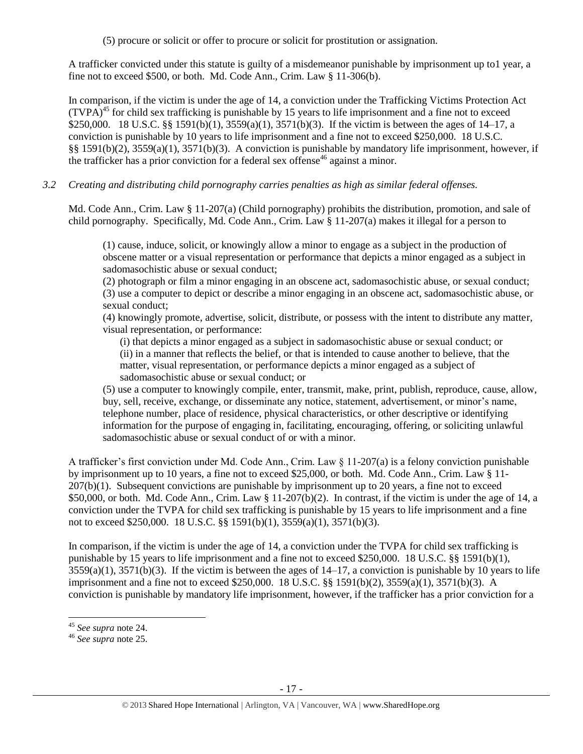(5) procure or solicit or offer to procure or solicit for prostitution or assignation.

A trafficker convicted under this statute is guilty of a misdemeanor punishable by imprisonment up to1 year, a fine not to exceed $500, or both. Md. Code Ann., Crim. Law § 11-306(b).

In comparison, if the victim is under the age of 14, a conviction under the Trafficking Victims Protection Act (TVPA)[45] for child sex trafficking is punishable by 15 years to life imprisonment and a fine not to exceed $250,000. 18 U.S.C. §§ 1591(b)(1), 3559(a)(1), 3571(b)(3). If the victim is between the ages of 14–17, a conviction is punishable by 10 years to life imprisonment and a fine not to exceed $250,000. 18 U.S.C. §§ 1591(b)(2), 3559(a)(1), 3571(b)(3). A conviction is punishable by mandatory life imprisonment, however, if the trafficker has a prior conviction for a federal sex offense[46] against a minor.

*3.2 Creating and distributing child pornography carries penalties as high as similar federal offenses.*

Md. Code Ann., Crim. Law § 11-207(a) (Child pornography) prohibits the distribution, promotion, and sale of child pornography. Specifically, Md. Code Ann., Crim. Law § 11-207(a) makes it illegal for a person to

> (1) cause, induce, solicit, or knowingly allow a minor to engage as a subject in the production of obscene matter or a visual representation or performance that depicts a minor engaged as a subject in sadomasochistic abuse or sexual conduct;
> (2) photograph or film a minor engaging in an obscene act, sadomasochistic abuse, or sexual conduct;
> (3) use a computer to depict or describe a minor engaging in an obscene act, sadomasochistic abuse, or sexual conduct;
> (4) knowingly promote, advertise, solicit, distribute, or possess with the intent to distribute any matter, visual representation, or performance:
>> (i) that depicts a minor engaged as a subject in sadomasochistic abuse or sexual conduct; or
>> (ii) in a manner that reflects the belief, or that is intended to cause another to believe, that the matter, visual representation, or performance depicts a minor engaged as a subject of sadomasochistic abuse or sexual conduct; or
>
> (5) use a computer to knowingly compile, enter, transmit, make, print, publish, reproduce, cause, allow, buy, sell, receive, exchange, or disseminate any notice, statement, advertisement, or minor's name, telephone number, place of residence, physical characteristics, or other descriptive or identifying information for the purpose of engaging in, facilitating, encouraging, offering, or soliciting unlawful sadomasochistic abuse or sexual conduct of or with a minor.

A trafficker's first conviction under Md. Code Ann., Crim. Law § 11-207(a) is a felony conviction punishable by imprisonment up to 10 years, a fine not to exceed $25,000, or both. Md. Code Ann., Crim. Law § 11-207(b)(1). Subsequent convictions are punishable by imprisonment up to 20 years, a fine not to exceed $50,000, or both. Md. Code Ann., Crim. Law § 11-207(b)(2). In contrast, if the victim is under the age of 14, a conviction under the TVPA for child sex trafficking is punishable by 15 years to life imprisonment and a fine not to exceed $250,000. 18 U.S.C. §§ 1591(b)(1), 3559(a)(1), 3571(b)(3).

In comparison, if the victim is under the age of 14, a conviction under the TVPA for child sex trafficking is punishable by 15 years to life imprisonment and a fine not to exceed $250,000. 18 U.S.C. §§ 1591(b)(1), 3559(a)(1), 3571(b)(3). If the victim is between the ages of 14–17, a conviction is punishable by 10 years to life imprisonment and a fine not to exceed $250,000. 18 U.S.C. §§ 1591(b)(2), 3559(a)(1), 3571(b)(3). A conviction is punishable by mandatory life imprisonment, however, if the trafficker has a prior conviction for a

---

[45] *See supra* note 24.

[46] *See supra* note 25.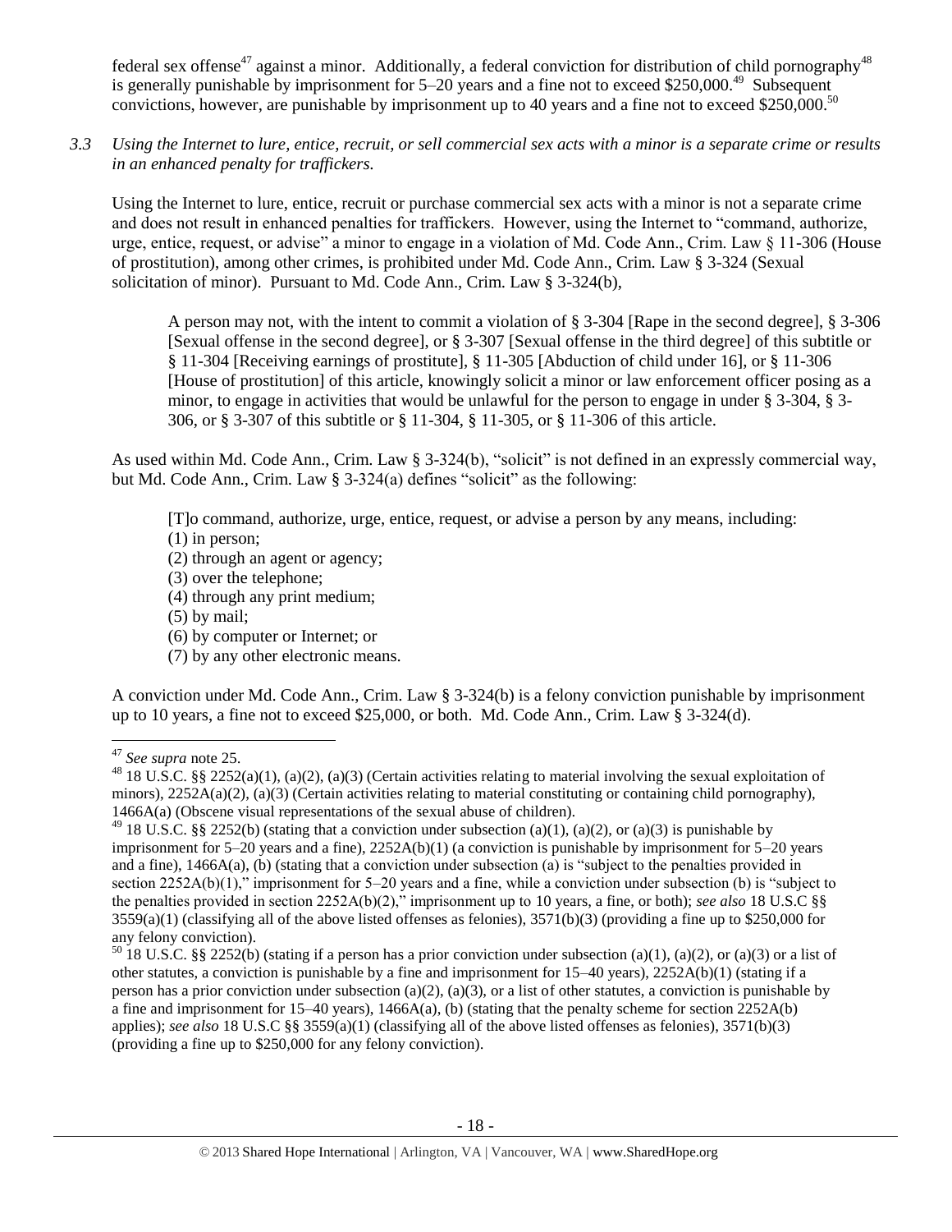federal sex offense[47] against a minor. Additionally, a federal conviction for distribution of child pornography[48] is generally punishable by imprisonment for 5–20 years and a fine not to exceed $250,000.[49] Subsequent convictions, however, are punishable by imprisonment up to 40 years and a fine not to exceed $250,000.[50]

*3.3 Using the Internet to lure, entice, recruit, or sell commercial sex acts with a minor is a separate crime or results in an enhanced penalty for traffickers.*

Using the Internet to lure, entice, recruit or purchase commercial sex acts with a minor is not a separate crime and does not result in enhanced penalties for traffickers. However, using the Internet to "command, authorize, urge, entice, request, or advise" a minor to engage in a violation of Md. Code Ann., Crim. Law § 11-306 (House of prostitution), among other crimes, is prohibited under Md. Code Ann., Crim. Law § 3-324 (Sexual solicitation of minor). Pursuant to Md. Code Ann., Crim. Law § 3-324(b),

> A person may not, with the intent to commit a violation of § 3-304 [Rape in the second degree], § 3-306 [Sexual offense in the second degree], or § 3-307 [Sexual offense in the third degree] of this subtitle or § 11-304 [Receiving earnings of prostitute], § 11-305 [Abduction of child under 16], or § 11-306 [House of prostitution] of this article, knowingly solicit a minor or law enforcement officer posing as a minor, to engage in activities that would be unlawful for the person to engage in under § 3-304, § 3-306, or § 3-307 of this subtitle or § 11-304, § 11-305, or § 11-306 of this article.

As used within Md. Code Ann., Crim. Law § 3-324(b), "solicit" is not defined in an expressly commercial way, but Md. Code Ann., Crim. Law § 3-324(a) defines "solicit" as the following:

> [T]o command, authorize, urge, entice, request, or advise a person by any means, including:
> (1) in person;
> (2) through an agent or agency;
> (3) over the telephone;
> (4) through any print medium;
> (5) by mail;
> (6) by computer or Internet; or
> (7) by any other electronic means.

A conviction under Md. Code Ann., Crim. Law § 3-324(b) is a felony conviction punishable by imprisonment up to 10 years, a fine not to exceed $25,000, or both. Md. Code Ann., Crim. Law § 3-324(d).

---

[47] *See supra* note 25.

[48] 18 U.S.C. §§ 2252(a)(1), (a)(2), (a)(3) (Certain activities relating to material involving the sexual exploitation of minors), 2252A(a)(2), (a)(3) (Certain activities relating to material constituting or containing child pornography), 1466A(a) (Obscene visual representations of the sexual abuse of children).

[49] 18 U.S.C. §§ 2252(b) (stating that a conviction under subsection (a)(1), (a)(2), or (a)(3) is punishable by imprisonment for 5–20 years and a fine), 2252A(b)(1) (a conviction is punishable by imprisonment for 5–20 years and a fine), 1466A(a), (b) (stating that a conviction under subsection (a) is "subject to the penalties provided in section 2252A(b)(1)," imprisonment for 5–20 years and a fine, while a conviction under subsection (b) is "subject to the penalties provided in section 2252A(b)(2)," imprisonment up to 10 years, a fine, or both); *see also* 18 U.S.C §§ 3559(a)(1) (classifying all of the above listed offenses as felonies), 3571(b)(3) (providing a fine up to $250,000 for any felony conviction).

[50] 18 U.S.C. §§ 2252(b) (stating if a person has a prior conviction under subsection (a)(1), (a)(2), or (a)(3) or a list of other statutes, a conviction is punishable by a fine and imprisonment for 15–40 years), 2252A(b)(1) (stating if a person has a prior conviction under subsection (a)(2), (a)(3), or a list of other statutes, a conviction is punishable by a fine and imprisonment for 15–40 years), 1466A(a), (b) (stating that the penalty scheme for section 2252A(b) applies); *see also* 18 U.S.C §§ 3559(a)(1) (classifying all of the above listed offenses as felonies), 3571(b)(3) (providing a fine up to $250,000 for any felony conviction).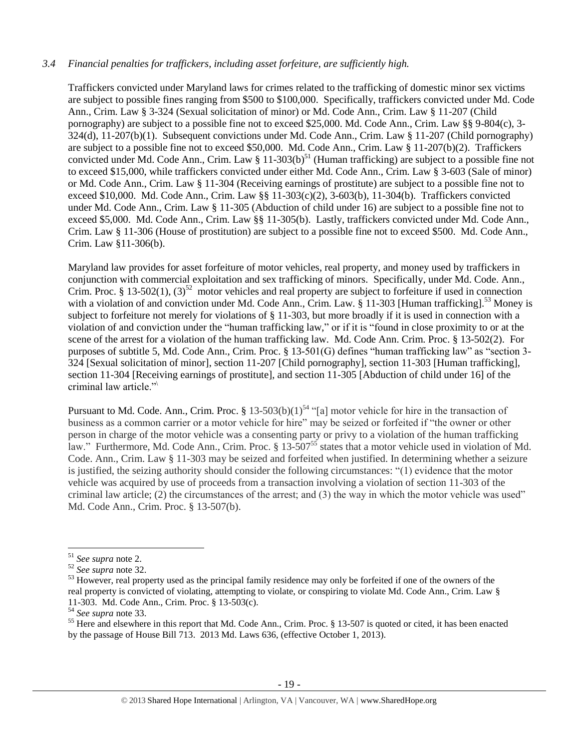*3.4 Financial penalties for traffickers, including asset forfeiture, are sufficiently high.*

Traffickers convicted under Maryland laws for crimes related to the trafficking of domestic minor sex victims are subject to possible fines ranging from $500 to $100,000. Specifically, traffickers convicted under Md. Code Ann., Crim. Law § 3-324 (Sexual solicitation of minor) or Md. Code Ann., Crim. Law § 11-207 (Child pornography) are subject to a possible fine not to exceed $25,000. Md. Code Ann., Crim. Law §§ 9-804(c), 3-324(d), 11-207(b)(1). Subsequent convictions under Md. Code Ann., Crim. Law § 11-207 (Child pornography) are subject to a possible fine not to exceed $50,000. Md. Code Ann., Crim. Law § 11-207(b)(2). Traffickers convicted under Md. Code Ann., Crim. Law § 11-303(b)[51] (Human trafficking) are subject to a possible fine not to exceed $15,000, while traffickers convicted under either Md. Code Ann., Crim. Law § 3-603 (Sale of minor) or Md. Code Ann., Crim. Law § 11-304 (Receiving earnings of prostitute) are subject to a possible fine not to exceed $10,000. Md. Code Ann., Crim. Law §§ 11-303(c)(2), 3-603(b), 11-304(b). Traffickers convicted under Md. Code Ann., Crim. Law § 11-305 (Abduction of child under 16) are subject to a possible fine not to exceed $5,000. Md. Code Ann., Crim. Law §§ 11-305(b). Lastly, traffickers convicted under Md. Code Ann., Crim. Law § 11-306 (House of prostitution) are subject to a possible fine not to exceed $500. Md. Code Ann., Crim. Law §11-306(b).

Maryland law provides for asset forfeiture of motor vehicles, real property, and money used by traffickers in conjunction with commercial exploitation and sex trafficking of minors. Specifically, under Md. Code. Ann., Crim. Proc. § 13-502(1), (3)[52] motor vehicles and real property are subject to forfeiture if used in connection with a violation of and conviction under Md. Code Ann., Crim. Law. § 11-303 [Human trafficking].[53] Money is subject to forfeiture not merely for violations of § 11-303, but more broadly if it is used in connection with a violation of and conviction under the "human trafficking law," or if it is "found in close proximity to or at the scene of the arrest for a violation of the human trafficking law. Md. Code Ann. Crim. Proc. § 13-502(2). For purposes of subtitle 5, Md. Code Ann., Crim. Proc. § 13-501(G) defines "human trafficking law" as "section 3-324 [Sexual solicitation of minor], section 11-207 [Child pornography], section 11-303 [Human trafficking], section 11-304 [Receiving earnings of prostitute], and section 11-305 [Abduction of child under 16] of the criminal law article."\

Pursuant to Md. Code. Ann., Crim. Proc. § 13-503(b)(1)[54] "[a] motor vehicle for hire in the transaction of business as a common carrier or a motor vehicle for hire" may be seized or forfeited if "the owner or other person in charge of the motor vehicle was a consenting party or privy to a violation of the human trafficking law." Furthermore, Md. Code Ann., Crim. Proc. § 13-507[55] states that a motor vehicle used in violation of Md. Code. Ann., Crim. Law § 11-303 may be seized and forfeited when justified. In determining whether a seizure is justified, the seizing authority should consider the following circumstances: "(1) evidence that the motor vehicle was acquired by use of proceeds from a transaction involving a violation of section 11-303 of the criminal law article; (2) the circumstances of the arrest; and (3) the way in which the motor vehicle was used" Md. Code Ann., Crim. Proc. § 13-507(b).

---

[51] *See supra* note 2.

[52] *See supra* note 32.

[53] However, real property used as the principal family residence may only be forfeited if one of the owners of the real property is convicted of violating, attempting to violate, or conspiring to violate Md. Code Ann., Crim. Law § 11-303. Md. Code Ann., Crim. Proc. § 13-503(c).

[54] *See supra* note 33.

[55] Here and elsewhere in this report that Md. Code Ann., Crim. Proc. § 13-507 is quoted or cited, it has been enacted by the passage of House Bill 713. 2013 Md. Laws 636, (effective October 1, 2013).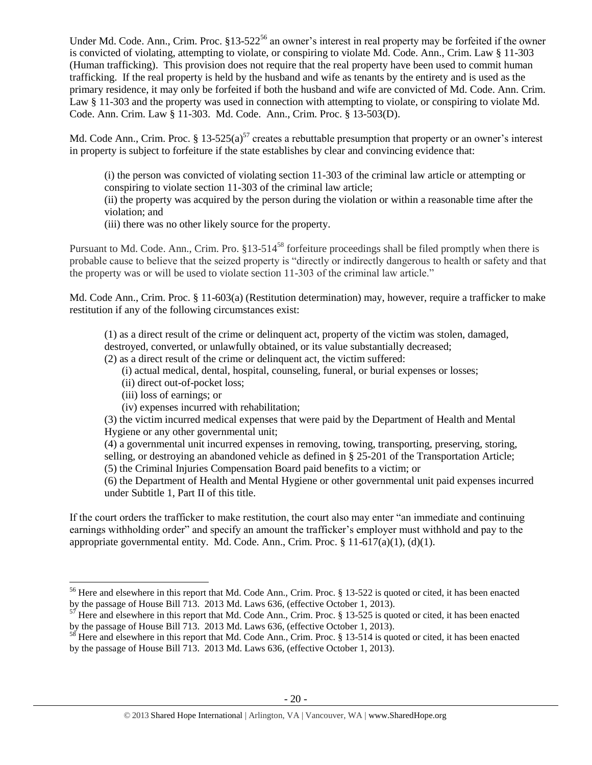Under Md. Code Ann., Crim. Proc. §13-522[56] an owner's interest in real property may be forfeited if the owner is convicted of violating, attempting to violate, or conspiring to violate Md. Code. Ann., Crim. Law § 11-303 (Human trafficking). This provision does not require that the real property have been used to commit human trafficking. If the real property is held by the husband and wife as tenants by the entirety and is used as the primary residence, it may only be forfeited if both the husband and wife are convicted of Md. Code. Ann. Crim. Law § 11-303 and the property was used in connection with attempting to violate, or conspiring to violate Md. Code. Ann. Crim. Law § 11-303. Md. Code. Ann., Crim. Proc. § 13-503(D).

Md. Code Ann., Crim. Proc. § 13-525(a)[57] creates a rebuttable presumption that property or an owner's interest in property is subject to forfeiture if the state establishes by clear and convincing evidence that:

> (i) the person was convicted of violating section 11-303 of the criminal law article or attempting or conspiring to violate section 11-303 of the criminal law article;
> (ii) the property was acquired by the person during the violation or within a reasonable time after the violation; and
> (iii) there was no other likely source for the property.

Pursuant to Md. Code. Ann., Crim. Pro. §13-514[58] forfeiture proceedings shall be filed promptly when there is probable cause to believe that the seized property is "directly or indirectly dangerous to health or safety and that the property was or will be used to violate section 11-303 of the criminal law article."

Md. Code Ann., Crim. Proc. § 11-603(a) (Restitution determination) may, however, require a trafficker to make restitution if any of the following circumstances exist:

> (1) as a direct result of the crime or delinquent act, property of the victim was stolen, damaged, destroyed, converted, or unlawfully obtained, or its value substantially decreased;
> (2) as a direct result of the crime or delinquent act, the victim suffered:
> (i) actual medical, dental, hospital, counseling, funeral, or burial expenses or losses;
> (ii) direct out-of-pocket loss;
> (iii) loss of earnings; or
> (iv) expenses incurred with rehabilitation;
> (3) the victim incurred medical expenses that were paid by the Department of Health and Mental Hygiene or any other governmental unit;
> (4) a governmental unit incurred expenses in removing, towing, transporting, preserving, storing, selling, or destroying an abandoned vehicle as defined in § 25-201 of the Transportation Article;
> (5) the Criminal Injuries Compensation Board paid benefits to a victim; or
> (6) the Department of Health and Mental Hygiene or other governmental unit paid expenses incurred under Subtitle 1, Part II of this title.

If the court orders the trafficker to make restitution, the court also may enter "an immediate and continuing earnings withholding order" and specify an amount the trafficker's employer must withhold and pay to the appropriate governmental entity. Md. Code. Ann., Crim. Proc. § 11-617(a)(1), (d)(1).

---

[56] Here and elsewhere in this report that Md. Code Ann., Crim. Proc. § 13-522 is quoted or cited, it has been enacted by the passage of House Bill 713. 2013 Md. Laws 636, (effective October 1, 2013).

[57] Here and elsewhere in this report that Md. Code Ann., Crim. Proc. § 13-525 is quoted or cited, it has been enacted by the passage of House Bill 713. 2013 Md. Laws 636, (effective October 1, 2013).

[58] Here and elsewhere in this report that Md. Code Ann., Crim. Proc. § 13-514 is quoted or cited, it has been enacted by the passage of House Bill 713. 2013 Md. Laws 636, (effective October 1, 2013).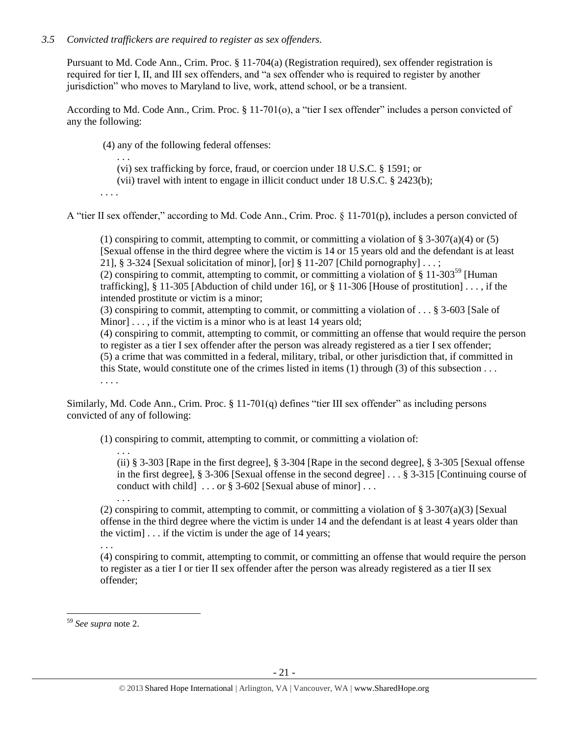### *3.5 Convicted traffickers are required to register as sex offenders.*

Pursuant to Md. Code Ann., Crim. Proc. § 11-704(a) (Registration required), sex offender registration is required for tier I, II, and III sex offenders, and "a sex offender who is required to register by another jurisdiction" who moves to Maryland to live, work, attend school, or be a transient.

According to Md. Code Ann., Crim. Proc. § 11-701(o), a "tier I sex offender" includes a person convicted of any the following:

> (4) any of the following federal offenses:
>
> . . .
>
> (vi) sex trafficking by force, fraud, or coercion under 18 U.S.C. § 1591; or
>
> (vii) travel with intent to engage in illicit conduct under 18 U.S.C. § 2423(b);
>
> . . . .

A "tier II sex offender," according to Md. Code Ann., Crim. Proc. § 11-701(p), includes a person convicted of

> (1) conspiring to commit, attempting to commit, or committing a violation of § 3-307(a)(4) or (5) [Sexual offense in the third degree where the victim is 14 or 15 years old and the defendant is at least 21], § 3-324 [Sexual solicitation of minor], [or] § 11-207 [Child pornography] . . . ;
>
> (2) conspiring to commit, attempting to commit, or committing a violation of § 11-303[59] [Human trafficking], § 11-305 [Abduction of child under 16], or § 11-306 [House of prostitution] . . . , if the intended prostitute or victim is a minor;
>
> (3) conspiring to commit, attempting to commit, or committing a violation of . . . § 3-603 [Sale of Minor] . . . , if the victim is a minor who is at least 14 years old;
>
> (4) conspiring to commit, attempting to commit, or committing an offense that would require the person to register as a tier I sex offender after the person was already registered as a tier I sex offender;
>
> (5) a crime that was committed in a federal, military, tribal, or other jurisdiction that, if committed in this State, would constitute one of the crimes listed in items (1) through (3) of this subsection . . .
>
> . . . .

Similarly, Md. Code Ann., Crim. Proc. § 11-701(q) defines "tier III sex offender" as including persons convicted of any of following:

> (1) conspiring to commit, attempting to commit, or committing a violation of:
>
> . . .
>
> (ii) § 3-303 [Rape in the first degree], § 3-304 [Rape in the second degree], § 3-305 [Sexual offense in the first degree], § 3-306 [Sexual offense in the second degree] . . . § 3-315 [Continuing course of conduct with child] . . . or § 3-602 [Sexual abuse of minor] . . .
>
> . . .
>
> (2) conspiring to commit, attempting to commit, or committing a violation of § 3-307(a)(3) [Sexual offense in the third degree where the victim is under 14 and the defendant is at least 4 years older than the victim] . . . if the victim is under the age of 14 years;
>
> . . .
>
> (4) conspiring to commit, attempting to commit, or committing an offense that would require the person to register as a tier I or tier II sex offender after the person was already registered as a tier II sex offender;

---

[59] *See supra* note 2.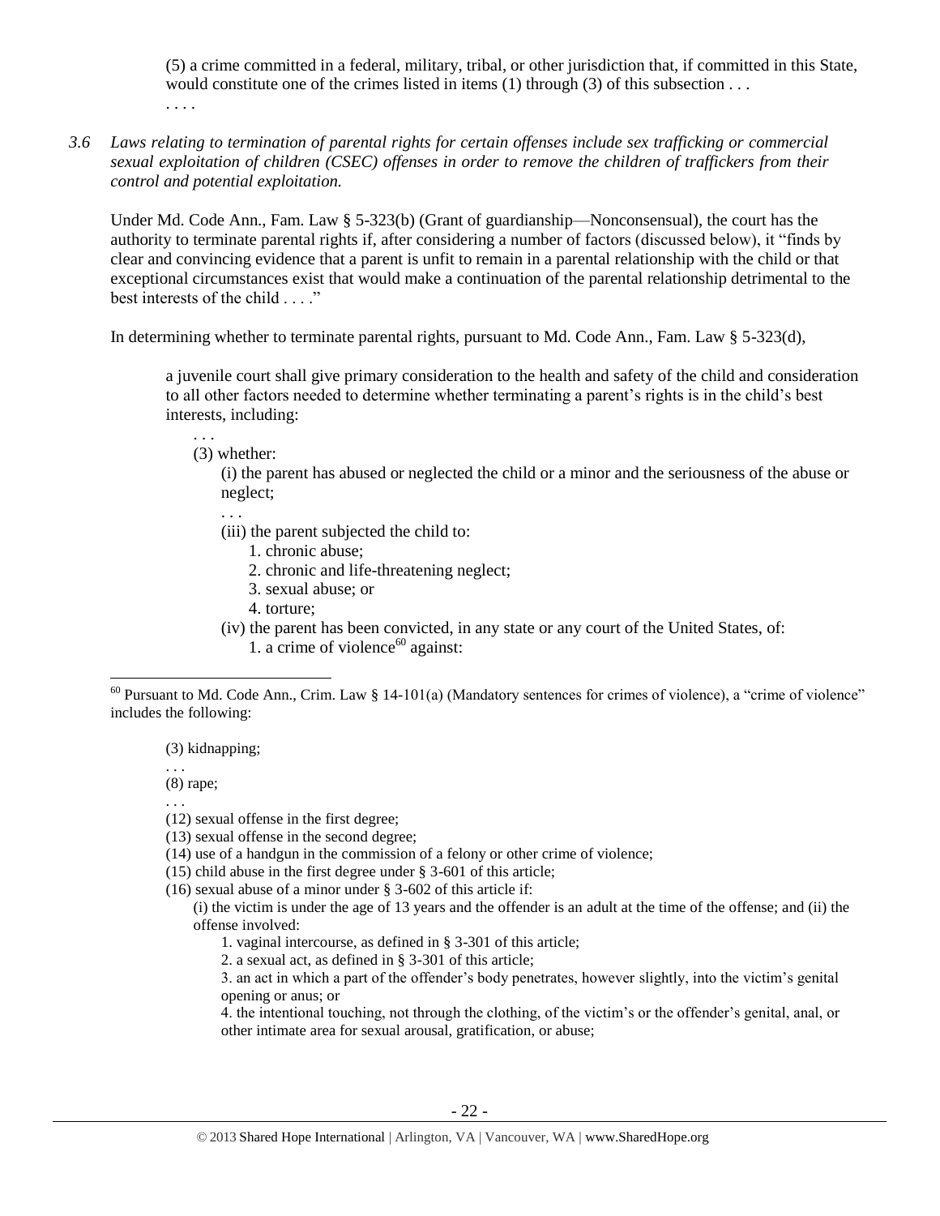(5) a crime committed in a federal, military, tribal, or other jurisdiction that, if committed in this State, would constitute one of the crimes listed in items (1) through (3) of this subsection . . .
. . . .

*3.6 Laws relating to termination of parental rights for certain offenses include sex trafficking or commercial sexual exploitation of children (CSEC) offenses in order to remove the children of traffickers from their control and potential exploitation.*

Under Md. Code Ann., Fam. Law § 5-323(b) (Grant of guardianship—Nonconsensual), the court has the authority to terminate parental rights if, after considering a number of factors (discussed below), it "finds by clear and convincing evidence that a parent is unfit to remain in a parental relationship with the child or that exceptional circumstances exist that would make a continuation of the parental relationship detrimental to the best interests of the child . . . ."

In determining whether to terminate parental rights, pursuant to Md. Code Ann., Fam. Law § 5-323(d),

> a juvenile court shall give primary consideration to the health and safety of the child and consideration to all other factors needed to determine whether terminating a parent's rights is in the child's best interests, including:
>
> . . .
>
> (3) whether:
>
> (i) the parent has abused or neglected the child or a minor and the seriousness of the abuse or neglect;
>
> . . .
>
> (iii) the parent subjected the child to:
>
> 1. chronic abuse;
> 2. chronic and life-threatening neglect;
> 3. sexual abuse; or
> 4. torture;
>
> (iv) the parent has been convicted, in any state or any court of the United States, of:
>
> 1. a crime of violence[60] against:

---

[60] Pursuant to Md. Code Ann., Crim. Law § 14-101(a) (Mandatory sentences for crimes of violence), a "crime of violence" includes the following:

> (3) kidnapping;
>
> . . .
>
> (8) rape;
>
> . . .
>
> (12) sexual offense in the first degree;
>
> (13) sexual offense in the second degree;
>
> (14) use of a handgun in the commission of a felony or other crime of violence;
>
> (15) child abuse in the first degree under § 3-601 of this article;
>
> (16) sexual abuse of a minor under § 3-602 of this article if:
>
> (i) the victim is under the age of 13 years and the offender is an adult at the time of the offense; and (ii) the offense involved:
>
> 1. vaginal intercourse, as defined in § 3-301 of this article;
> 2. a sexual act, as defined in § 3-301 of this article;
> 3. an act in which a part of the offender's body penetrates, however slightly, into the victim's genital opening or anus; or
> 4. the intentional touching, not through the clothing, of the victim's or the offender's genital, anal, or other intimate area for sexual arousal, gratification, or abuse;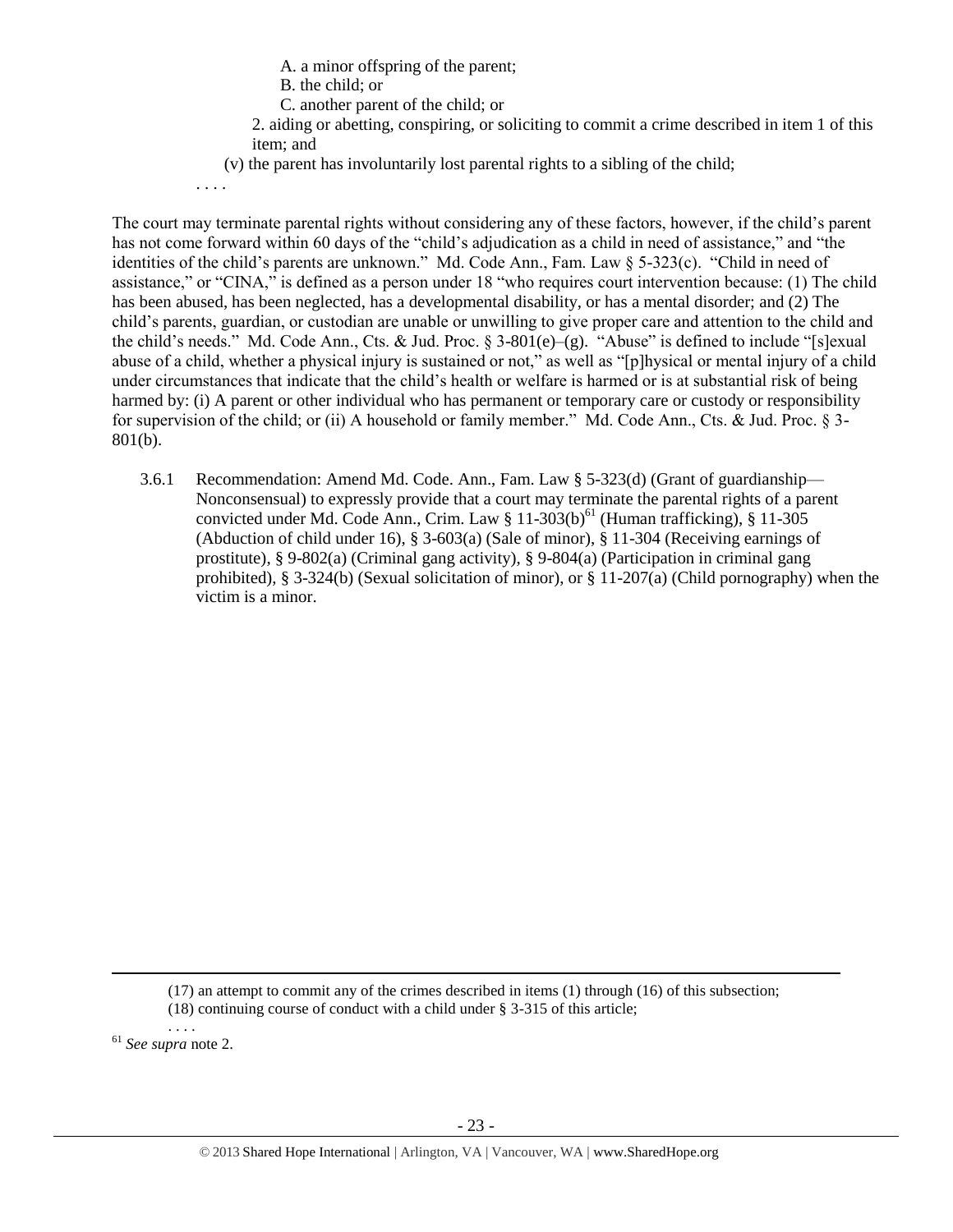A. a minor offspring of the parent;

B. the child; or

C. another parent of the child; or

2. aiding or abetting, conspiring, or soliciting to commit a crime described in item 1 of this item; and

(v) the parent has involuntarily lost parental rights to a sibling of the child;

. . . .

The court may terminate parental rights without considering any of these factors, however, if the child's parent has not come forward within 60 days of the "child's adjudication as a child in need of assistance," and "the identities of the child's parents are unknown." Md. Code Ann., Fam. Law § 5-323(c). "Child in need of assistance," or "CINA," is defined as a person under 18 "who requires court intervention because: (1) The child has been abused, has been neglected, has a developmental disability, or has a mental disorder; and (2) The child's parents, guardian, or custodian are unable or unwilling to give proper care and attention to the child and the child's needs." Md. Code Ann., Cts. & Jud. Proc. § 3-801(e)–(g). "Abuse" is defined to include "[s]exual abuse of a child, whether a physical injury is sustained or not," as well as "[p]hysical or mental injury of a child under circumstances that indicate that the child's health or welfare is harmed or is at substantial risk of being harmed by: (i) A parent or other individual who has permanent or temporary care or custody or responsibility for supervision of the child; or (ii) A household or family member." Md. Code Ann., Cts. & Jud. Proc. § 3-801(b).

3.6.1 Recommendation: Amend Md. Code. Ann., Fam. Law § 5-323(d) (Grant of guardianship—Nonconsensual) to expressly provide that a court may terminate the parental rights of a parent convicted under Md. Code Ann., Crim. Law § 11-303(b)[61] (Human trafficking), § 11-305 (Abduction of child under 16), § 3-603(a) (Sale of minor), § 11-304 (Receiving earnings of prostitute), § 9-802(a) (Criminal gang activity), § 9-804(a) (Participation in criminal gang prohibited), § 3-324(b) (Sexual solicitation of minor), or § 11-207(a) (Child pornography) when the victim is a minor.

---

(17) an attempt to commit any of the crimes described in items (1) through (16) of this subsection;

(18) continuing course of conduct with a child under § 3-315 of this article;

. . . .

[61] *See supra* note 2.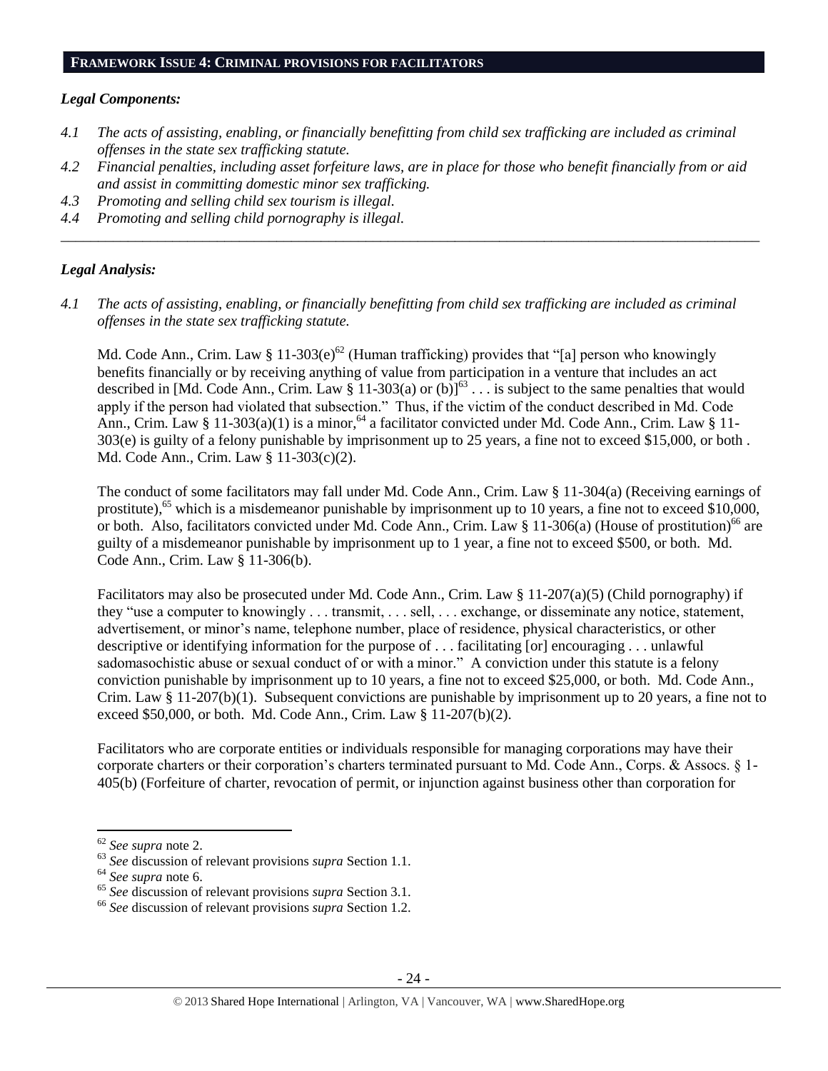## FRAMEWORK ISSUE 4: CRIMINAL PROVISIONS FOR FACILITATORS

### *Legal Components:*

*4.1 The acts of assisting, enabling, or financially benefitting from child sex trafficking are included as criminal offenses in the state sex trafficking statute.*

*4.2 Financial penalties, including asset forfeiture laws, are in place for those who benefit financially from or aid and assist in committing domestic minor sex trafficking.*

*4.3 Promoting and selling child sex tourism is illegal.*

*4.4 Promoting and selling child pornography is illegal.*

---

### *Legal Analysis:*

*4.1 The acts of assisting, enabling, or financially benefitting from child sex trafficking are included as criminal offenses in the state sex trafficking statute.*

Md. Code Ann., Crim. Law § 11-303(e)[62] (Human trafficking) provides that "[a] person who knowingly benefits financially or by receiving anything of value from participation in a venture that includes an act described in [Md. Code Ann., Crim. Law § 11-303(a) or (b)][63] . . . is subject to the same penalties that would apply if the person had violated that subsection." Thus, if the victim of the conduct described in Md. Code Ann., Crim. Law § 11-303(a)(1) is a minor,[64] a facilitator convicted under Md. Code Ann., Crim. Law § 11-303(e) is guilty of a felony punishable by imprisonment up to 25 years, a fine not to exceed $15,000, or both . Md. Code Ann., Crim. Law § 11-303(c)(2).

The conduct of some facilitators may fall under Md. Code Ann., Crim. Law § 11-304(a) (Receiving earnings of prostitute),[65] which is a misdemeanor punishable by imprisonment up to 10 years, a fine not to exceed $10,000, or both. Also, facilitators convicted under Md. Code Ann., Crim. Law § 11-306(a) (House of prostitution)[66] are guilty of a misdemeanor punishable by imprisonment up to 1 year, a fine not to exceed $500, or both. Md. Code Ann., Crim. Law § 11-306(b).

Facilitators may also be prosecuted under Md. Code Ann., Crim. Law § 11-207(a)(5) (Child pornography) if they "use a computer to knowingly . . . transmit, . . . sell, . . . exchange, or disseminate any notice, statement, advertisement, or minor's name, telephone number, place of residence, physical characteristics, or other descriptive or identifying information for the purpose of . . . facilitating [or] encouraging . . . unlawful sadomasochistic abuse or sexual conduct of or with a minor." A conviction under this statute is a felony conviction punishable by imprisonment up to 10 years, a fine not to exceed $25,000, or both. Md. Code Ann., Crim. Law § 11-207(b)(1). Subsequent convictions are punishable by imprisonment up to 20 years, a fine not to exceed $50,000, or both. Md. Code Ann., Crim. Law § 11-207(b)(2).

Facilitators who are corporate entities or individuals responsible for managing corporations may have their corporate charters or their corporation's charters terminated pursuant to Md. Code Ann., Corps. & Assocs. § 1-405(b) (Forfeiture of charter, revocation of permit, or injunction against business other than corporation for

---

[62] *See supra* note 2.

[63] *See* discussion of relevant provisions *supra* Section 1.1.

[64] *See supra* note 6.

[65] *See* discussion of relevant provisions *supra* Section 3.1.

[66] *See* discussion of relevant provisions *supra* Section 1.2.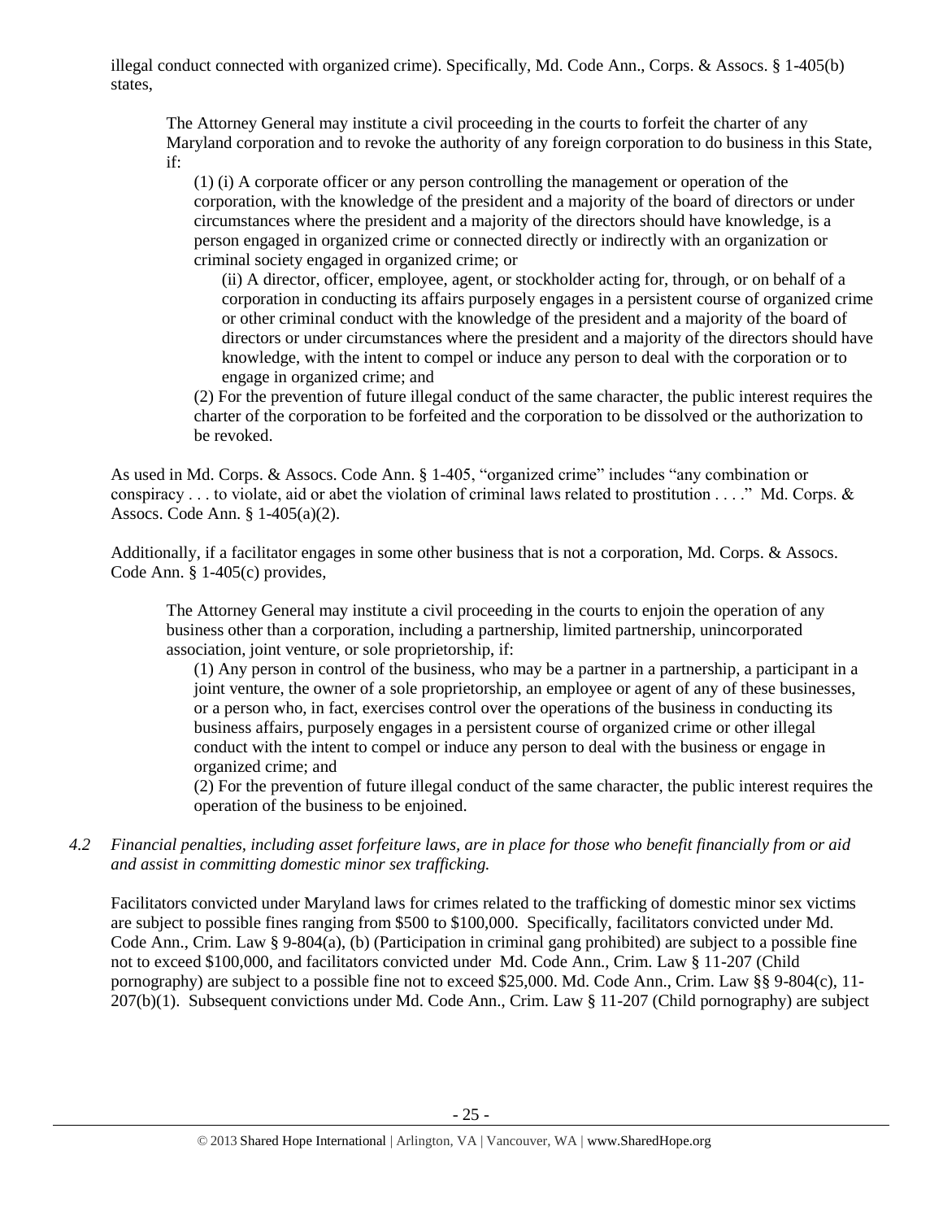illegal conduct connected with organized crime). Specifically, Md. Code Ann., Corps. & Assocs. § 1-405(b) states,

> The Attorney General may institute a civil proceeding in the courts to forfeit the charter of any Maryland corporation and to revoke the authority of any foreign corporation to do business in this State, if:
>
> (1) (i) A corporate officer or any person controlling the management or operation of the corporation, with the knowledge of the president and a majority of the board of directors or under circumstances where the president and a majority of the directors should have knowledge, is a person engaged in organized crime or connected directly or indirectly with an organization or criminal society engaged in organized crime; or
>
> (ii) A director, officer, employee, agent, or stockholder acting for, through, or on behalf of a corporation in conducting its affairs purposely engages in a persistent course of organized crime or other criminal conduct with the knowledge of the president and a majority of the board of directors or under circumstances where the president and a majority of the directors should have knowledge, with the intent to compel or induce any person to deal with the corporation or to engage in organized crime; and
>
> (2) For the prevention of future illegal conduct of the same character, the public interest requires the charter of the corporation to be forfeited and the corporation to be dissolved or the authorization to be revoked.

As used in Md. Corps. & Assocs. Code Ann. § 1-405, "organized crime" includes "any combination or conspiracy . . . to violate, aid or abet the violation of criminal laws related to prostitution . . . ." Md. Corps. & Assocs. Code Ann. § 1-405(a)(2).

Additionally, if a facilitator engages in some other business that is not a corporation, Md. Corps. & Assocs. Code Ann. § 1-405(c) provides,

> The Attorney General may institute a civil proceeding in the courts to enjoin the operation of any business other than a corporation, including a partnership, limited partnership, unincorporated association, joint venture, or sole proprietorship, if:
>
> (1) Any person in control of the business, who may be a partner in a partnership, a participant in a joint venture, the owner of a sole proprietorship, an employee or agent of any of these businesses, or a person who, in fact, exercises control over the operations of the business in conducting its business affairs, purposely engages in a persistent course of organized crime or other illegal conduct with the intent to compel or induce any person to deal with the business or engage in organized crime; and
>
> (2) For the prevention of future illegal conduct of the same character, the public interest requires the operation of the business to be enjoined.

*4.2 Financial penalties, including asset forfeiture laws, are in place for those who benefit financially from or aid and assist in committing domestic minor sex trafficking.*

Facilitators convicted under Maryland laws for crimes related to the trafficking of domestic minor sex victims are subject to possible fines ranging from $500 to $100,000. Specifically, facilitators convicted under Md. Code Ann., Crim. Law § 9-804(a), (b) (Participation in criminal gang prohibited) are subject to a possible fine not to exceed $100,000, and facilitators convicted under Md. Code Ann., Crim. Law § 11-207 (Child pornography) are subject to a possible fine not to exceed $25,000. Md. Code Ann., Crim. Law §§ 9-804(c), 11-207(b)(1). Subsequent convictions under Md. Code Ann., Crim. Law § 11-207 (Child pornography) are subject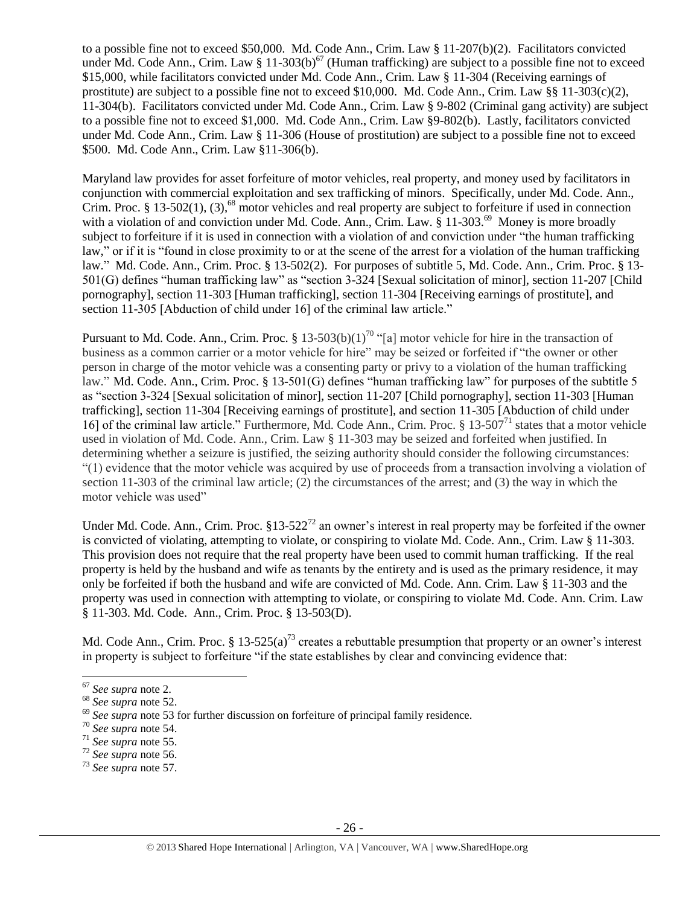to a possible fine not to exceed $50,000. Md. Code Ann., Crim. Law § 11-207(b)(2). Facilitators convicted under Md. Code Ann., Crim. Law § 11-303(b)[67] (Human trafficking) are subject to a possible fine not to exceed $15,000, while facilitators convicted under Md. Code Ann., Crim. Law § 11-304 (Receiving earnings of prostitute) are subject to a possible fine not to exceed $10,000. Md. Code Ann., Crim. Law §§ 11-303(c)(2), 11-304(b). Facilitators convicted under Md. Code Ann., Crim. Law § 9-802 (Criminal gang activity) are subject to a possible fine not to exceed $1,000. Md. Code Ann., Crim. Law §9-802(b). Lastly, facilitators convicted under Md. Code Ann., Crim. Law § 11-306 (House of prostitution) are subject to a possible fine not to exceed $500. Md. Code Ann., Crim. Law §11-306(b).

Maryland law provides for asset forfeiture of motor vehicles, real property, and money used by facilitators in conjunction with commercial exploitation and sex trafficking of minors. Specifically, under Md. Code. Ann., Crim. Proc. § 13-502(1), (3),[68] motor vehicles and real property are subject to forfeiture if used in connection with a violation of and conviction under Md. Code. Ann., Crim. Law. § 11-303.[69] Money is more broadly subject to forfeiture if it is used in connection with a violation of and conviction under "the human trafficking law," or if it is "found in close proximity to or at the scene of the arrest for a violation of the human trafficking law." Md. Code. Ann., Crim. Proc. § 13-502(2). For purposes of subtitle 5, Md. Code. Ann., Crim. Proc. § 13-501(G) defines "human trafficking law" as "section 3-324 [Sexual solicitation of minor], section 11-207 [Child pornography], section 11-303 [Human trafficking], section 11-304 [Receiving earnings of prostitute], and section 11-305 [Abduction of child under 16] of the criminal law article."

Pursuant to Md. Code. Ann., Crim. Proc. § 13-503(b)(1)[70] "[a] motor vehicle for hire in the transaction of business as a common carrier or a motor vehicle for hire" may be seized or forfeited if "the owner or other person in charge of the motor vehicle was a consenting party or privy to a violation of the human trafficking law." Md. Code. Ann., Crim. Proc. § 13-501(G) defines "human trafficking law" for purposes of the subtitle 5 as "section 3-324 [Sexual solicitation of minor], section 11-207 [Child pornography], section 11-303 [Human trafficking], section 11-304 [Receiving earnings of prostitute], and section 11-305 [Abduction of child under 16] of the criminal law article." Furthermore, Md. Code Ann., Crim. Proc. § 13-507[71] states that a motor vehicle used in violation of Md. Code Ann., Crim. Law § 11-303 may be seized and forfeited when justified. In determining whether a seizure is justified, the seizing authority should consider the following circumstances: "(1) evidence that the motor vehicle was acquired by use of proceeds from a transaction involving a violation of section 11-303 of the criminal law article; (2) the circumstances of the arrest; and (3) the way in which the motor vehicle was used"

Under Md. Code. Ann., Crim. Proc. §13-522[72] an owner's interest in real property may be forfeited if the owner is convicted of violating, attempting to violate, or conspiring to violate Md. Code. Ann., Crim. Law § 11-303. This provision does not require that the real property have been used to commit human trafficking. If the real property is held by the husband and wife as tenants by the entirety and is used as the primary residence, it may only be forfeited if both the husband and wife are convicted of Md. Code. Ann. Crim. Law § 11-303 and the property was used in connection with attempting to violate, or conspiring to violate Md. Code. Ann. Crim. Law § 11-303. Md. Code. Ann., Crim. Proc. § 13-503(D).

Md. Code Ann., Crim. Proc. § 13-525(a)[73] creates a rebuttable presumption that property or an owner's interest in property is subject to forfeiture "if the state establishes by clear and convincing evidence that:

---

[67] *See supra* note 2.

[68] *See supra* note 52.

[69] *See supra* note 53 for further discussion on forfeiture of principal family residence.

[70] *See supra* note 54.

[71] *See supra* note 55.

[72] *See supra* note 56.

[73] *See supra* note 57.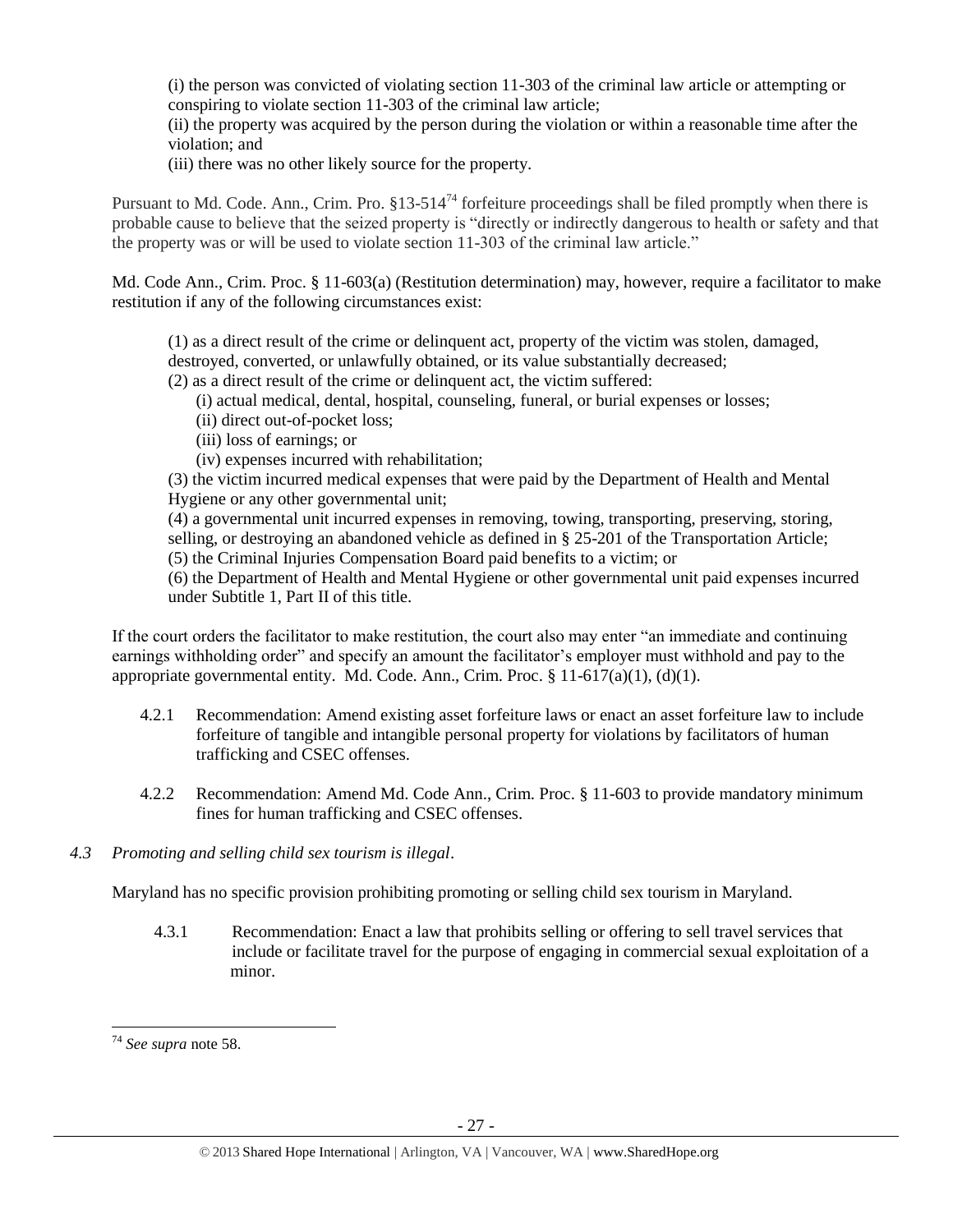(i) the person was convicted of violating section 11-303 of the criminal law article or attempting or conspiring to violate section 11-303 of the criminal law article;
(ii) the property was acquired by the person during the violation or within a reasonable time after the violation; and
(iii) there was no other likely source for the property.

Pursuant to Md. Code. Ann., Crim. Pro. §13-514[74] forfeiture proceedings shall be filed promptly when there is probable cause to believe that the seized property is "directly or indirectly dangerous to health or safety and that the property was or will be used to violate section 11-303 of the criminal law article."

Md. Code Ann., Crim. Proc. § 11-603(a) (Restitution determination) may, however, require a facilitator to make restitution if any of the following circumstances exist:

(1) as a direct result of the crime or delinquent act, property of the victim was stolen, damaged, destroyed, converted, or unlawfully obtained, or its value substantially decreased;
(2) as a direct result of the crime or delinquent act, the victim suffered:
 (i) actual medical, dental, hospital, counseling, funeral, or burial expenses or losses;
 (ii) direct out-of-pocket loss;
 (iii) loss of earnings; or
 (iv) expenses incurred with rehabilitation;
(3) the victim incurred medical expenses that were paid by the Department of Health and Mental Hygiene or any other governmental unit;
(4) a governmental unit incurred expenses in removing, towing, transporting, preserving, storing, selling, or destroying an abandoned vehicle as defined in § 25-201 of the Transportation Article;
(5) the Criminal Injuries Compensation Board paid benefits to a victim; or
(6) the Department of Health and Mental Hygiene or other governmental unit paid expenses incurred under Subtitle 1, Part II of this title.

If the court orders the facilitator to make restitution, the court also may enter "an immediate and continuing earnings withholding order" and specify an amount the facilitator's employer must withhold and pay to the appropriate governmental entity. Md. Code. Ann., Crim. Proc. § 11-617(a)(1), (d)(1).

4.2.1 Recommendation: Amend existing asset forfeiture laws or enact an asset forfeiture law to include forfeiture of tangible and intangible personal property for violations by facilitators of human trafficking and CSEC offenses.

4.2.2 Recommendation: Amend Md. Code Ann., Crim. Proc. § 11-603 to provide mandatory minimum fines for human trafficking and CSEC offenses.

*4.3 Promoting and selling child sex tourism is illegal*.

Maryland has no specific provision prohibiting promoting or selling child sex tourism in Maryland.

4.3.1 Recommendation: Enact a law that prohibits selling or offering to sell travel services that include or facilitate travel for the purpose of engaging in commercial sexual exploitation of a minor.

---

[74] *See supra* note 58.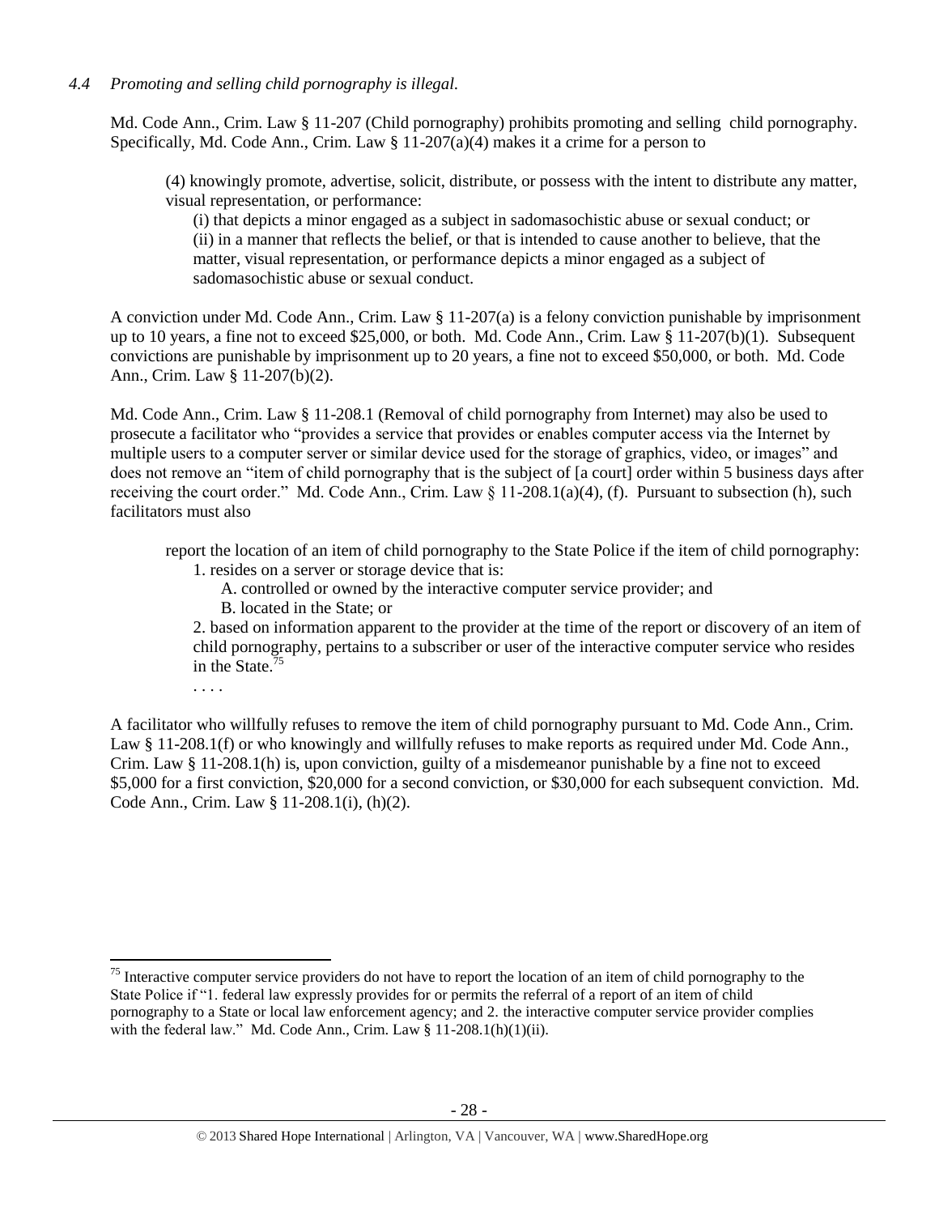*4.4 Promoting and selling child pornography is illegal.*

Md. Code Ann., Crim. Law § 11-207 (Child pornography) prohibits promoting and selling child pornography. Specifically, Md. Code Ann., Crim. Law § 11-207(a)(4) makes it a crime for a person to

> (4) knowingly promote, advertise, solicit, distribute, or possess with the intent to distribute any matter, visual representation, or performance:
>
> (i) that depicts a minor engaged as a subject in sadomasochistic abuse or sexual conduct; or
>
> (ii) in a manner that reflects the belief, or that is intended to cause another to believe, that the matter, visual representation, or performance depicts a minor engaged as a subject of sadomasochistic abuse or sexual conduct.

A conviction under Md. Code Ann., Crim. Law § 11-207(a) is a felony conviction punishable by imprisonment up to 10 years, a fine not to exceed $25,000, or both. Md. Code Ann., Crim. Law § 11-207(b)(1). Subsequent convictions are punishable by imprisonment up to 20 years, a fine not to exceed $50,000, or both. Md. Code Ann., Crim. Law § 11-207(b)(2).

Md. Code Ann., Crim. Law § 11-208.1 (Removal of child pornography from Internet) may also be used to prosecute a facilitator who "provides a service that provides or enables computer access via the Internet by multiple users to a computer server or similar device used for the storage of graphics, video, or images" and does not remove an "item of child pornography that is the subject of [a court] order within 5 business days after receiving the court order." Md. Code Ann., Crim. Law § 11-208.1(a)(4), (f). Pursuant to subsection (h), such facilitators must also

> report the location of an item of child pornography to the State Police if the item of child pornography:
>
> 1. resides on a server or storage device that is:
>
> A. controlled or owned by the interactive computer service provider; and
>
> B. located in the State; or
>
> 2. based on information apparent to the provider at the time of the report or discovery of an item of child pornography, pertains to a subscriber or user of the interactive computer service who resides in the State.[75]
>
> . . . .

A facilitator who willfully refuses to remove the item of child pornography pursuant to Md. Code Ann., Crim. Law § 11-208.1(f) or who knowingly and willfully refuses to make reports as required under Md. Code Ann., Crim. Law § 11-208.1(h) is, upon conviction, guilty of a misdemeanor punishable by a fine not to exceed $5,000 for a first conviction, $20,000 for a second conviction, or $30,000 for each subsequent conviction. Md. Code Ann., Crim. Law § 11-208.1(i), (h)(2).

---

[75] Interactive computer service providers do not have to report the location of an item of child pornography to the State Police if "1. federal law expressly provides for or permits the referral of a report of an item of child pornography to a State or local law enforcement agency; and 2. the interactive computer service provider complies with the federal law." Md. Code Ann., Crim. Law § 11-208.1(h)(1)(ii).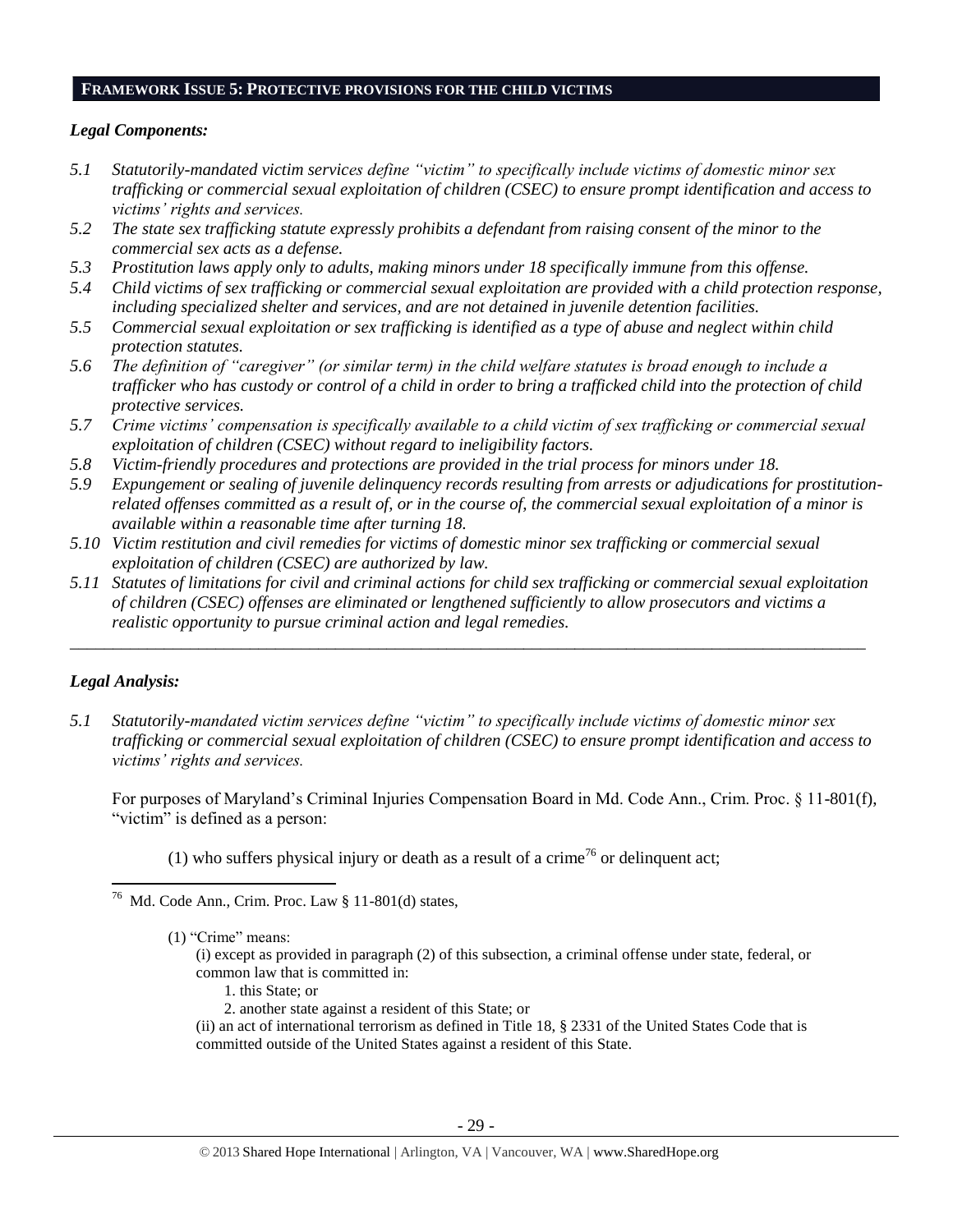## FRAMEWORK ISSUE 5: PROTECTIVE PROVISIONS FOR THE CHILD VICTIMS

### *Legal Components:*

*5.1 Statutorily-mandated victim services define "victim" to specifically include victims of domestic minor sex trafficking or commercial sexual exploitation of children (CSEC) to ensure prompt identification and access to victims' rights and services.*

*5.2 The state sex trafficking statute expressly prohibits a defendant from raising consent of the minor to the commercial sex acts as a defense.*

*5.3 Prostitution laws apply only to adults, making minors under 18 specifically immune from this offense.*

*5.4 Child victims of sex trafficking or commercial sexual exploitation are provided with a child protection response, including specialized shelter and services, and are not detained in juvenile detention facilities.*

*5.5 Commercial sexual exploitation or sex trafficking is identified as a type of abuse and neglect within child protection statutes.*

*5.6 The definition of "caregiver" (or similar term) in the child welfare statutes is broad enough to include a trafficker who has custody or control of a child in order to bring a trafficked child into the protection of child protective services.*

*5.7 Crime victims' compensation is specifically available to a child victim of sex trafficking or commercial sexual exploitation of children (CSEC) without regard to ineligibility factors.*

*5.8 Victim-friendly procedures and protections are provided in the trial process for minors under 18.*

*5.9 Expungement or sealing of juvenile delinquency records resulting from arrests or adjudications for prostitution-related offenses committed as a result of, or in the course of, the commercial sexual exploitation of a minor is available within a reasonable time after turning 18.*

*5.10 Victim restitution and civil remedies for victims of domestic minor sex trafficking or commercial sexual exploitation of children (CSEC) are authorized by law.*

*5.11 Statutes of limitations for civil and criminal actions for child sex trafficking or commercial sexual exploitation of children (CSEC) offenses are eliminated or lengthened sufficiently to allow prosecutors and victims a realistic opportunity to pursue criminal action and legal remedies.*

---

### *Legal Analysis:*

*5.1 Statutorily-mandated victim services define "victim" to specifically include victims of domestic minor sex trafficking or commercial sexual exploitation of children (CSEC) to ensure prompt identification and access to victims' rights and services.*

For purposes of Maryland's Criminal Injuries Compensation Board in Md. Code Ann., Crim. Proc. § 11-801(f), "victim" is defined as a person:

(1) who suffers physical injury or death as a result of a crime[76] or delinquent act;

---

[76] Md. Code Ann., Crim. Proc. Law § 11-801(d) states,

> (1) "Crime" means:
>
> (i) except as provided in paragraph (2) of this subsection, a criminal offense under state, federal, or common law that is committed in:
>
> 1. this State; or
> 2. another state against a resident of this State; or
>
> (ii) an act of international terrorism as defined in Title 18, § 2331 of the United States Code that is committed outside of the United States against a resident of this State.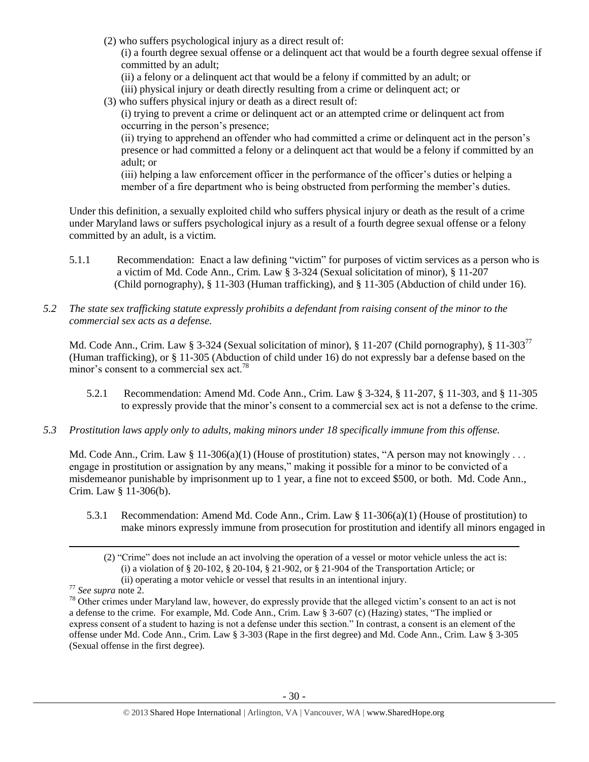(2) who suffers psychological injury as a direct result of:

(i) a fourth degree sexual offense or a delinquent act that would be a fourth degree sexual offense if committed by an adult;

(ii) a felony or a delinquent act that would be a felony if committed by an adult; or

(iii) physical injury or death directly resulting from a crime or delinquent act; or

(3) who suffers physical injury or death as a direct result of:

(i) trying to prevent a crime or delinquent act or an attempted crime or delinquent act from occurring in the person's presence;

(ii) trying to apprehend an offender who had committed a crime or delinquent act in the person's presence or had committed a felony or a delinquent act that would be a felony if committed by an adult; or

(iii) helping a law enforcement officer in the performance of the officer's duties or helping a member of a fire department who is being obstructed from performing the member's duties.

Under this definition, a sexually exploited child who suffers physical injury or death as the result of a crime under Maryland laws or suffers psychological injury as a result of a fourth degree sexual offense or a felony committed by an adult, is a victim.

5.1.1 Recommendation: Enact a law defining "victim" for purposes of victim services as a person who is a victim of Md. Code Ann., Crim. Law § 3-324 (Sexual solicitation of minor), § 11-207 (Child pornography), § 11-303 (Human trafficking), and § 11-305 (Abduction of child under 16).

*5.2 The state sex trafficking statute expressly prohibits a defendant from raising consent of the minor to the commercial sex acts as a defense.*

Md. Code Ann., Crim. Law § 3-324 (Sexual solicitation of minor), § 11-207 (Child pornography), § 11-303[77] (Human trafficking), or § 11-305 (Abduction of child under 16) do not expressly bar a defense based on the minor's consent to a commercial sex act.[78]

5.2.1 Recommendation: Amend Md. Code Ann., Crim. Law § 3-324, § 11-207, § 11-303, and § 11-305 to expressly provide that the minor's consent to a commercial sex act is not a defense to the crime.

*5.3 Prostitution laws apply only to adults, making minors under 18 specifically immune from this offense.*

Md. Code Ann., Crim. Law § 11-306(a)(1) (House of prostitution) states, "A person may not knowingly . . . engage in prostitution or assignation by any means," making it possible for a minor to be convicted of a misdemeanor punishable by imprisonment up to 1 year, a fine not to exceed $500, or both. Md. Code Ann., Crim. Law § 11-306(b).

5.3.1 Recommendation: Amend Md. Code Ann., Crim. Law § 11-306(a)(1) (House of prostitution) to make minors expressly immune from prosecution for prostitution and identify all minors engaged in

---

(2) "Crime" does not include an act involving the operation of a vessel or motor vehicle unless the act is:
(i) a violation of § 20-102, § 20-104, § 21-902, or § 21-904 of the Transportation Article; or
(ii) operating a motor vehicle or vessel that results in an intentional injury.

[77] *See supra* note 2.

[78] Other crimes under Maryland law, however, do expressly provide that the alleged victim's consent to an act is not a defense to the crime. For example, Md. Code Ann., Crim. Law § 3-607 (c) (Hazing) states, "The implied or express consent of a student to hazing is not a defense under this section." In contrast, a consent is an element of the offense under Md. Code Ann., Crim. Law § 3-303 (Rape in the first degree) and Md. Code Ann., Crim. Law § 3-305 (Sexual offense in the first degree).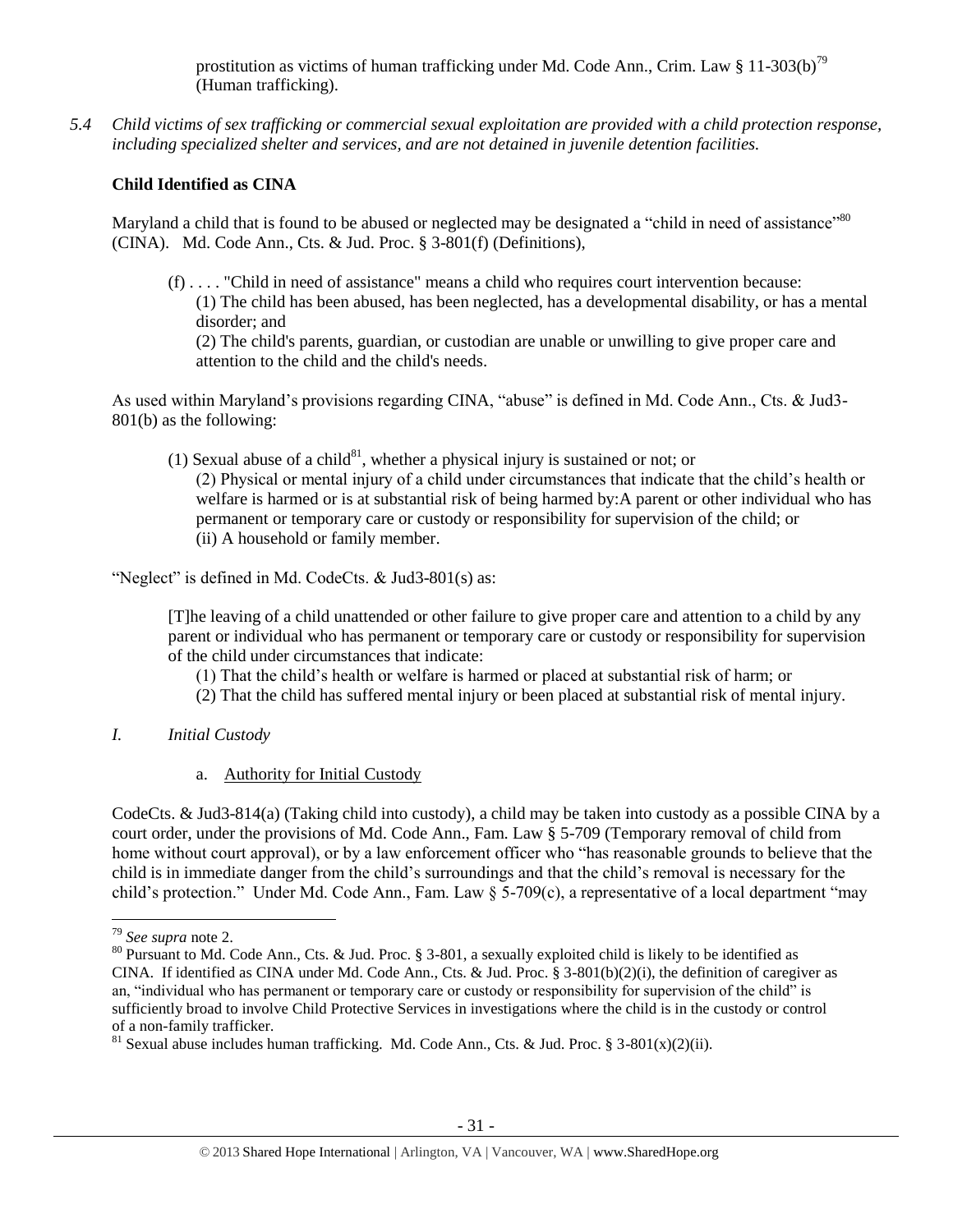prostitution as victims of human trafficking under Md. Code Ann., Crim. Law § 11-303(b)[79] (Human trafficking).

*5.4 Child victims of sex trafficking or commercial sexual exploitation are provided with a child protection response, including specialized shelter and services, and are not detained in juvenile detention facilities.*

**Child Identified as CINA**

Maryland a child that is found to be abused or neglected may be designated a "child in need of assistance"[80] (CINA). Md. Code Ann., Cts. & Jud. Proc. § 3-801(f) (Definitions),

> (f) . . . . "Child in need of assistance" means a child who requires court intervention because:
> (1) The child has been abused, has been neglected, has a developmental disability, or has a mental disorder; and
> (2) The child's parents, guardian, or custodian are unable or unwilling to give proper care and attention to the child and the child's needs.

As used within Maryland's provisions regarding CINA, "abuse" is defined in Md. Code Ann., Cts. & Jud3-801(b) as the following:

> (1) Sexual abuse of a child[81], whether a physical injury is sustained or not; or
> (2) Physical or mental injury of a child under circumstances that indicate that the child's health or welfare is harmed or is at substantial risk of being harmed by:A parent or other individual who has permanent or temporary care or custody or responsibility for supervision of the child; or
> (ii) A household or family member.

"Neglect" is defined in Md. CodeCts. & Jud3-801(s) as:

> [T]he leaving of a child unattended or other failure to give proper care and attention to a child by any parent or individual who has permanent or temporary care or custody or responsibility for supervision of the child under circumstances that indicate:
> (1) That the child's health or welfare is harmed or placed at substantial risk of harm; or
> (2) That the child has suffered mental injury or been placed at substantial risk of mental injury.

*I. Initial Custody*

a. Authority for Initial Custody

CodeCts. & Jud3-814(a) (Taking child into custody), a child may be taken into custody as a possible CINA by a court order, under the provisions of Md. Code Ann., Fam. Law § 5-709 (Temporary removal of child from home without court approval), or by a law enforcement officer who "has reasonable grounds to believe that the child is in immediate danger from the child's surroundings and that the child's removal is necessary for the child's protection." Under Md. Code Ann., Fam. Law § 5-709(c), a representative of a local department "may

---

[79] *See supra* note 2.

[80] Pursuant to Md. Code Ann., Cts. & Jud. Proc. § 3-801, a sexually exploited child is likely to be identified as CINA. If identified as CINA under Md. Code Ann., Cts. & Jud. Proc. § 3-801(b)(2)(i), the definition of caregiver as an, "individual who has permanent or temporary care or custody or responsibility for supervision of the child" is sufficiently broad to involve Child Protective Services in investigations where the child is in the custody or control of a non-family trafficker.

[81] Sexual abuse includes human trafficking. Md. Code Ann., Cts. & Jud. Proc. § 3-801(x)(2)(ii).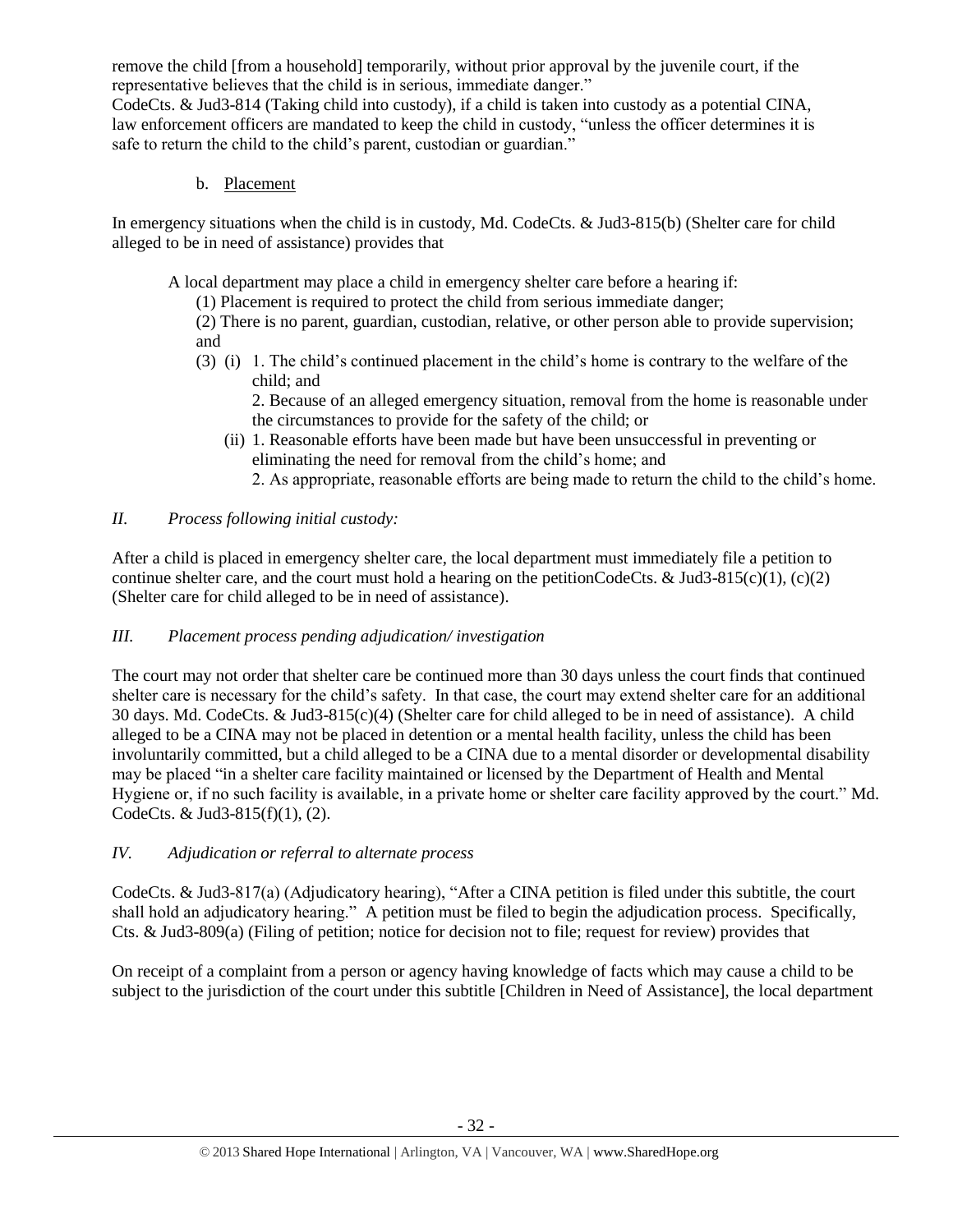remove the child [from a household] temporarily, without prior approval by the juvenile court, if the representative believes that the child is in serious, immediate danger."
CodeCts. & Jud3-814 (Taking child into custody), if a child is taken into custody as a potential CINA, law enforcement officers are mandated to keep the child in custody, "unless the officer determines it is safe to return the child to the child's parent, custodian or guardian."

b. Placement

In emergency situations when the child is in custody, Md. CodeCts. & Jud3-815(b) (Shelter care for child alleged to be in need of assistance) provides that

> A local department may place a child in emergency shelter care before a hearing if:
> (1) Placement is required to protect the child from serious immediate danger;
> (2) There is no parent, guardian, custodian, relative, or other person able to provide supervision; and
> (3) (i) 1. The child's continued placement in the child's home is contrary to the welfare of the child; and
> 2. Because of an alleged emergency situation, removal from the home is reasonable under the circumstances to provide for the safety of the child; or
> (ii) 1. Reasonable efforts have been made but have been unsuccessful in preventing or eliminating the need for removal from the child's home; and
> 2. As appropriate, reasonable efforts are being made to return the child to the child's home.

*II. Process following initial custody:*

After a child is placed in emergency shelter care, the local department must immediately file a petition to continue shelter care, and the court must hold a hearing on the petitionCodeCts. & Jud3-815(c)(1), (c)(2) (Shelter care for child alleged to be in need of assistance).

*III. Placement process pending adjudication/ investigation*

The court may not order that shelter care be continued more than 30 days unless the court finds that continued shelter care is necessary for the child's safety. In that case, the court may extend shelter care for an additional 30 days. Md. CodeCts. & Jud3-815(c)(4) (Shelter care for child alleged to be in need of assistance). A child alleged to be a CINA may not be placed in detention or a mental health facility, unless the child has been involuntarily committed, but a child alleged to be a CINA due to a mental disorder or developmental disability may be placed "in a shelter care facility maintained or licensed by the Department of Health and Mental Hygiene or, if no such facility is available, in a private home or shelter care facility approved by the court." Md. CodeCts. & Jud3-815(f)(1), (2).

*IV. Adjudication or referral to alternate process*

CodeCts. & Jud3-817(a) (Adjudicatory hearing), "After a CINA petition is filed under this subtitle, the court shall hold an adjudicatory hearing." A petition must be filed to begin the adjudication process. Specifically, Cts. & Jud3-809(a) (Filing of petition; notice for decision not to file; request for review) provides that

On receipt of a complaint from a person or agency having knowledge of facts which may cause a child to be subject to the jurisdiction of the court under this subtitle [Children in Need of Assistance], the local department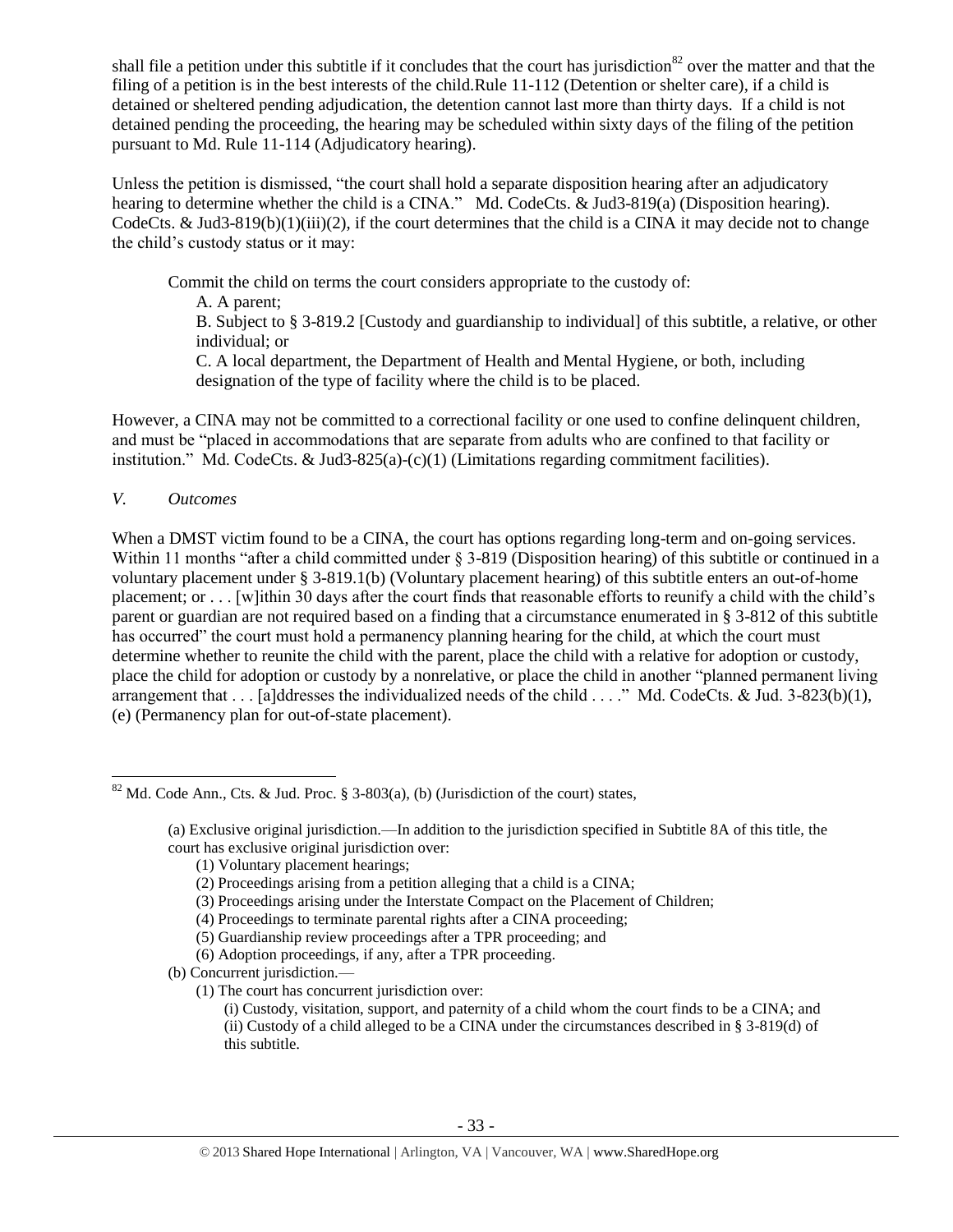shall file a petition under this subtitle if it concludes that the court has jurisdiction[82] over the matter and that the filing of a petition is in the best interests of the child.Rule 11-112 (Detention or shelter care), if a child is detained or sheltered pending adjudication, the detention cannot last more than thirty days. If a child is not detained pending the proceeding, the hearing may be scheduled within sixty days of the filing of the petition pursuant to Md. Rule 11-114 (Adjudicatory hearing).

Unless the petition is dismissed, "the court shall hold a separate disposition hearing after an adjudicatory hearing to determine whether the child is a CINA." Md. CodeCts. & Jud3-819(a) (Disposition hearing). CodeCts. & Jud3-819(b)(1)(iii)(2), if the court determines that the child is a CINA it may decide not to change the child's custody status or it may:

> Commit the child on terms the court considers appropriate to the custody of:
>
> A. A parent;
>
> B. Subject to § 3-819.2 [Custody and guardianship to individual] of this subtitle, a relative, or other individual; or
>
> C. A local department, the Department of Health and Mental Hygiene, or both, including designation of the type of facility where the child is to be placed.

However, a CINA may not be committed to a correctional facility or one used to confine delinquent children, and must be "placed in accommodations that are separate from adults who are confined to that facility or institution." Md. CodeCts. & Jud3-825(a)-(c)(1) (Limitations regarding commitment facilities).

*V. Outcomes*

When a DMST victim found to be a CINA, the court has options regarding long-term and on-going services. Within 11 months "after a child committed under § 3-819 (Disposition hearing) of this subtitle or continued in a voluntary placement under § 3-819.1(b) (Voluntary placement hearing) of this subtitle enters an out-of-home placement; or . . . [w]ithin 30 days after the court finds that reasonable efforts to reunify a child with the child's parent or guardian are not required based on a finding that a circumstance enumerated in § 3-812 of this subtitle has occurred" the court must hold a permanency planning hearing for the child, at which the court must determine whether to reunite the child with the parent, place the child with a relative for adoption or custody, place the child for adoption or custody by a nonrelative, or place the child in another "planned permanent living arrangement that . . . [a]ddresses the individualized needs of the child . . . ." Md. CodeCts. & Jud. 3-823(b)(1), (e) (Permanency plan for out-of-state placement).

---

[82] Md. Code Ann., Cts. & Jud. Proc. § 3-803(a), (b) (Jurisdiction of the court) states,

> (a) Exclusive original jurisdiction.—In addition to the jurisdiction specified in Subtitle 8A of this title, the court has exclusive original jurisdiction over:
>
> (1) Voluntary placement hearings;
>
> (2) Proceedings arising from a petition alleging that a child is a CINA;
>
> (3) Proceedings arising under the Interstate Compact on the Placement of Children;
>
> (4) Proceedings to terminate parental rights after a CINA proceeding;
>
> (5) Guardianship review proceedings after a TPR proceeding; and
>
> (6) Adoption proceedings, if any, after a TPR proceeding.
>
> (b) Concurrent jurisdiction.—
>
> (1) The court has concurrent jurisdiction over:
>
> (i) Custody, visitation, support, and paternity of a child whom the court finds to be a CINA; and
>
> (ii) Custody of a child alleged to be a CINA under the circumstances described in § 3-819(d) of this subtitle.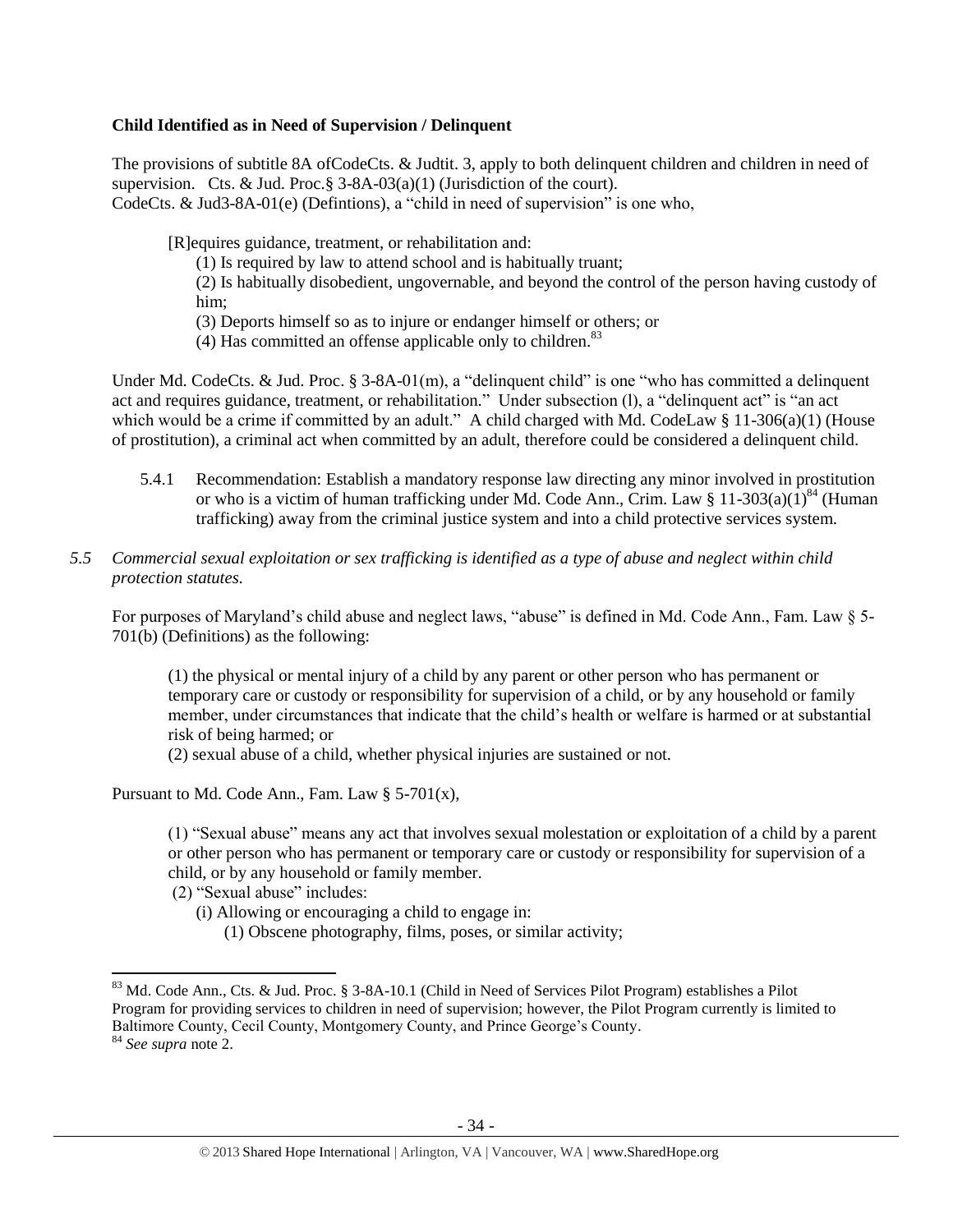**Child Identified as in Need of Supervision / Delinquent**

The provisions of subtitle 8A ofCodeCts. & Judtit. 3, apply to both delinquent children and children in need of supervision. Cts. & Jud. Proc.§ 3-8A-03(a)(1) (Jurisdiction of the court).
CodeCts. & Jud3-8A-01(e) (Defintions), a "child in need of supervision" is one who,

> [R]equires guidance, treatment, or rehabilitation and:
> (1) Is required by law to attend school and is habitually truant;
> (2) Is habitually disobedient, ungovernable, and beyond the control of the person having custody of him;
> (3) Deports himself so as to injure or endanger himself or others; or
> (4) Has committed an offense applicable only to children.[83]

Under Md. CodeCts. & Jud. Proc. § 3-8A-01(m), a "delinquent child" is one "who has committed a delinquent act and requires guidance, treatment, or rehabilitation." Under subsection (l), a "delinquent act" is "an act which would be a crime if committed by an adult." A child charged with Md. CodeLaw § 11-306(a)(1) (House of prostitution), a criminal act when committed by an adult, therefore could be considered a delinquent child.

5.4.1 Recommendation: Establish a mandatory response law directing any minor involved in prostitution or who is a victim of human trafficking under Md. Code Ann., Crim. Law § 11-303(a)(1)[84] (Human trafficking) away from the criminal justice system and into a child protective services system.

*5.5 Commercial sexual exploitation or sex trafficking is identified as a type of abuse and neglect within child protection statutes.*

For purposes of Maryland's child abuse and neglect laws, "abuse" is defined in Md. Code Ann., Fam. Law § 5-701(b) (Definitions) as the following:

> (1) the physical or mental injury of a child by any parent or other person who has permanent or temporary care or custody or responsibility for supervision of a child, or by any household or family member, under circumstances that indicate that the child's health or welfare is harmed or at substantial risk of being harmed; or
> (2) sexual abuse of a child, whether physical injuries are sustained or not.

Pursuant to Md. Code Ann., Fam. Law § 5-701(x),

> (1) "Sexual abuse" means any act that involves sexual molestation or exploitation of a child by a parent or other person who has permanent or temporary care or custody or responsibility for supervision of a child, or by any household or family member.
> (2) "Sexual abuse" includes:
> (i) Allowing or encouraging a child to engage in:
> (1) Obscene photography, films, poses, or similar activity;

---

[83] Md. Code Ann., Cts. & Jud. Proc. § 3-8A-10.1 (Child in Need of Services Pilot Program) establishes a Pilot Program for providing services to children in need of supervision; however, the Pilot Program currently is limited to Baltimore County, Cecil County, Montgomery County, and Prince George's County.

[84] *See supra* note 2.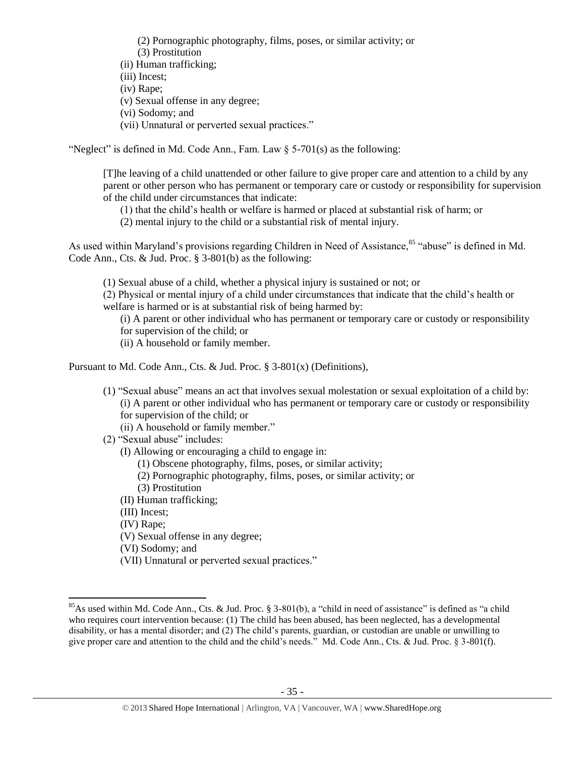(2) Pornographic photography, films, poses, or similar activity; or
(3) Prostitution
(ii) Human trafficking;
(iii) Incest;
(iv) Rape;
(v) Sexual offense in any degree;
(vi) Sodomy; and
(vii) Unnatural or perverted sexual practices."

"Neglect" is defined in Md. Code Ann., Fam. Law § 5-701(s) as the following:

> [T]he leaving of a child unattended or other failure to give proper care and attention to a child by any parent or other person who has permanent or temporary care or custody or responsibility for supervision of the child under circumstances that indicate:
> (1) that the child's health or welfare is harmed or placed at substantial risk of harm; or
> (2) mental injury to the child or a substantial risk of mental injury.

As used within Maryland's provisions regarding Children in Need of Assistance,[85] "abuse" is defined in Md. Code Ann., Cts. & Jud. Proc. § 3-801(b) as the following:

> (1) Sexual abuse of a child, whether a physical injury is sustained or not; or
> (2) Physical or mental injury of a child under circumstances that indicate that the child's health or welfare is harmed or is at substantial risk of being harmed by:
> (i) A parent or other individual who has permanent or temporary care or custody or responsibility for supervision of the child; or
> (ii) A household or family member.

Pursuant to Md. Code Ann., Cts. & Jud. Proc. § 3-801(x) (Definitions),

> (1) "Sexual abuse" means an act that involves sexual molestation or sexual exploitation of a child by:
> (i) A parent or other individual who has permanent or temporary care or custody or responsibility for supervision of the child; or
> (ii) A household or family member."
> (2) "Sexual abuse" includes:
> (I) Allowing or encouraging a child to engage in:
> (1) Obscene photography, films, poses, or similar activity;
> (2) Pornographic photography, films, poses, or similar activity; or
> (3) Prostitution
> (II) Human trafficking;
> (III) Incest;
> (IV) Rape;
> (V) Sexual offense in any degree;
> (VI) Sodomy; and
> (VII) Unnatural or perverted sexual practices."

[85] As used within Md. Code Ann., Cts. & Jud. Proc. § 3-801(b), a "child in need of assistance" is defined as "a child who requires court intervention because: (1) The child has been abused, has been neglected, has a developmental disability, or has a mental disorder; and (2) The child's parents, guardian, or custodian are unable or unwilling to give proper care and attention to the child and the child's needs." Md. Code Ann., Cts. & Jud. Proc. § 3-801(f).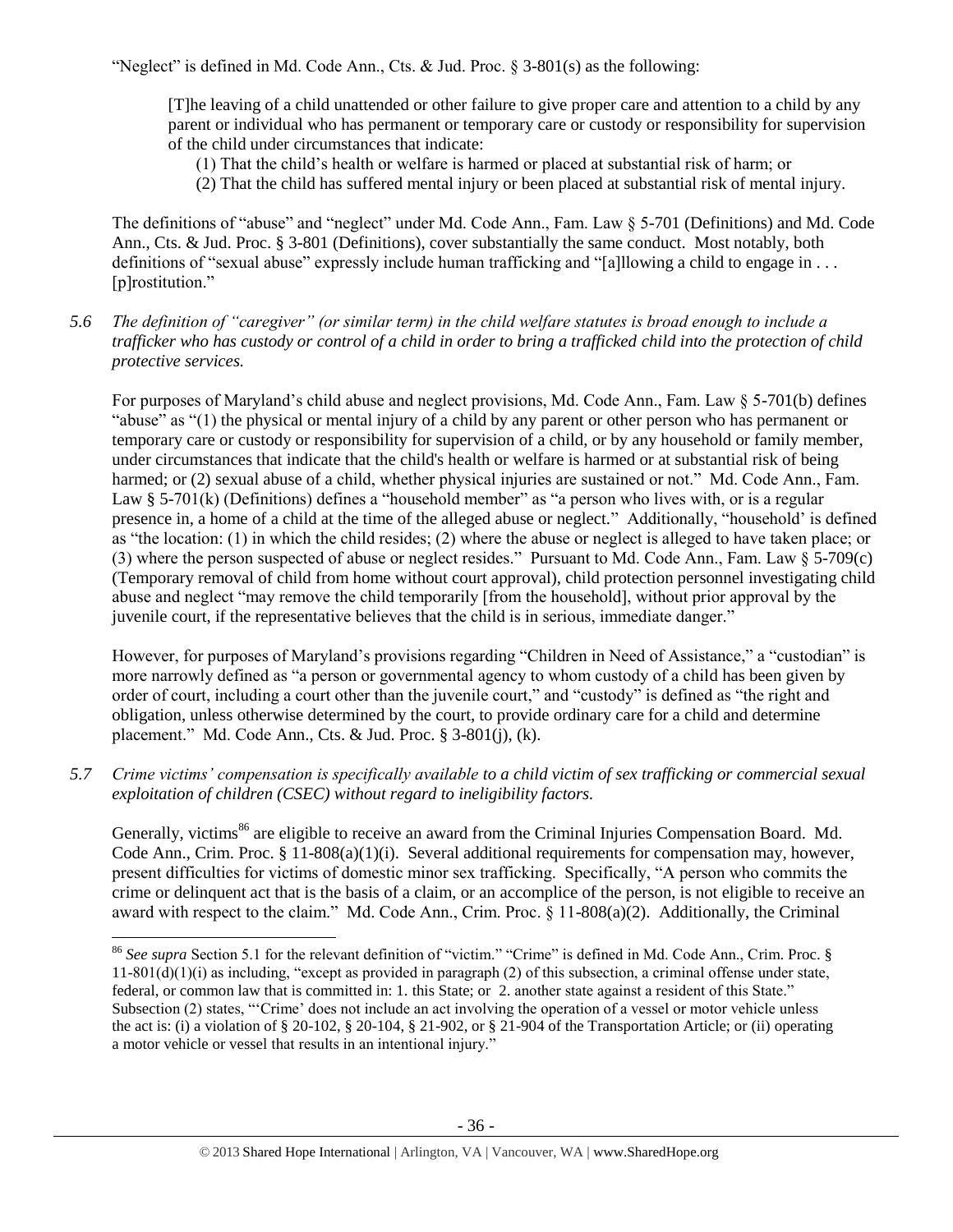"Neglect" is defined in Md. Code Ann., Cts. & Jud. Proc. § 3-801(s) as the following:

> [T]he leaving of a child unattended or other failure to give proper care and attention to a child by any parent or individual who has permanent or temporary care or custody or responsibility for supervision of the child under circumstances that indicate:
>
> (1) That the child's health or welfare is harmed or placed at substantial risk of harm; or
>
> (2) That the child has suffered mental injury or been placed at substantial risk of mental injury.

The definitions of "abuse" and "neglect" under Md. Code Ann., Fam. Law § 5-701 (Definitions) and Md. Code Ann., Cts. & Jud. Proc. § 3-801 (Definitions), cover substantially the same conduct. Most notably, both definitions of "sexual abuse" expressly include human trafficking and "[a]llowing a child to engage in . . . [p]rostitution."

*5.6 The definition of "caregiver" (or similar term) in the child welfare statutes is broad enough to include a trafficker who has custody or control of a child in order to bring a trafficked child into the protection of child protective services.*

For purposes of Maryland's child abuse and neglect provisions, Md. Code Ann., Fam. Law § 5-701(b) defines "abuse" as "(1) the physical or mental injury of a child by any parent or other person who has permanent or temporary care or custody or responsibility for supervision of a child, or by any household or family member, under circumstances that indicate that the child's health or welfare is harmed or at substantial risk of being harmed; or (2) sexual abuse of a child, whether physical injuries are sustained or not." Md. Code Ann., Fam. Law § 5-701(k) (Definitions) defines a "household member" as "a person who lives with, or is a regular presence in, a home of a child at the time of the alleged abuse or neglect." Additionally, "household' is defined as "the location: (1) in which the child resides; (2) where the abuse or neglect is alleged to have taken place; or (3) where the person suspected of abuse or neglect resides." Pursuant to Md. Code Ann., Fam. Law § 5-709(c) (Temporary removal of child from home without court approval), child protection personnel investigating child abuse and neglect "may remove the child temporarily [from the household], without prior approval by the juvenile court, if the representative believes that the child is in serious, immediate danger."

However, for purposes of Maryland's provisions regarding "Children in Need of Assistance," a "custodian" is more narrowly defined as "a person or governmental agency to whom custody of a child has been given by order of court, including a court other than the juvenile court," and "custody" is defined as "the right and obligation, unless otherwise determined by the court, to provide ordinary care for a child and determine placement." Md. Code Ann., Cts. & Jud. Proc. § 3-801(j), (k).

*5.7 Crime victims' compensation is specifically available to a child victim of sex trafficking or commercial sexual exploitation of children (CSEC) without regard to ineligibility factors.*

Generally, victims[86] are eligible to receive an award from the Criminal Injuries Compensation Board. Md. Code Ann., Crim. Proc. § 11-808(a)(1)(i). Several additional requirements for compensation may, however, present difficulties for victims of domestic minor sex trafficking. Specifically, "A person who commits the crime or delinquent act that is the basis of a claim, or an accomplice of the person, is not eligible to receive an award with respect to the claim." Md. Code Ann., Crim. Proc. § 11-808(a)(2). Additionally, the Criminal

---

[86] *See supra* Section 5.1 for the relevant definition of "victim." "Crime" is defined in Md. Code Ann., Crim. Proc. § 11-801(d)(1)(i) as including, "except as provided in paragraph (2) of this subsection, a criminal offense under state, federal, or common law that is committed in: 1. this State; or 2. another state against a resident of this State." Subsection (2) states, "'Crime' does not include an act involving the operation of a vessel or motor vehicle unless the act is: (i) a violation of § 20-102, § 20-104, § 21-902, or § 21-904 of the Transportation Article; or (ii) operating a motor vehicle or vessel that results in an intentional injury."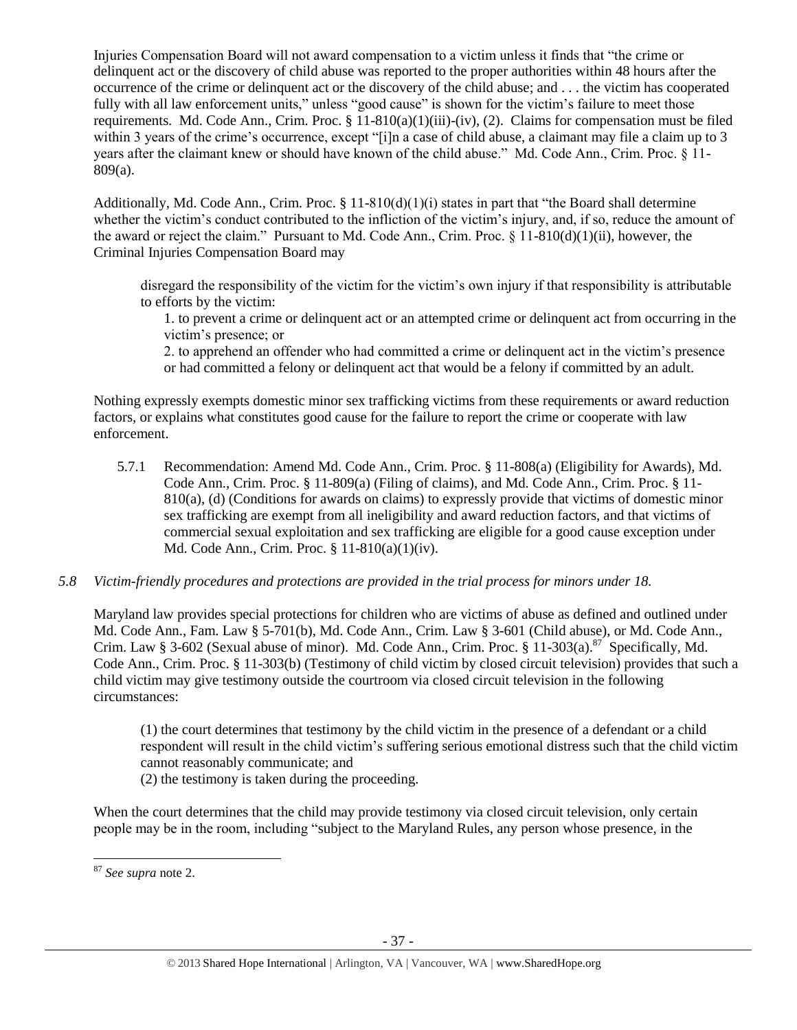Injuries Compensation Board will not award compensation to a victim unless it finds that "the crime or delinquent act or the discovery of child abuse was reported to the proper authorities within 48 hours after the occurrence of the crime or delinquent act or the discovery of the child abuse; and . . . the victim has cooperated fully with all law enforcement units," unless "good cause" is shown for the victim's failure to meet those requirements. Md. Code Ann., Crim. Proc. § 11-810(a)(1)(iii)-(iv), (2). Claims for compensation must be filed within 3 years of the crime's occurrence, except "[i]n a case of child abuse, a claimant may file a claim up to 3 years after the claimant knew or should have known of the child abuse." Md. Code Ann., Crim. Proc. § 11-809(a).

Additionally, Md. Code Ann., Crim. Proc. § 11-810(d)(1)(i) states in part that "the Board shall determine whether the victim's conduct contributed to the infliction of the victim's injury, and, if so, reduce the amount of the award or reject the claim." Pursuant to Md. Code Ann., Crim. Proc. § 11-810(d)(1)(ii), however, the Criminal Injuries Compensation Board may

> disregard the responsibility of the victim for the victim's own injury if that responsibility is attributable to efforts by the victim:
>
> 1. to prevent a crime or delinquent act or an attempted crime or delinquent act from occurring in the victim's presence; or
>
> 2. to apprehend an offender who had committed a crime or delinquent act in the victim's presence or had committed a felony or delinquent act that would be a felony if committed by an adult.

Nothing expressly exempts domestic minor sex trafficking victims from these requirements or award reduction factors, or explains what constitutes good cause for the failure to report the crime or cooperate with law enforcement.

5.7.1 Recommendation: Amend Md. Code Ann., Crim. Proc. § 11-808(a) (Eligibility for Awards), Md. Code Ann., Crim. Proc. § 11-809(a) (Filing of claims), and Md. Code Ann., Crim. Proc. § 11-810(a), (d) (Conditions for awards on claims) to expressly provide that victims of domestic minor sex trafficking are exempt from all ineligibility and award reduction factors, and that victims of commercial sexual exploitation and sex trafficking are eligible for a good cause exception under Md. Code Ann., Crim. Proc. § 11-810(a)(1)(iv).

### *5.8 Victim-friendly procedures and protections are provided in the trial process for minors under 18.*

Maryland law provides special protections for children who are victims of abuse as defined and outlined under Md. Code Ann., Fam. Law § 5-701(b), Md. Code Ann., Crim. Law § 3-601 (Child abuse), or Md. Code Ann., Crim. Law § 3-602 (Sexual abuse of minor). Md. Code Ann., Crim. Proc. § 11-303(a).[87] Specifically, Md. Code Ann., Crim. Proc. § 11-303(b) (Testimony of child victim by closed circuit television) provides that such a child victim may give testimony outside the courtroom via closed circuit television in the following circumstances:

> (1) the court determines that testimony by the child victim in the presence of a defendant or a child respondent will result in the child victim's suffering serious emotional distress such that the child victim cannot reasonably communicate; and
> (2) the testimony is taken during the proceeding.

When the court determines that the child may provide testimony via closed circuit television, only certain people may be in the room, including "subject to the Maryland Rules, any person whose presence, in the

---

[87] *See supra* note 2.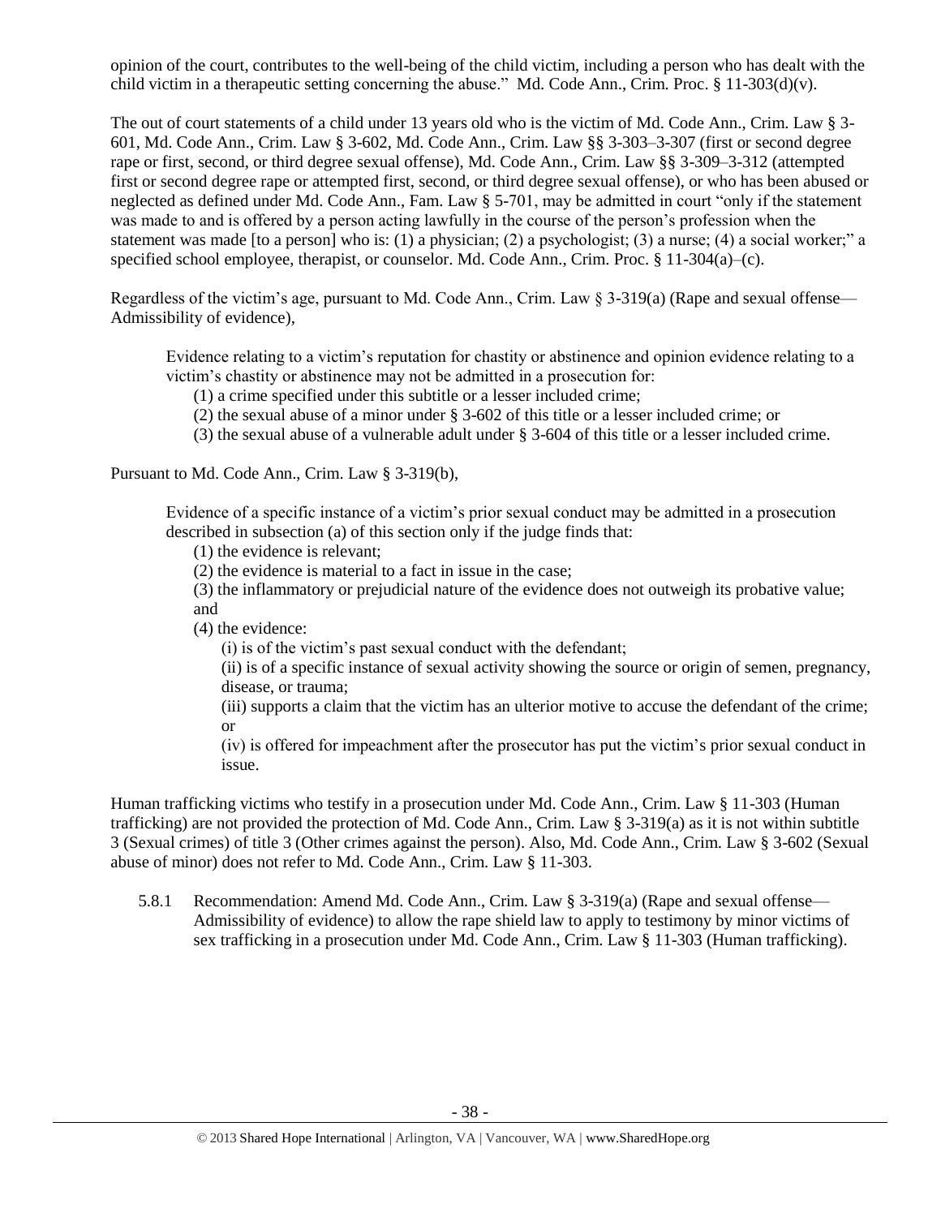opinion of the court, contributes to the well-being of the child victim, including a person who has dealt with the child victim in a therapeutic setting concerning the abuse." Md. Code Ann., Crim. Proc. § 11-303(d)(v).

The out of court statements of a child under 13 years old who is the victim of Md. Code Ann., Crim. Law § 3-601, Md. Code Ann., Crim. Law § 3-602, Md. Code Ann., Crim. Law §§ 3-303–3-307 (first or second degree rape or first, second, or third degree sexual offense), Md. Code Ann., Crim. Law §§ 3-309–3-312 (attempted first or second degree rape or attempted first, second, or third degree sexual offense), or who has been abused or neglected as defined under Md. Code Ann., Fam. Law § 5-701, may be admitted in court "only if the statement was made to and is offered by a person acting lawfully in the course of the person's profession when the statement was made [to a person] who is: (1) a physician; (2) a psychologist; (3) a nurse; (4) a social worker;" a specified school employee, therapist, or counselor. Md. Code Ann., Crim. Proc. § 11-304(a)–(c).

Regardless of the victim's age, pursuant to Md. Code Ann., Crim. Law § 3-319(a) (Rape and sexual offense—Admissibility of evidence),

> Evidence relating to a victim's reputation for chastity or abstinence and opinion evidence relating to a victim's chastity or abstinence may not be admitted in a prosecution for:
> (1) a crime specified under this subtitle or a lesser included crime;
> (2) the sexual abuse of a minor under § 3-602 of this title or a lesser included crime; or
> (3) the sexual abuse of a vulnerable adult under § 3-604 of this title or a lesser included crime.

Pursuant to Md. Code Ann., Crim. Law § 3-319(b),

> Evidence of a specific instance of a victim's prior sexual conduct may be admitted in a prosecution described in subsection (a) of this section only if the judge finds that:
> (1) the evidence is relevant;
> (2) the evidence is material to a fact in issue in the case;
> (3) the inflammatory or prejudicial nature of the evidence does not outweigh its probative value; and
> (4) the evidence:
> (i) is of the victim's past sexual conduct with the defendant;
> (ii) is of a specific instance of sexual activity showing the source or origin of semen, pregnancy, disease, or trauma;
> (iii) supports a claim that the victim has an ulterior motive to accuse the defendant of the crime; or
> (iv) is offered for impeachment after the prosecutor has put the victim's prior sexual conduct in issue.

Human trafficking victims who testify in a prosecution under Md. Code Ann., Crim. Law § 11-303 (Human trafficking) are not provided the protection of Md. Code Ann., Crim. Law § 3-319(a) as it is not within subtitle 3 (Sexual crimes) of title 3 (Other crimes against the person). Also, Md. Code Ann., Crim. Law § 3-602 (Sexual abuse of minor) does not refer to Md. Code Ann., Crim. Law § 11-303.

5.8.1 Recommendation: Amend Md. Code Ann., Crim. Law § 3-319(a) (Rape and sexual offense—Admissibility of evidence) to allow the rape shield law to apply to testimony by minor victims of sex trafficking in a prosecution under Md. Code Ann., Crim. Law § 11-303 (Human trafficking).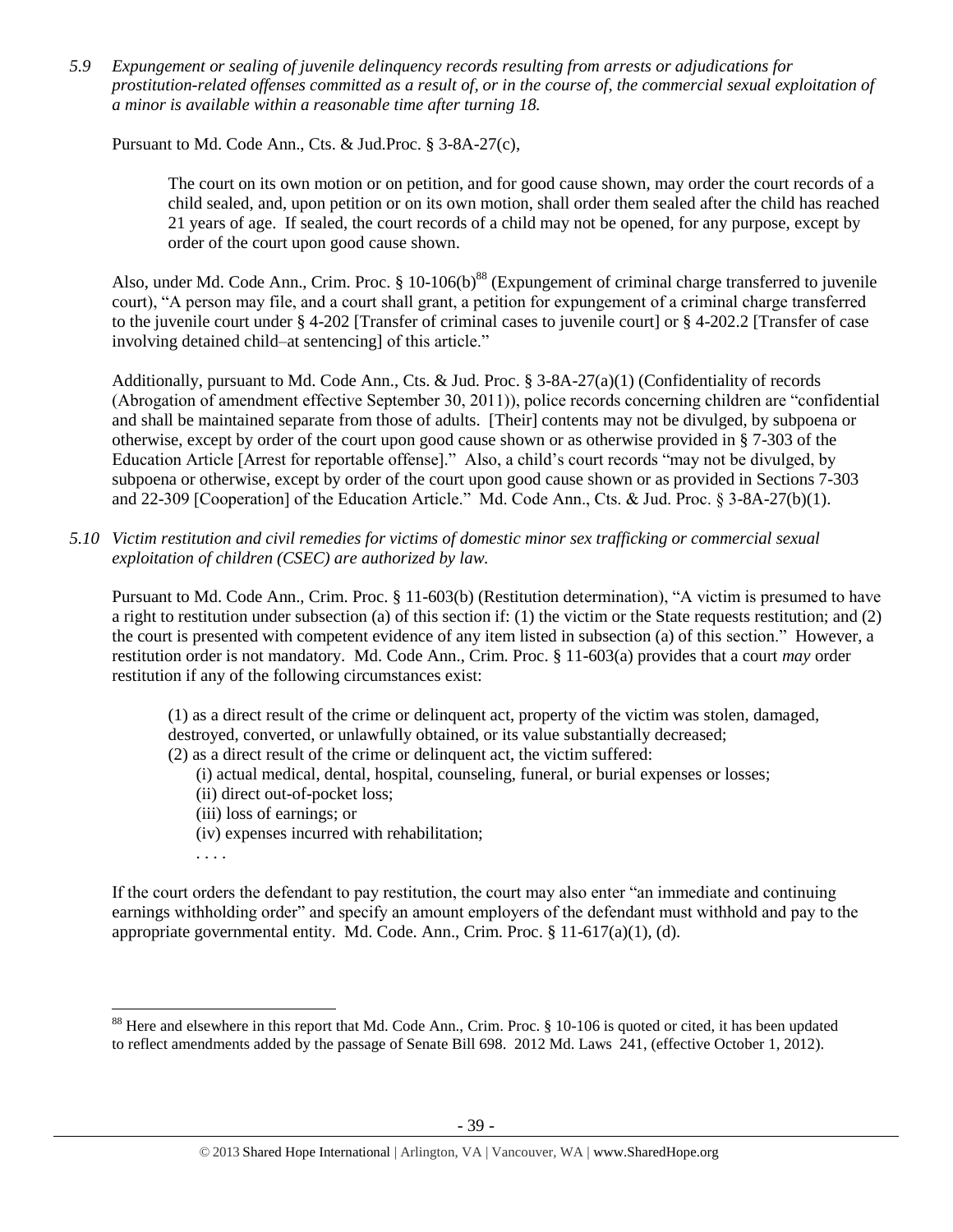*5.9 Expungement or sealing of juvenile delinquency records resulting from arrests or adjudications for prostitution-related offenses committed as a result of, or in the course of, the commercial sexual exploitation of a minor is available within a reasonable time after turning 18.*

Pursuant to Md. Code Ann., Cts. & Jud.Proc. § 3-8A-27(c),

> The court on its own motion or on petition, and for good cause shown, may order the court records of a child sealed, and, upon petition or on its own motion, shall order them sealed after the child has reached 21 years of age. If sealed, the court records of a child may not be opened, for any purpose, except by order of the court upon good cause shown.

Also, under Md. Code Ann., Crim. Proc. § 10-106(b)[88] (Expungement of criminal charge transferred to juvenile court), "A person may file, and a court shall grant, a petition for expungement of a criminal charge transferred to the juvenile court under § 4-202 [Transfer of criminal cases to juvenile court] or § 4-202.2 [Transfer of case involving detained child–at sentencing] of this article."

Additionally, pursuant to Md. Code Ann., Cts. & Jud. Proc. § 3-8A-27(a)(1) (Confidentiality of records (Abrogation of amendment effective September 30, 2011)), police records concerning children are "confidential and shall be maintained separate from those of adults. [Their] contents may not be divulged, by subpoena or otherwise, except by order of the court upon good cause shown or as otherwise provided in § 7-303 of the Education Article [Arrest for reportable offense]." Also, a child's court records "may not be divulged, by subpoena or otherwise, except by order of the court upon good cause shown or as provided in Sections 7-303 and 22-309 [Cooperation] of the Education Article." Md. Code Ann., Cts. & Jud. Proc. § 3-8A-27(b)(1).

*5.10 Victim restitution and civil remedies for victims of domestic minor sex trafficking or commercial sexual exploitation of children (CSEC) are authorized by law.*

Pursuant to Md. Code Ann., Crim. Proc. § 11-603(b) (Restitution determination), "A victim is presumed to have a right to restitution under subsection (a) of this section if: (1) the victim or the State requests restitution; and (2) the court is presented with competent evidence of any item listed in subsection (a) of this section." However, a restitution order is not mandatory. Md. Code Ann., Crim. Proc. § 11-603(a) provides that a court *may* order restitution if any of the following circumstances exist:

> (1) as a direct result of the crime or delinquent act, property of the victim was stolen, damaged, destroyed, converted, or unlawfully obtained, or its value substantially decreased;
> (2) as a direct result of the crime or delinquent act, the victim suffered:
> (i) actual medical, dental, hospital, counseling, funeral, or burial expenses or losses;
> (ii) direct out-of-pocket loss;
> (iii) loss of earnings; or
> (iv) expenses incurred with rehabilitation;
> . . . .

If the court orders the defendant to pay restitution, the court may also enter "an immediate and continuing earnings withholding order" and specify an amount employers of the defendant must withhold and pay to the appropriate governmental entity. Md. Code. Ann., Crim. Proc. § 11-617(a)(1), (d).

---

[88] Here and elsewhere in this report that Md. Code Ann., Crim. Proc. § 10-106 is quoted or cited, it has been updated to reflect amendments added by the passage of Senate Bill 698. 2012 Md. Laws 241, (effective October 1, 2012).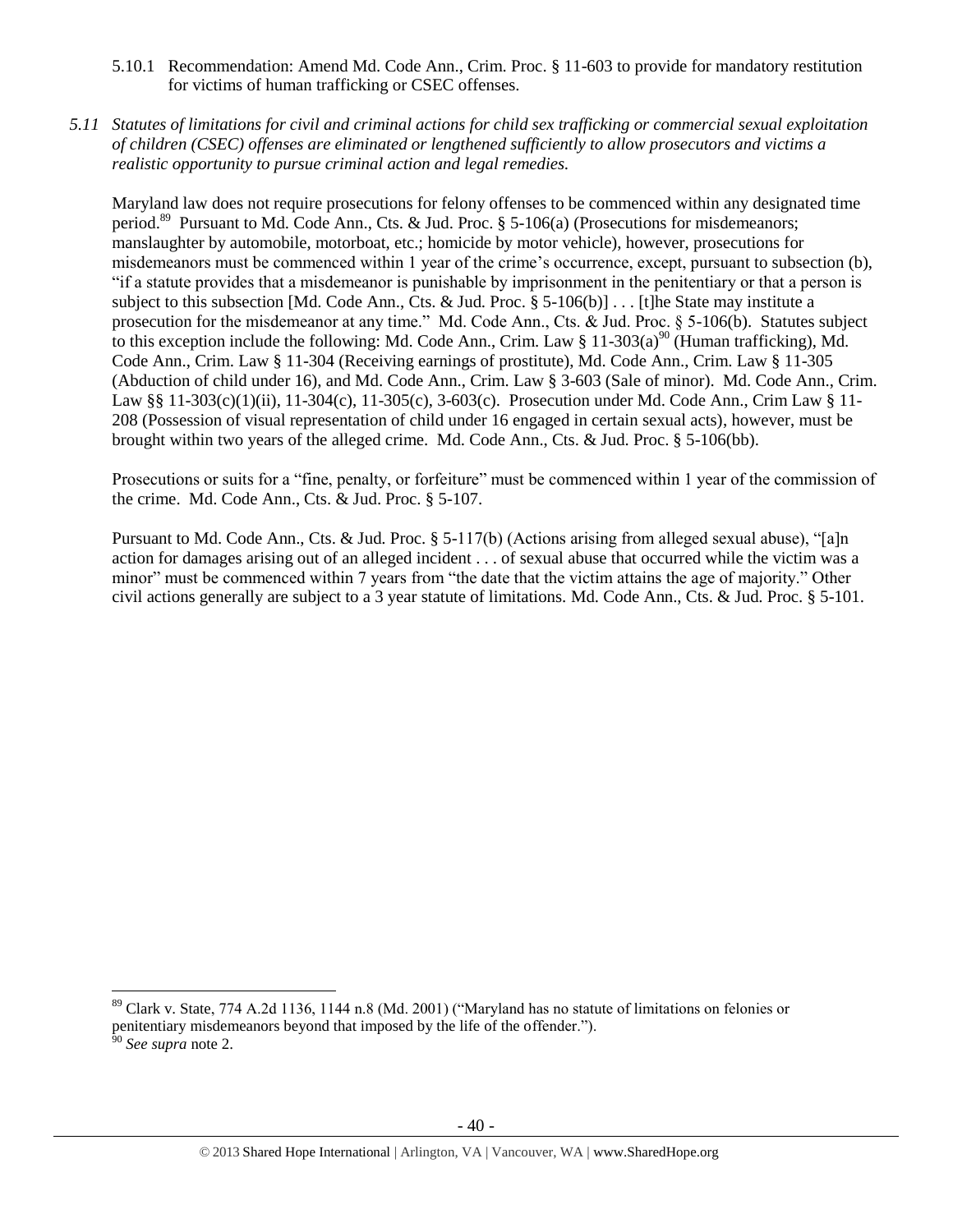5.10.1 Recommendation: Amend Md. Code Ann., Crim. Proc. § 11-603 to provide for mandatory restitution for victims of human trafficking or CSEC offenses.

*5.11 Statutes of limitations for civil and criminal actions for child sex trafficking or commercial sexual exploitation of children (CSEC) offenses are eliminated or lengthened sufficiently to allow prosecutors and victims a realistic opportunity to pursue criminal action and legal remedies.*

Maryland law does not require prosecutions for felony offenses to be commenced within any designated time period.[89] Pursuant to Md. Code Ann., Cts. & Jud. Proc. § 5-106(a) (Prosecutions for misdemeanors; manslaughter by automobile, motorboat, etc.; homicide by motor vehicle), however, prosecutions for misdemeanors must be commenced within 1 year of the crime's occurrence, except, pursuant to subsection (b), "if a statute provides that a misdemeanor is punishable by imprisonment in the penitentiary or that a person is subject to this subsection [Md. Code Ann., Cts. & Jud. Proc. § 5-106(b)] . . . [t]he State may institute a prosecution for the misdemeanor at any time." Md. Code Ann., Cts. & Jud. Proc. § 5-106(b). Statutes subject to this exception include the following: Md. Code Ann., Crim. Law § 11-303(a)[90] (Human trafficking), Md. Code Ann., Crim. Law § 11-304 (Receiving earnings of prostitute), Md. Code Ann., Crim. Law § 11-305 (Abduction of child under 16), and Md. Code Ann., Crim. Law § 3-603 (Sale of minor). Md. Code Ann., Crim. Law §§ 11-303(c)(1)(ii), 11-304(c), 11-305(c), 3-603(c). Prosecution under Md. Code Ann., Crim Law § 11-208 (Possession of visual representation of child under 16 engaged in certain sexual acts), however, must be brought within two years of the alleged crime. Md. Code Ann., Cts. & Jud. Proc. § 5-106(bb).

Prosecutions or suits for a "fine, penalty, or forfeiture" must be commenced within 1 year of the commission of the crime. Md. Code Ann., Cts. & Jud. Proc. § 5-107.

Pursuant to Md. Code Ann., Cts. & Jud. Proc. § 5-117(b) (Actions arising from alleged sexual abuse), "[a]n action for damages arising out of an alleged incident . . . of sexual abuse that occurred while the victim was a minor" must be commenced within 7 years from "the date that the victim attains the age of majority." Other civil actions generally are subject to a 3 year statute of limitations. Md. Code Ann., Cts. & Jud. Proc. § 5-101.

---

[89] Clark v. State, 774 A.2d 1136, 1144 n.8 (Md. 2001) ("Maryland has no statute of limitations on felonies or penitentiary misdemeanors beyond that imposed by the life of the offender.").

[90] *See supra* note 2.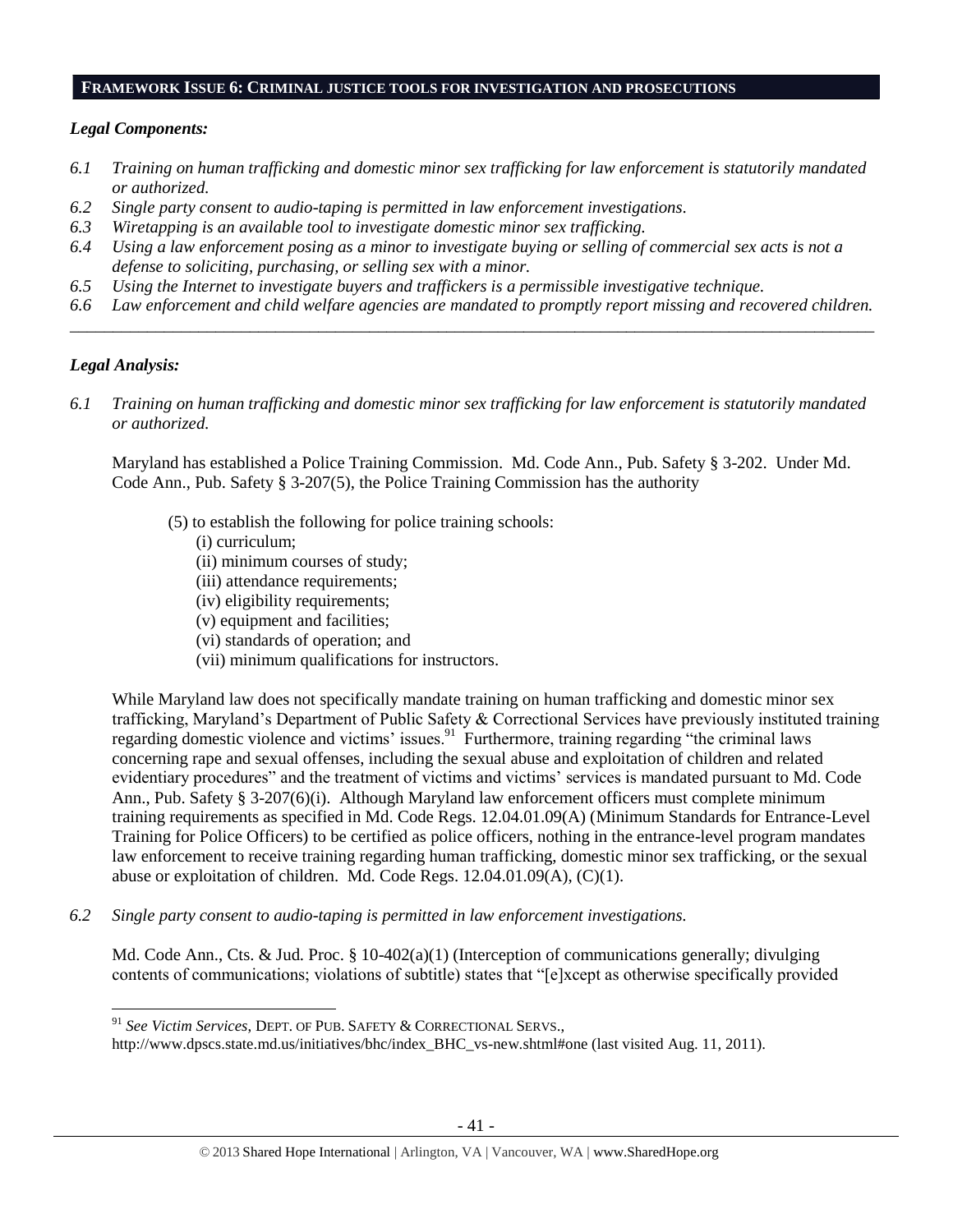## FRAMEWORK ISSUE 6: CRIMINAL JUSTICE TOOLS FOR INVESTIGATION AND PROSECUTIONS

### *Legal Components:*

*6.1 Training on human trafficking and domestic minor sex trafficking for law enforcement is statutorily mandated or authorized.*

*6.2 Single party consent to audio-taping is permitted in law enforcement investigations.*

*6.3 Wiretapping is an available tool to investigate domestic minor sex trafficking.*

*6.4 Using a law enforcement posing as a minor to investigate buying or selling of commercial sex acts is not a defense to soliciting, purchasing, or selling sex with a minor.*

*6.5 Using the Internet to investigate buyers and traffickers is a permissible investigative technique.*

*6.6 Law enforcement and child welfare agencies are mandated to promptly report missing and recovered children.*

---

### *Legal Analysis:*

*6.1 Training on human trafficking and domestic minor sex trafficking for law enforcement is statutorily mandated or authorized.*

Maryland has established a Police Training Commission. Md. Code Ann., Pub. Safety § 3-202. Under Md. Code Ann., Pub. Safety § 3-207(5), the Police Training Commission has the authority

> (5) to establish the following for police training schools:
> (i) curriculum;
> (ii) minimum courses of study;
> (iii) attendance requirements;
> (iv) eligibility requirements;
> (v) equipment and facilities;
> (vi) standards of operation; and
> (vii) minimum qualifications for instructors.

While Maryland law does not specifically mandate training on human trafficking and domestic minor sex trafficking, Maryland's Department of Public Safety & Correctional Services have previously instituted training regarding domestic violence and victims' issues.[91] Furthermore, training regarding "the criminal laws concerning rape and sexual offenses, including the sexual abuse and exploitation of children and related evidentiary procedures" and the treatment of victims and victims' services is mandated pursuant to Md. Code Ann., Pub. Safety § 3-207(6)(i). Although Maryland law enforcement officers must complete minimum training requirements as specified in Md. Code Regs. 12.04.01.09(A) (Minimum Standards for Entrance-Level Training for Police Officers) to be certified as police officers, nothing in the entrance-level program mandates law enforcement to receive training regarding human trafficking, domestic minor sex trafficking, or the sexual abuse or exploitation of children. Md. Code Regs. 12.04.01.09(A), (C)(1).

*6.2 Single party consent to audio-taping is permitted in law enforcement investigations.*

Md. Code Ann., Cts. & Jud. Proc. § 10-402(a)(1) (Interception of communications generally; divulging contents of communications; violations of subtitle) states that "[e]xcept as otherwise specifically provided

---

[91] *See Victim Services*, DEPT. OF PUB. SAFETY & CORRECTIONAL SERVS., http://www.dpscs.state.md.us/initiatives/bhc/index_BHC_vs-new.shtml#one (last visited Aug. 11, 2011).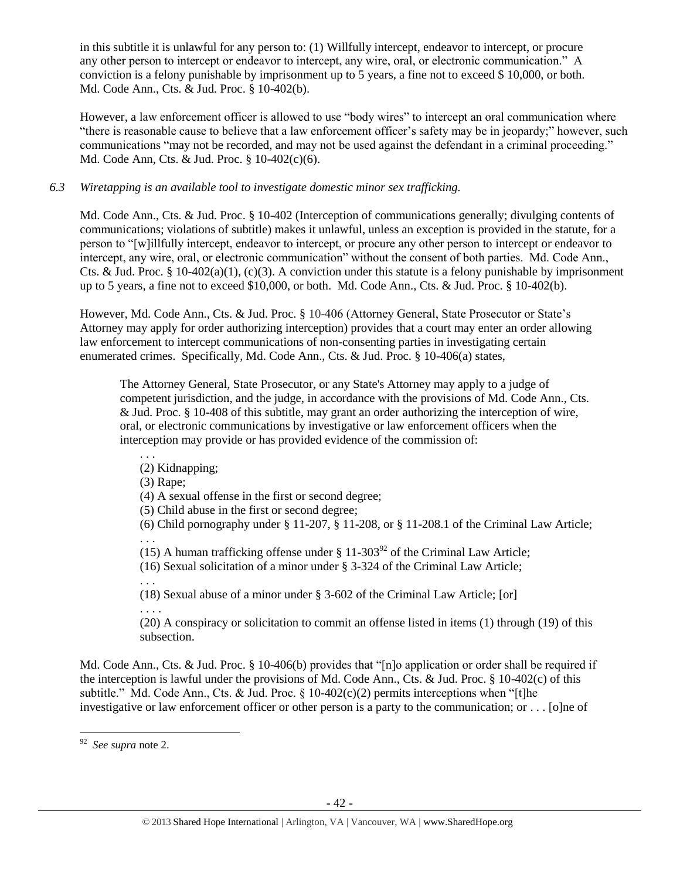in this subtitle it is unlawful for any person to: (1) Willfully intercept, endeavor to intercept, or procure any other person to intercept or endeavor to intercept, any wire, oral, or electronic communication." A conviction is a felony punishable by imprisonment up to 5 years, a fine not to exceed $ 10,000, or both. Md. Code Ann., Cts. & Jud. Proc. § 10-402(b).

However, a law enforcement officer is allowed to use "body wires" to intercept an oral communication where "there is reasonable cause to believe that a law enforcement officer's safety may be in jeopardy;" however, such communications "may not be recorded, and may not be used against the defendant in a criminal proceeding." Md. Code Ann, Cts. & Jud. Proc. § 10-402(c)(6).

*6.3 Wiretapping is an available tool to investigate domestic minor sex trafficking.*

Md. Code Ann., Cts. & Jud. Proc. § 10-402 (Interception of communications generally; divulging contents of communications; violations of subtitle) makes it unlawful, unless an exception is provided in the statute, for a person to "[w]illfully intercept, endeavor to intercept, or procure any other person to intercept or endeavor to intercept, any wire, oral, or electronic communication" without the consent of both parties. Md. Code Ann., Cts. & Jud. Proc. § 10-402(a)(1), (c)(3). A conviction under this statute is a felony punishable by imprisonment up to 5 years, a fine not to exceed $10,000, or both. Md. Code Ann., Cts. & Jud. Proc. § 10-402(b).

However, Md. Code Ann., Cts. & Jud. Proc. § 10-406 (Attorney General, State Prosecutor or State's Attorney may apply for order authorizing interception) provides that a court may enter an order allowing law enforcement to intercept communications of non-consenting parties in investigating certain enumerated crimes. Specifically, Md. Code Ann., Cts. & Jud. Proc. § 10-406(a) states,

> The Attorney General, State Prosecutor, or any State's Attorney may apply to a judge of competent jurisdiction, and the judge, in accordance with the provisions of Md. Code Ann., Cts. & Jud. Proc. § 10-408 of this subtitle, may grant an order authorizing the interception of wire, oral, or electronic communications by investigative or law enforcement officers when the interception may provide or has provided evidence of the commission of:
>
> . . .
> (2) Kidnapping;
> (3) Rape;
> (4) A sexual offense in the first or second degree;
> (5) Child abuse in the first or second degree;
> (6) Child pornography under § 11-207, § 11-208, or § 11-208.1 of the Criminal Law Article;
> . . .
> (15) A human trafficking offense under § 11-303[92] of the Criminal Law Article;
> (16) Sexual solicitation of a minor under § 3-324 of the Criminal Law Article;
> . . .
> (18) Sexual abuse of a minor under § 3-602 of the Criminal Law Article; [or]
> . . . .
> (20) A conspiracy or solicitation to commit an offense listed in items (1) through (19) of this subsection.

Md. Code Ann., Cts. & Jud. Proc. § 10-406(b) provides that "[n]o application or order shall be required if the interception is lawful under the provisions of Md. Code Ann., Cts. & Jud. Proc. § 10-402(c) of this subtitle." Md. Code Ann., Cts. & Jud. Proc. § 10-402(c)(2) permits interceptions when "[t]he investigative or law enforcement officer or other person is a party to the communication; or . . . [o]ne of

---

[92] *See supra* note 2.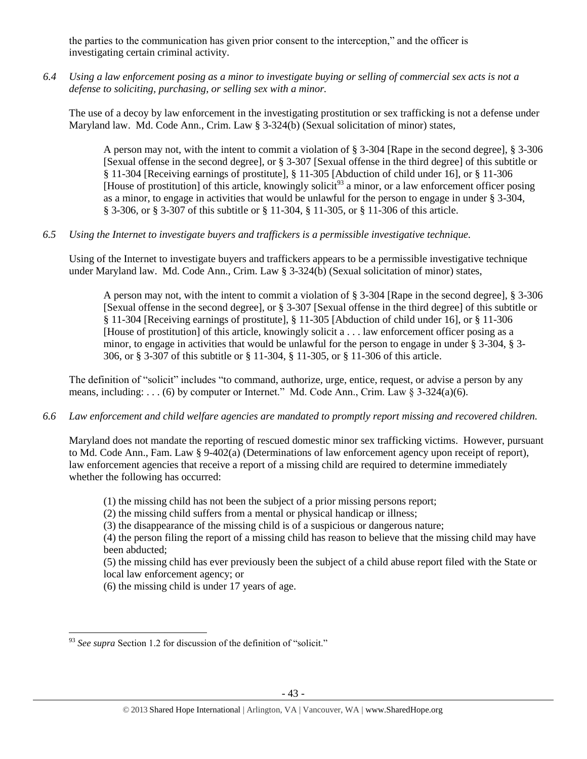the parties to the communication has given prior consent to the interception," and the officer is investigating certain criminal activity.

*6.4 Using a law enforcement posing as a minor to investigate buying or selling of commercial sex acts is not a defense to soliciting, purchasing, or selling sex with a minor.*

The use of a decoy by law enforcement in the investigating prostitution or sex trafficking is not a defense under Maryland law. Md. Code Ann., Crim. Law § 3-324(b) (Sexual solicitation of minor) states,

> A person may not, with the intent to commit a violation of § 3-304 [Rape in the second degree], § 3-306 [Sexual offense in the second degree], or § 3-307 [Sexual offense in the third degree] of this subtitle or § 11-304 [Receiving earnings of prostitute], § 11-305 [Abduction of child under 16], or § 11-306 [House of prostitution] of this article, knowingly solicit[93] a minor, or a law enforcement officer posing as a minor, to engage in activities that would be unlawful for the person to engage in under § 3-304, § 3-306, or § 3-307 of this subtitle or § 11-304, § 11-305, or § 11-306 of this article.

*6.5 Using the Internet to investigate buyers and traffickers is a permissible investigative technique.*

Using of the Internet to investigate buyers and traffickers appears to be a permissible investigative technique under Maryland law. Md. Code Ann., Crim. Law § 3-324(b) (Sexual solicitation of minor) states,

> A person may not, with the intent to commit a violation of § 3-304 [Rape in the second degree], § 3-306 [Sexual offense in the second degree], or § 3-307 [Sexual offense in the third degree] of this subtitle or § 11-304 [Receiving earnings of prostitute], § 11-305 [Abduction of child under 16], or § 11-306 [House of prostitution] of this article, knowingly solicit a . . . law enforcement officer posing as a minor, to engage in activities that would be unlawful for the person to engage in under § 3-304, § 3-306, or § 3-307 of this subtitle or § 11-304, § 11-305, or § 11-306 of this article.

The definition of "solicit" includes "to command, authorize, urge, entice, request, or advise a person by any means, including: . . . (6) by computer or Internet." Md. Code Ann., Crim. Law § 3-324(a)(6).

*6.6 Law enforcement and child welfare agencies are mandated to promptly report missing and recovered children.*

Maryland does not mandate the reporting of rescued domestic minor sex trafficking victims. However, pursuant to Md. Code Ann., Fam. Law § 9-402(a) (Determinations of law enforcement agency upon receipt of report), law enforcement agencies that receive a report of a missing child are required to determine immediately whether the following has occurred:

> (1) the missing child has not been the subject of a prior missing persons report;
> (2) the missing child suffers from a mental or physical handicap or illness;
> (3) the disappearance of the missing child is of a suspicious or dangerous nature;
> (4) the person filing the report of a missing child has reason to believe that the missing child may have been abducted;
> (5) the missing child has ever previously been the subject of a child abuse report filed with the State or local law enforcement agency; or
> (6) the missing child is under 17 years of age.

---

[93] *See supra* Section 1.2 for discussion of the definition of "solicit."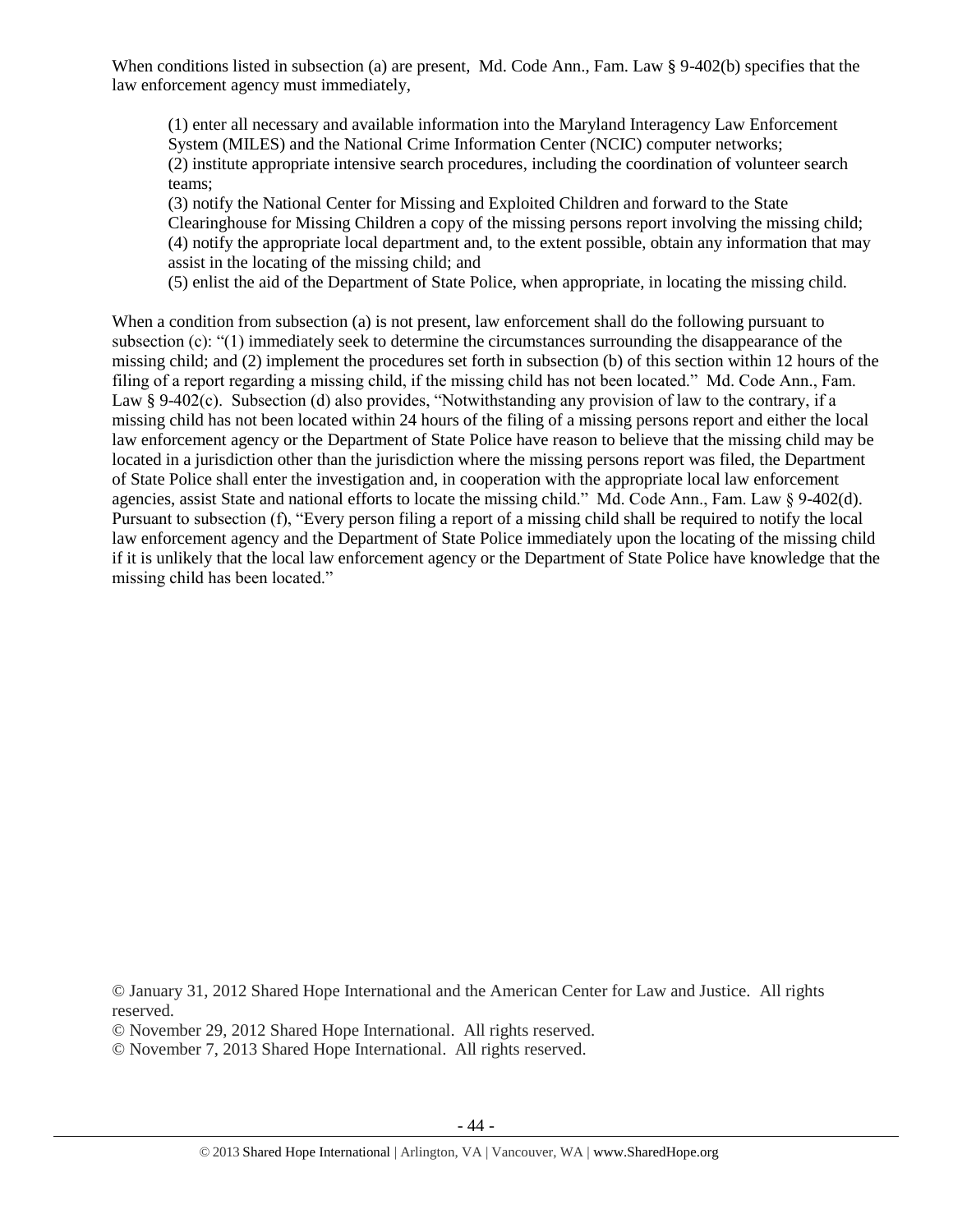When conditions listed in subsection (a) are present, Md. Code Ann., Fam. Law § 9-402(b) specifies that the law enforcement agency must immediately,

> (1) enter all necessary and available information into the Maryland Interagency Law Enforcement System (MILES) and the National Crime Information Center (NCIC) computer networks;
> (2) institute appropriate intensive search procedures, including the coordination of volunteer search teams;
> (3) notify the National Center for Missing and Exploited Children and forward to the State Clearinghouse for Missing Children a copy of the missing persons report involving the missing child;
> (4) notify the appropriate local department and, to the extent possible, obtain any information that may assist in the locating of the missing child; and
> (5) enlist the aid of the Department of State Police, when appropriate, in locating the missing child.

When a condition from subsection (a) is not present, law enforcement shall do the following pursuant to subsection (c): "(1) immediately seek to determine the circumstances surrounding the disappearance of the missing child; and (2) implement the procedures set forth in subsection (b) of this section within 12 hours of the filing of a report regarding a missing child, if the missing child has not been located." Md. Code Ann., Fam. Law § 9-402(c). Subsection (d) also provides, "Notwithstanding any provision of law to the contrary, if a missing child has not been located within 24 hours of the filing of a missing persons report and either the local law enforcement agency or the Department of State Police have reason to believe that the missing child may be located in a jurisdiction other than the jurisdiction where the missing persons report was filed, the Department of State Police shall enter the investigation and, in cooperation with the appropriate local law enforcement agencies, assist State and national efforts to locate the missing child." Md. Code Ann., Fam. Law § 9-402(d). Pursuant to subsection (f), "Every person filing a report of a missing child shall be required to notify the local law enforcement agency and the Department of State Police immediately upon the locating of the missing child if it is unlikely that the local law enforcement agency or the Department of State Police have knowledge that the missing child has been located."

© January 31, 2012 Shared Hope International and the American Center for Law and Justice. All rights reserved.
© November 29, 2012 Shared Hope International. All rights reserved.
© November 7, 2013 Shared Hope International. All rights reserved.